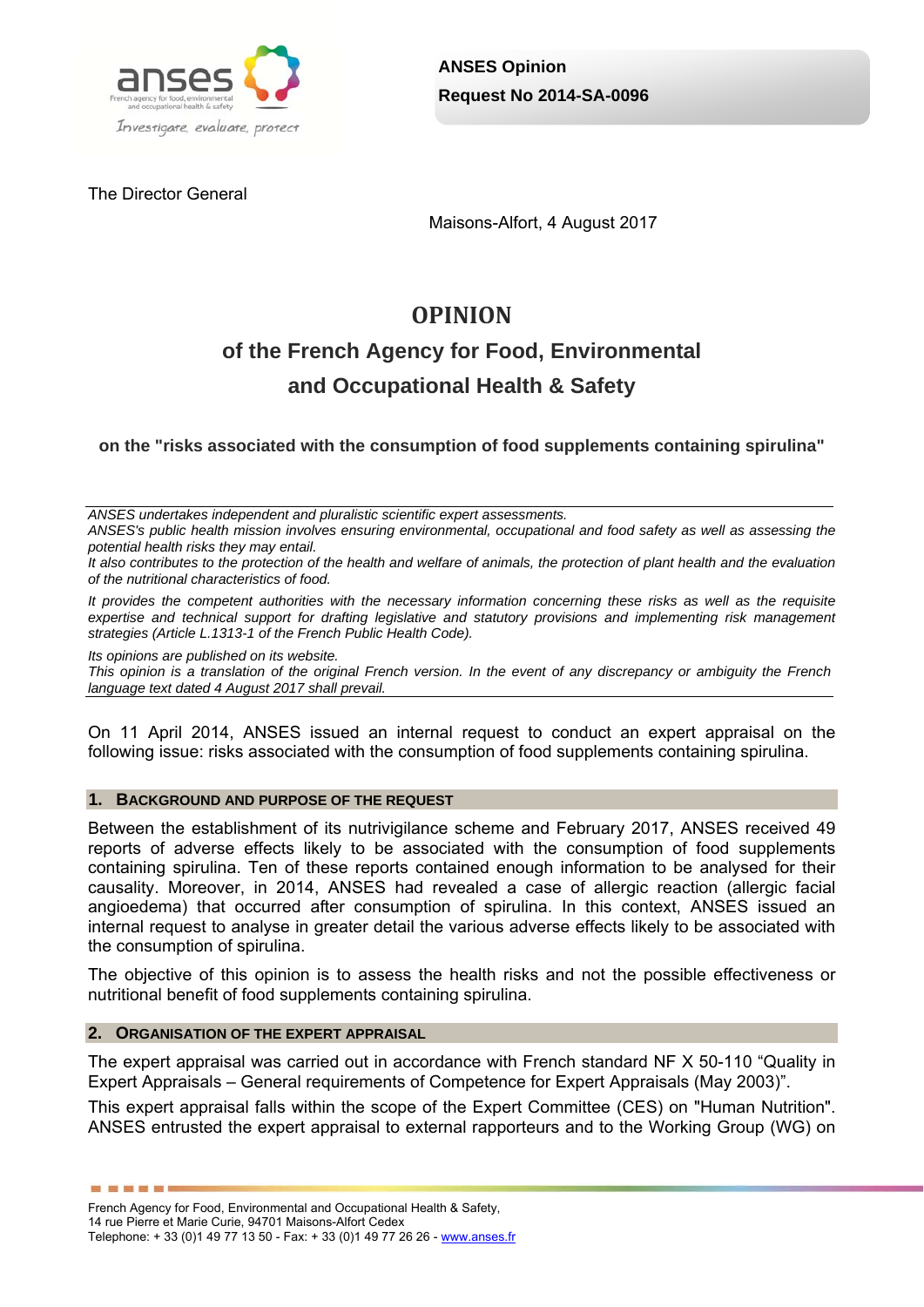**ANSES Opinion**
**Request No 2014-SA-0096**

The Director General

Maisons-Alfort, 4 August 2017

# OPINION

## of the French Agency for Food, Environmental and Occupational Health & Safety

### on the "risks associated with the consumption of food supplements containing spirulina"

*ANSES undertakes independent and pluralistic scientific expert assessments.*
*ANSES's public health mission involves ensuring environmental, occupational and food safety as well as assessing the potential health risks they may entail.*
*It also contributes to the protection of the health and welfare of animals, the protection of plant health and the evaluation of the nutritional characteristics of food.*

*It provides the competent authorities with the necessary information concerning these risks as well as the requisite expertise and technical support for drafting legislative and statutory provisions and implementing risk management strategies (Article L.1313-1 of the French Public Health Code).*

*Its opinions are published on its website.*
*This opinion is a translation of the original French version. In the event of any discrepancy or ambiguity the French language text dated 4 August 2017 shall prevail.*

On 11 April 2014, ANSES issued an internal request to conduct an expert appraisal on the following issue: risks associated with the consumption of food supplements containing spirulina.

## 1. BACKGROUND AND PURPOSE OF THE REQUEST

Between the establishment of its nutrivigilance scheme and February 2017, ANSES received 49 reports of adverse effects likely to be associated with the consumption of food supplements containing spirulina. Ten of these reports contained enough information to be analysed for their causality. Moreover, in 2014, ANSES had revealed a case of allergic reaction (allergic facial angioedema) that occurred after consumption of spirulina. In this context, ANSES issued an internal request to analyse in greater detail the various adverse effects likely to be associated with the consumption of spirulina.

The objective of this opinion is to assess the health risks and not the possible effectiveness or nutritional benefit of food supplements containing spirulina.

## 2. ORGANISATION OF THE EXPERT APPRAISAL

The expert appraisal was carried out in accordance with French standard NF X 50-110 "Quality in Expert Appraisals – General requirements of Competence for Expert Appraisals (May 2003)".

This expert appraisal falls within the scope of the Expert Committee (CES) on "Human Nutrition". ANSES entrusted the expert appraisal to external rapporteurs and to the Working Group (WG) on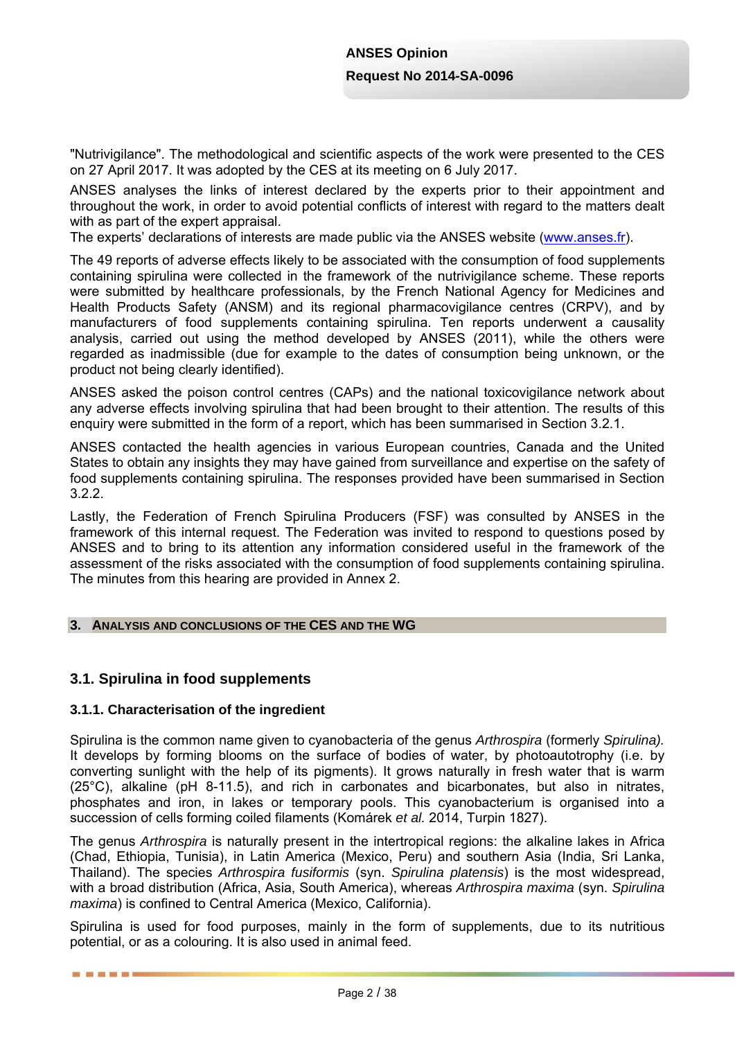"Nutrivigilance". The methodological and scientific aspects of the work were presented to the CES on 27 April 2017. It was adopted by the CES at its meeting on 6 July 2017.

ANSES analyses the links of interest declared by the experts prior to their appointment and throughout the work, in order to avoid potential conflicts of interest with regard to the matters dealt with as part of the expert appraisal.
The experts' declarations of interests are made public via the ANSES website (www.anses.fr).

The 49 reports of adverse effects likely to be associated with the consumption of food supplements containing spirulina were collected in the framework of the nutrivigilance scheme. These reports were submitted by healthcare professionals, by the French National Agency for Medicines and Health Products Safety (ANSM) and its regional pharmacovigilance centres (CRPV), and by manufacturers of food supplements containing spirulina. Ten reports underwent a causality analysis, carried out using the method developed by ANSES (2011), while the others were regarded as inadmissible (due for example to the dates of consumption being unknown, or the product not being clearly identified).

ANSES asked the poison control centres (CAPs) and the national toxicovigilance network about any adverse effects involving spirulina that had been brought to their attention. The results of this enquiry were submitted in the form of a report, which has been summarised in Section 3.2.1.

ANSES contacted the health agencies in various European countries, Canada and the United States to obtain any insights they may have gained from surveillance and expertise on the safety of food supplements containing spirulina. The responses provided have been summarised in Section 3.2.2.

Lastly, the Federation of French Spirulina Producers (FSF) was consulted by ANSES in the framework of this internal request. The Federation was invited to respond to questions posed by ANSES and to bring to its attention any information considered useful in the framework of the assessment of the risks associated with the consumption of food supplements containing spirulina. The minutes from this hearing are provided in Annex 2.

## 3. Analysis and conclusions of the CES and the WG

### 3.1. Spirulina in food supplements

#### 3.1.1. Characterisation of the ingredient

Spirulina is the common name given to cyanobacteria of the genus *Arthrospira* (formerly *Spirulina).* It develops by forming blooms on the surface of bodies of water, by photoautotrophy (i.e. by converting sunlight with the help of its pigments). It grows naturally in fresh water that is warm (25°C), alkaline (pH 8-11.5), and rich in carbonates and bicarbonates, but also in nitrates, phosphates and iron, in lakes or temporary pools. This cyanobacterium is organised into a succession of cells forming coiled filaments (Komárek *et al.* 2014, Turpin 1827).

The genus *Arthrospira* is naturally present in the intertropical regions: the alkaline lakes in Africa (Chad, Ethiopia, Tunisia), in Latin America (Mexico, Peru) and southern Asia (India, Sri Lanka, Thailand). The species *Arthrospira fusiformis* (syn. *Spirulina platensis*) is the most widespread, with a broad distribution (Africa, Asia, South America), whereas *Arthrospira maxima* (syn. *Spirulina maxima*) is confined to Central America (Mexico, California).

Spirulina is used for food purposes, mainly in the form of supplements, due to its nutritious potential, or as a colouring. It is also used in animal feed.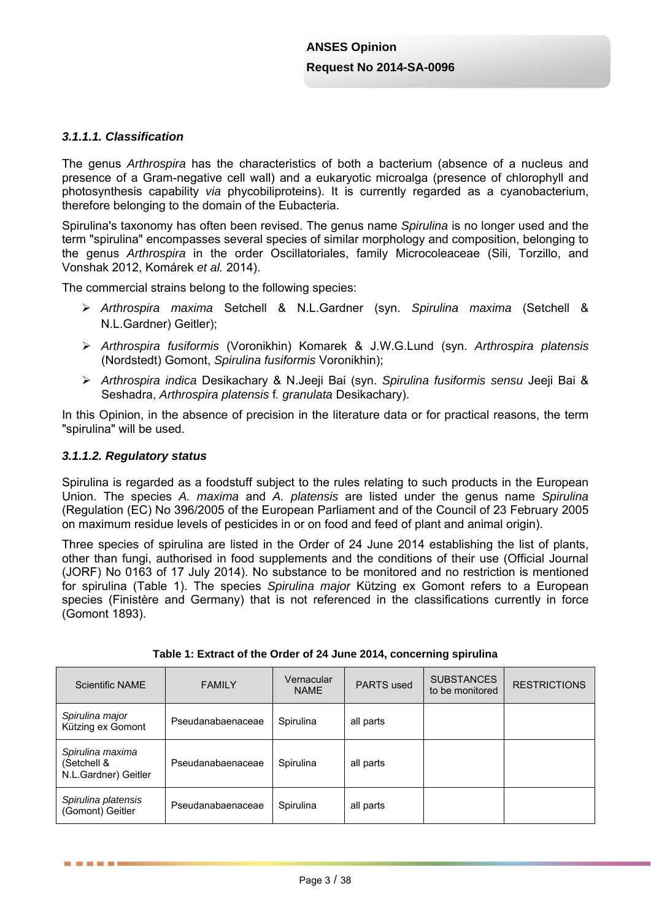### *3.1.1.1. Classification*

The genus *Arthrospira* has the characteristics of both a bacterium (absence of a nucleus and presence of a Gram-negative cell wall) and a eukaryotic microalga (presence of chlorophyll and photosynthesis capability *via* phycobiliproteins). It is currently regarded as a cyanobacterium, therefore belonging to the domain of the Eubacteria.

Spirulina's taxonomy has often been revised. The genus name *Spirulina* is no longer used and the term "spirulina" encompasses several species of similar morphology and composition, belonging to the genus *Arthrospira* in the order Oscillatoriales, family Microcoleaceae (Sili, Torzillo, and Vonshak 2012, Komárek *et al.* 2014).

The commercial strains belong to the following species:

- *Arthrospira maxima* Setchell & N.L.Gardner (syn. *Spirulina maxima* (Setchell & N.L.Gardner) Geitler);
- *Arthrospira fusiformis* (Voronikhin) Komarek & J.W.G.Lund (syn. *Arthrospira platensis* (Nordstedt) Gomont, *Spirulina fusiformis* Voronikhin);
- *Arthrospira indica* Desikachary & N.Jeeji Bai (syn. *Spirulina fusiformis sensu* Jeeji Bai & Seshadra, *Arthrospira platensis* f. *granulata* Desikachary).

In this Opinion, in the absence of precision in the literature data or for practical reasons, the term "spirulina" will be used.

### *3.1.1.2. Regulatory status*

Spirulina is regarded as a foodstuff subject to the rules relating to such products in the European Union. The species *A. maxima* and *A. platensis* are listed under the genus name *Spirulina* (Regulation (EC) No 396/2005 of the European Parliament and of the Council of 23 February 2005 on maximum residue levels of pesticides in or on food and feed of plant and animal origin).

Three species of spirulina are listed in the Order of 24 June 2014 establishing the list of plants, other than fungi, authorised in food supplements and the conditions of their use (Official Journal (JORF) No 0163 of 17 July 2014). No substance to be monitored and no restriction is mentioned for spirulina (Table 1). The species *Spirulina major* Kützing ex Gomont refers to a European species (Finistère and Germany) that is not referenced in the classifications currently in force (Gomont 1893).

**Table 1: Extract of the Order of 24 June 2014, concerning spirulina**

| Scientific NAME | FAMILY | Vernacular NAME | PARTS used | SUBSTANCES to be monitored | RESTRICTIONS |
|---|---|---|---|---|---|
| *Spirulina major* Kützing ex Gomont | Pseudanabaenaceae | Spirulina | all parts | | |
| *Spirulina maxima* (Setchell & N.L.Gardner) Geitler | Pseudanabaenaceae | Spirulina | all parts | | |
| *Spirulina platensis* (Gomont) Geitler | Pseudanabaenaceae | Spirulina | all parts | | |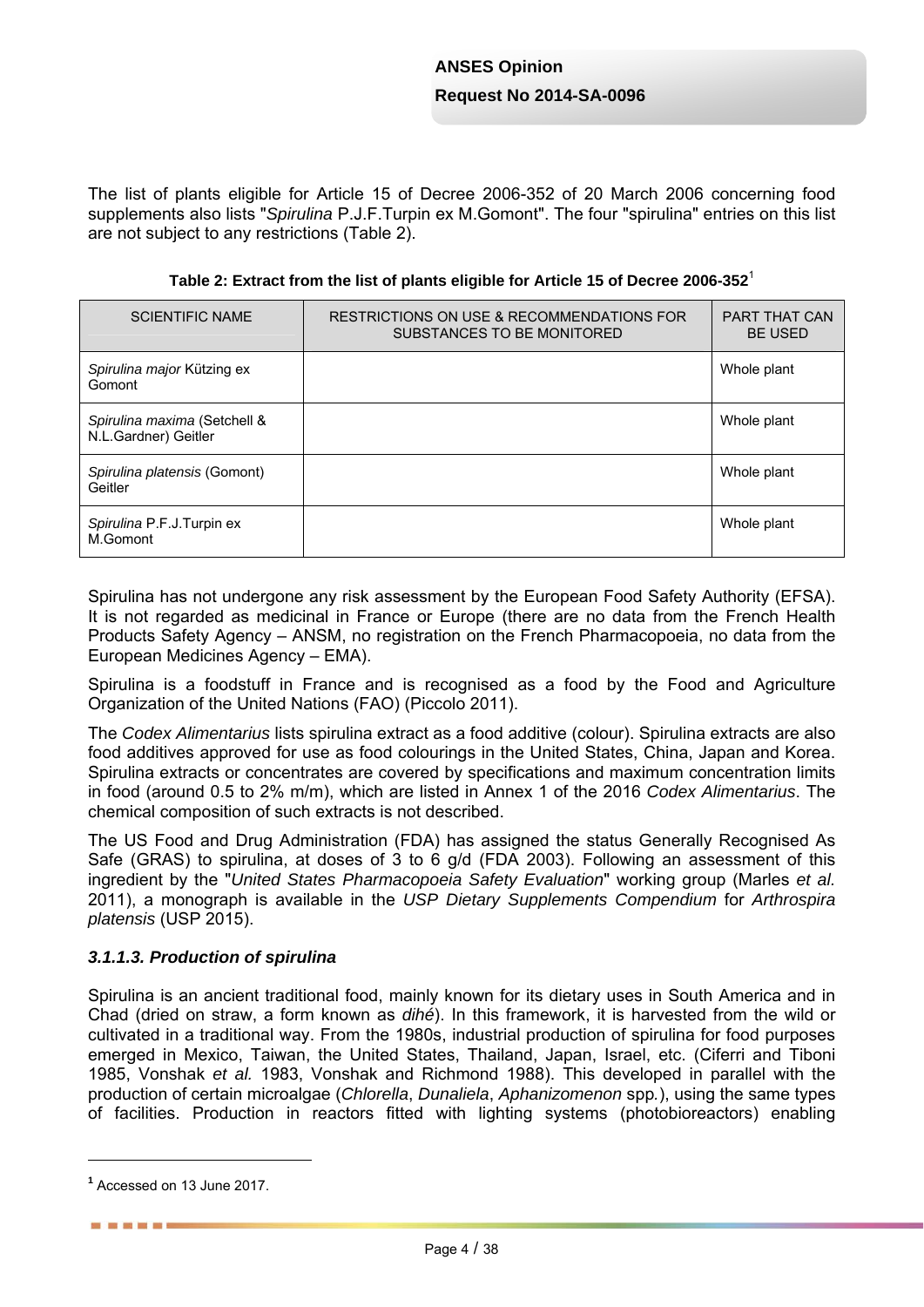The list of plants eligible for Article 15 of Decree 2006-352 of 20 March 2006 concerning food supplements also lists "*Spirulina* P.J.F.Turpin ex M.Gomont". The four "spirulina" entries on this list are not subject to any restrictions (Table 2).

**Table 2: Extract from the list of plants eligible for Article 15 of Decree 2006-352**[1]

| SCIENTIFIC NAME | RESTRICTIONS ON USE & RECOMMENDATIONS FOR SUBSTANCES TO BE MONITORED | PART THAT CAN BE USED |
|---|---|---|
| *Spirulina major* Kützing ex Gomont | | Whole plant |
| *Spirulina maxima* (Setchell & N.L.Gardner) Geitler | | Whole plant |
| *Spirulina platensis* (Gomont) Geitler | | Whole plant |
| *Spirulina* P.F.J.Turpin ex M.Gomont | | Whole plant |

Spirulina has not undergone any risk assessment by the European Food Safety Authority (EFSA). It is not regarded as medicinal in France or Europe (there are no data from the French Health Products Safety Agency – ANSM, no registration on the French Pharmacopoeia, no data from the European Medicines Agency – EMA).

Spirulina is a foodstuff in France and is recognised as a food by the Food and Agriculture Organization of the United Nations (FAO) (Piccolo 2011).

The *Codex Alimentarius* lists spirulina extract as a food additive (colour). Spirulina extracts are also food additives approved for use as food colourings in the United States, China, Japan and Korea. Spirulina extracts or concentrates are covered by specifications and maximum concentration limits in food (around 0.5 to 2% m/m), which are listed in Annex 1 of the 2016 *Codex Alimentarius*. The chemical composition of such extracts is not described.

The US Food and Drug Administration (FDA) has assigned the status Generally Recognised As Safe (GRAS) to spirulina, at doses of 3 to 6 g/d (FDA 2003). Following an assessment of this ingredient by the "*United States Pharmacopoeia Safety Evaluation*" working group (Marles *et al.* 2011), a monograph is available in the *USP Dietary Supplements Compendium* for *Arthrospira platensis* (USP 2015).

### *3.1.1.3. Production of spirulina*

Spirulina is an ancient traditional food, mainly known for its dietary uses in South America and in Chad (dried on straw, a form known as *dihé*). In this framework, it is harvested from the wild or cultivated in a traditional way. From the 1980s, industrial production of spirulina for food purposes emerged in Mexico, Taiwan, the United States, Thailand, Japan, Israel, etc. (Ciferri and Tiboni 1985, Vonshak *et al.* 1983, Vonshak and Richmond 1988). This developed in parallel with the production of certain microalgae (*Chlorella*, *Dunaliela*, *Aphanizomenon* spp.), using the same types of facilities. Production in reactors fitted with lighting systems (photobioreactors) enabling

[1] Accessed on 13 June 2017.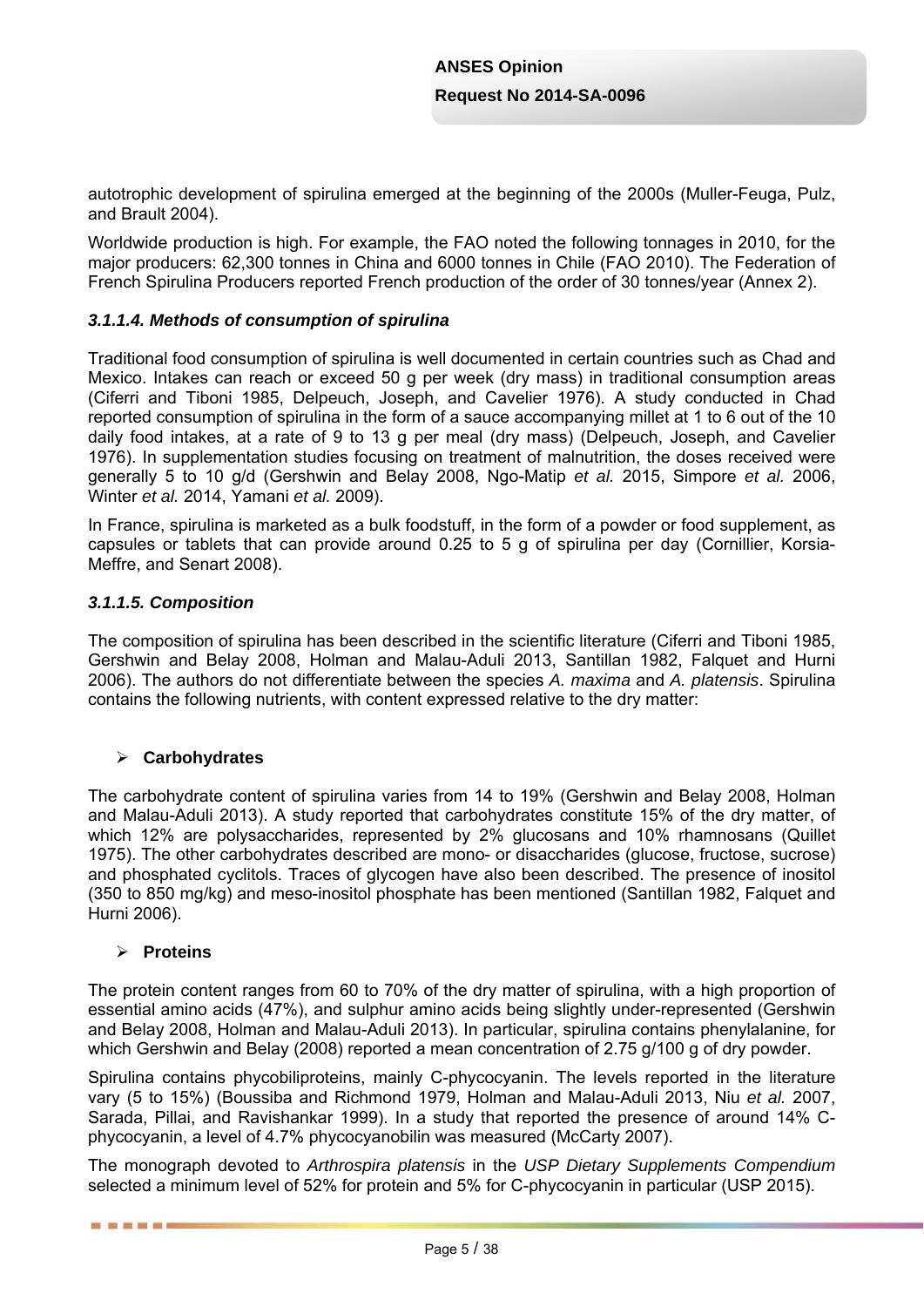autotrophic development of spirulina emerged at the beginning of the 2000s (Muller-Feuga, Pulz, and Brault 2004).

Worldwide production is high. For example, the FAO noted the following tonnages in 2010, for the major producers: 62,300 tonnes in China and 6000 tonnes in Chile (FAO 2010). The Federation of French Spirulina Producers reported French production of the order of 30 tonnes/year (Annex 2).

#### *3.1.1.4. Methods of consumption of spirulina*

Traditional food consumption of spirulina is well documented in certain countries such as Chad and Mexico. Intakes can reach or exceed 50 g per week (dry mass) in traditional consumption areas (Ciferri and Tiboni 1985, Delpeuch, Joseph, and Cavelier 1976). A study conducted in Chad reported consumption of spirulina in the form of a sauce accompanying millet at 1 to 6 out of the 10 daily food intakes, at a rate of 9 to 13 g per meal (dry mass) (Delpeuch, Joseph, and Cavelier 1976). In supplementation studies focusing on treatment of malnutrition, the doses received were generally 5 to 10 g/d (Gershwin and Belay 2008, Ngo-Matip *et al.* 2015, Simpore *et al.* 2006, Winter *et al.* 2014, Yamani *et al.* 2009).

In France, spirulina is marketed as a bulk foodstuff, in the form of a powder or food supplement, as capsules or tablets that can provide around 0.25 to 5 g of spirulina per day (Cornillier, Korsia-Meffre, and Senart 2008).

#### *3.1.1.5. Composition*

The composition of spirulina has been described in the scientific literature (Ciferri and Tiboni 1985, Gershwin and Belay 2008, Holman and Malau-Aduli 2013, Santillan 1982, Falquet and Hurni 2006). The authors do not differentiate between the species *A. maxima* and *A. platensis*. Spirulina contains the following nutrients, with content expressed relative to the dry matter:

- **Carbohydrates**

The carbohydrate content of spirulina varies from 14 to 19% (Gershwin and Belay 2008, Holman and Malau-Aduli 2013). A study reported that carbohydrates constitute 15% of the dry matter, of which 12% are polysaccharides, represented by 2% glucosans and 10% rhamnosans (Quillet 1975). The other carbohydrates described are mono- or disaccharides (glucose, fructose, sucrose) and phosphated cyclitols. Traces of glycogen have also been described. The presence of inositol (350 to 850 mg/kg) and meso-inositol phosphate has been mentioned (Santillan 1982, Falquet and Hurni 2006).

- **Proteins**

The protein content ranges from 60 to 70% of the dry matter of spirulina, with a high proportion of essential amino acids (47%), and sulphur amino acids being slightly under-represented (Gershwin and Belay 2008, Holman and Malau-Aduli 2013). In particular, spirulina contains phenylalanine, for which Gershwin and Belay (2008) reported a mean concentration of 2.75 g/100 g of dry powder.

Spirulina contains phycobiliproteins, mainly C-phycocyanin. The levels reported in the literature vary (5 to 15%) (Boussiba and Richmond 1979, Holman and Malau-Aduli 2013, Niu *et al.* 2007, Sarada, Pillai, and Ravishankar 1999). In a study that reported the presence of around 14% C-phycocyanin, a level of 4.7% phycocyanobilin was measured (McCarty 2007).

The monograph devoted to *Arthrospira platensis* in the *USP Dietary Supplements Compendium* selected a minimum level of 52% for protein and 5% for C-phycocyanin in particular (USP 2015).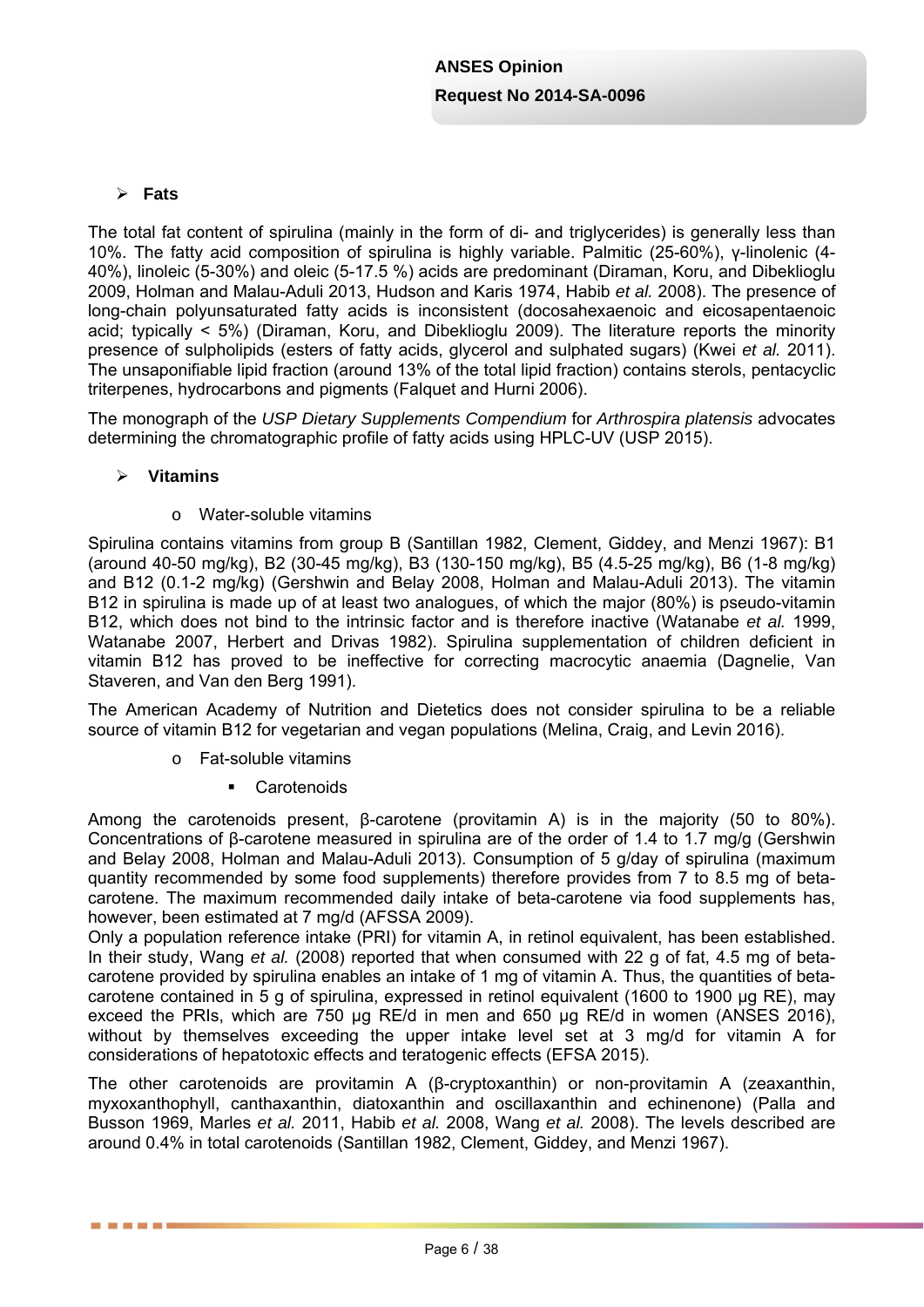- **Fats**

The total fat content of spirulina (mainly in the form of di- and triglycerides) is generally less than 10%. The fatty acid composition of spirulina is highly variable. Palmitic (25-60%), γ-linolenic (4-40%), linoleic (5-30%) and oleic (5-17.5 %) acids are predominant (Diraman, Koru, and Dibeklioglu 2009, Holman and Malau-Aduli 2013, Hudson and Karis 1974, Habib *et al.* 2008). The presence of long-chain polyunsaturated fatty acids is inconsistent (docosahexaenoic and eicosapentaenoic acid; typically < 5%) (Diraman, Koru, and Dibeklioglu 2009). The literature reports the minority presence of sulpholipids (esters of fatty acids, glycerol and sulphated sugars) (Kwei *et al.* 2011). The unsaponifiable lipid fraction (around 13% of the total lipid fraction) contains sterols, pentacyclic triterpenes, hydrocarbons and pigments (Falquet and Hurni 2006).

The monograph of the *USP Dietary Supplements Compendium* for *Arthrospira platensis* advocates determining the chromatographic profile of fatty acids using HPLC-UV (USP 2015).

- **Vitamins**

  - Water-soluble vitamins

Spirulina contains vitamins from group B (Santillan 1982, Clement, Giddey, and Menzi 1967): B1 (around 40-50 mg/kg), B2 (30-45 mg/kg), B3 (130-150 mg/kg), B5 (4.5-25 mg/kg), B6 (1-8 mg/kg) and B12 (0.1-2 mg/kg) (Gershwin and Belay 2008, Holman and Malau-Aduli 2013). The vitamin B12 in spirulina is made up of at least two analogues, of which the major (80%) is pseudo-vitamin B12, which does not bind to the intrinsic factor and is therefore inactive (Watanabe *et al.* 1999, Watanabe 2007, Herbert and Drivas 1982). Spirulina supplementation of children deficient in vitamin B12 has proved to be ineffective for correcting macrocytic anaemia (Dagnelie, Van Staveren, and Van den Berg 1991).

The American Academy of Nutrition and Dietetics does not consider spirulina to be a reliable source of vitamin B12 for vegetarian and vegan populations (Melina, Craig, and Levin 2016).

  - Fat-soluble vitamins

    - Carotenoids

Among the carotenoids present, β-carotene (provitamin A) is in the majority (50 to 80%). Concentrations of β-carotene measured in spirulina are of the order of 1.4 to 1.7 mg/g (Gershwin and Belay 2008, Holman and Malau-Aduli 2013). Consumption of 5 g/day of spirulina (maximum quantity recommended by some food supplements) therefore provides from 7 to 8.5 mg of beta-carotene. The maximum recommended daily intake of beta-carotene via food supplements has, however, been estimated at 7 mg/d (AFSSA 2009).

Only a population reference intake (PRI) for vitamin A, in retinol equivalent, has been established. In their study, Wang *et al.* (2008) reported that when consumed with 22 g of fat, 4.5 mg of beta-carotene provided by spirulina enables an intake of 1 mg of vitamin A. Thus, the quantities of beta-carotene contained in 5 g of spirulina, expressed in retinol equivalent (1600 to 1900 µg RE), may exceed the PRIs, which are 750 µg RE/d in men and 650 µg RE/d in women (ANSES 2016), without by themselves exceeding the upper intake level set at 3 mg/d for vitamin A for considerations of hepatotoxic effects and teratogenic effects (EFSA 2015).

The other carotenoids are provitamin A (β-cryptoxanthin) or non-provitamin A (zeaxanthin, myxoxanthophyll, canthaxanthin, diatoxanthin and oscillaxanthin and echinenone) (Palla and Busson 1969, Marles *et al.* 2011, Habib *et al.* 2008, Wang *et al.* 2008). The levels described are around 0.4% in total carotenoids (Santillan 1982, Clement, Giddey, and Menzi 1967).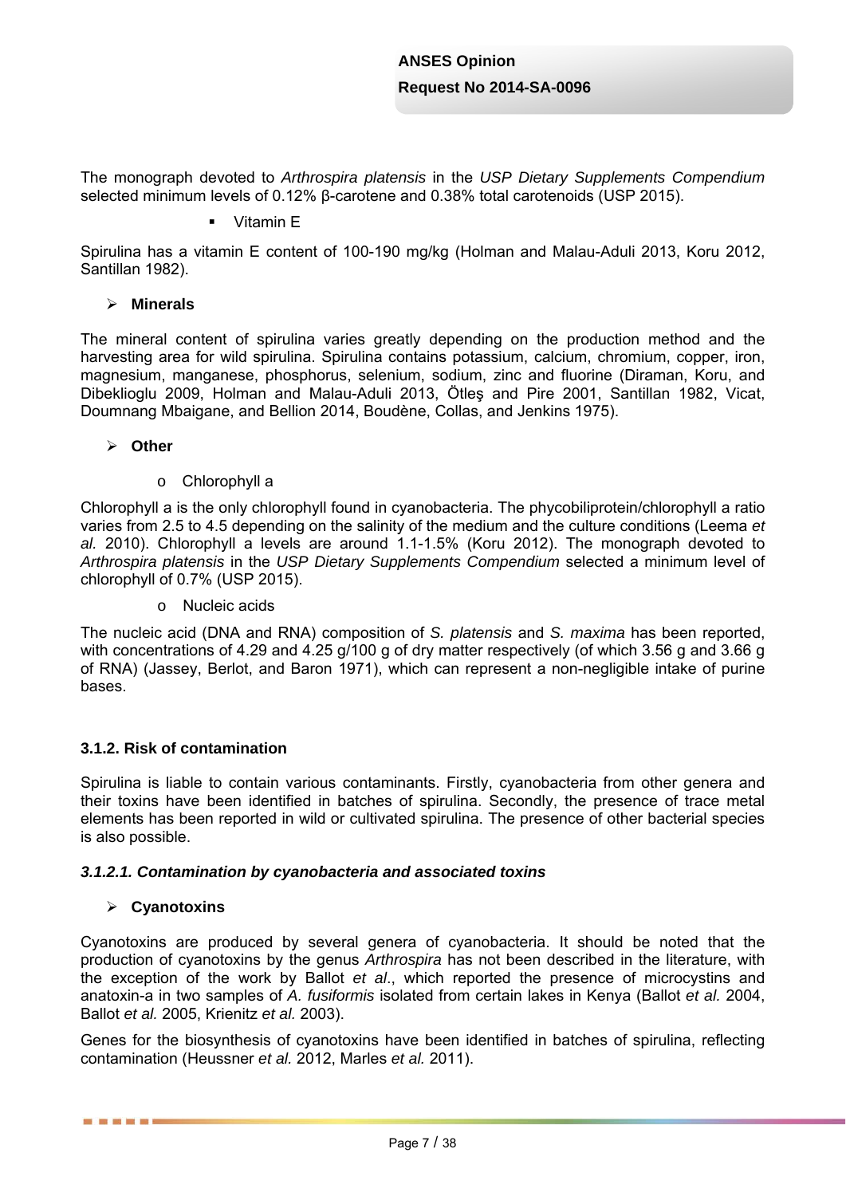The monograph devoted to *Arthrospira platensis* in the *USP Dietary Supplements Compendium* selected minimum levels of 0.12% β-carotene and 0.38% total carotenoids (USP 2015).

- Vitamin E

Spirulina has a vitamin E content of 100-190 mg/kg (Holman and Malau-Aduli 2013, Koru 2012, Santillan 1982).

- **Minerals**

The mineral content of spirulina varies greatly depending on the production method and the harvesting area for wild spirulina. Spirulina contains potassium, calcium, chromium, copper, iron, magnesium, manganese, phosphorus, selenium, sodium, zinc and fluorine (Diraman, Koru, and Dibeklioglu 2009, Holman and Malau-Aduli 2013, Ötleş and Pire 2001, Santillan 1982, Vicat, Doumnang Mbaigane, and Bellion 2014, Boudène, Collas, and Jenkins 1975).

- **Other**

  - Chlorophyll a

Chlorophyll a is the only chlorophyll found in cyanobacteria. The phycobiliprotein/chlorophyll a ratio varies from 2.5 to 4.5 depending on the salinity of the medium and the culture conditions (Leema *et al.* 2010). Chlorophyll a levels are around 1.1-1.5% (Koru 2012). The monograph devoted to *Arthrospira platensis* in the *USP Dietary Supplements Compendium* selected a minimum level of chlorophyll of 0.7% (USP 2015).

  - Nucleic acids

The nucleic acid (DNA and RNA) composition of *S. platensis* and *S. maxima* has been reported, with concentrations of 4.29 and 4.25 g/100 g of dry matter respectively (of which 3.56 g and 3.66 g of RNA) (Jassey, Berlot, and Baron 1971), which can represent a non-negligible intake of purine bases.

### 3.1.2. Risk of contamination

Spirulina is liable to contain various contaminants. Firstly, cyanobacteria from other genera and their toxins have been identified in batches of spirulina. Secondly, the presence of trace metal elements has been reported in wild or cultivated spirulina. The presence of other bacterial species is also possible.

#### *3.1.2.1. Contamination by cyanobacteria and associated toxins*

- **Cyanotoxins**

Cyanotoxins are produced by several genera of cyanobacteria. It should be noted that the production of cyanotoxins by the genus *Arthrospira* has not been described in the literature, with the exception of the work by Ballot *et al*., which reported the presence of microcystins and anatoxin-a in two samples of *A. fusiformis* isolated from certain lakes in Kenya (Ballot *et al.* 2004, Ballot *et al.* 2005, Krienitz *et al.* 2003).

Genes for the biosynthesis of cyanotoxins have been identified in batches of spirulina, reflecting contamination (Heussner *et al.* 2012, Marles *et al.* 2011).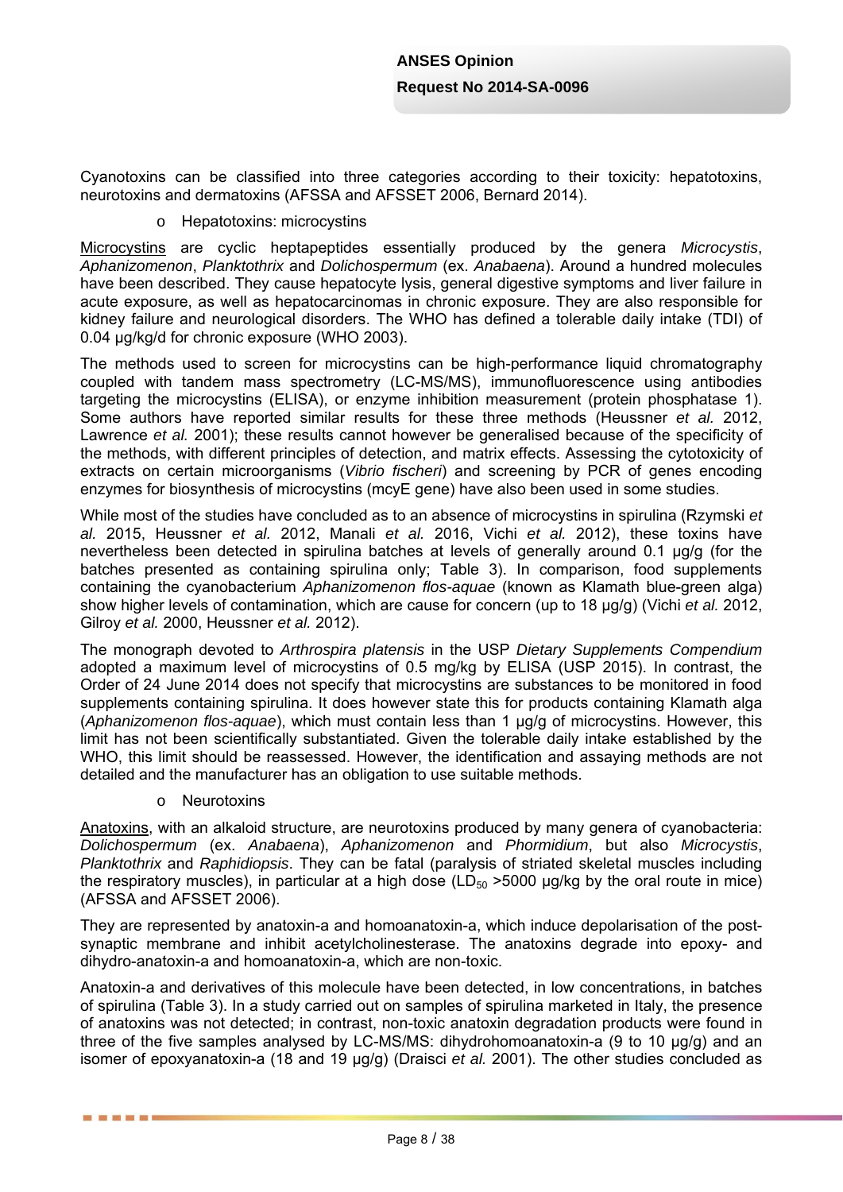Cyanotoxins can be classified into three categories according to their toxicity: hepatotoxins, neurotoxins and dermatoxins (AFSSA and AFSSET 2006, Bernard 2014).

- Hepatotoxins: microcystins

Microcystins are cyclic heptapeptides essentially produced by the genera *Microcystis*, *Aphanizomenon*, *Planktothrix* and *Dolichospermum* (ex. *Anabaena*). Around a hundred molecules have been described. They cause hepatocyte lysis, general digestive symptoms and liver failure in acute exposure, as well as hepatocarcinomas in chronic exposure. They are also responsible for kidney failure and neurological disorders. The WHO has defined a tolerable daily intake (TDI) of 0.04 µg/kg/d for chronic exposure (WHO 2003).

The methods used to screen for microcystins can be high-performance liquid chromatography coupled with tandem mass spectrometry (LC-MS/MS), immunofluorescence using antibodies targeting the microcystins (ELISA), or enzyme inhibition measurement (protein phosphatase 1). Some authors have reported similar results for these three methods (Heussner *et al.* 2012, Lawrence *et al.* 2001); these results cannot however be generalised because of the specificity of the methods, with different principles of detection, and matrix effects. Assessing the cytotoxicity of extracts on certain microorganisms (*Vibrio fischeri*) and screening by PCR of genes encoding enzymes for biosynthesis of microcystins (mcyE gene) have also been used in some studies.

While most of the studies have concluded as to an absence of microcystins in spirulina (Rzymski *et al.* 2015, Heussner *et al.* 2012, Manali *et al.* 2016, Vichi *et al.* 2012), these toxins have nevertheless been detected in spirulina batches at levels of generally around 0.1 µg/g (for the batches presented as containing spirulina only; Table 3). In comparison, food supplements containing the cyanobacterium *Aphanizomenon flos-aquae* (known as Klamath blue-green alga) show higher levels of contamination, which are cause for concern (up to 18 µg/g) (Vichi *et al.* 2012, Gilroy *et al.* 2000, Heussner *et al.* 2012).

The monograph devoted to *Arthrospira platensis* in the USP *Dietary Supplements Compendium* adopted a maximum level of microcystins of 0.5 mg/kg by ELISA (USP 2015). In contrast, the Order of 24 June 2014 does not specify that microcystins are substances to be monitored in food supplements containing spirulina. It does however state this for products containing Klamath alga (*Aphanizomenon flos-aquae*), which must contain less than 1 µg/g of microcystins. However, this limit has not been scientifically substantiated. Given the tolerable daily intake established by the WHO, this limit should be reassessed. However, the identification and assaying methods are not detailed and the manufacturer has an obligation to use suitable methods.

- Neurotoxins

Anatoxins, with an alkaloid structure, are neurotoxins produced by many genera of cyanobacteria: *Dolichospermum* (ex. *Anabaena*), *Aphanizomenon* and *Phormidium*, but also *Microcystis*, *Planktothrix* and *Raphidiopsis*. They can be fatal (paralysis of striated skeletal muscles including the respiratory muscles), in particular at a high dose ($LD_{50}$ >5000 µg/kg by the oral route in mice) (AFSSA and AFSSET 2006).

They are represented by anatoxin-a and homoanatoxin-a, which induce depolarisation of the post-synaptic membrane and inhibit acetylcholinesterase. The anatoxins degrade into epoxy- and dihydro-anatoxin-a and homoanatoxin-a, which are non-toxic.

Anatoxin-a and derivatives of this molecule have been detected, in low concentrations, in batches of spirulina (Table 3). In a study carried out on samples of spirulina marketed in Italy, the presence of anatoxins was not detected; in contrast, non-toxic anatoxin degradation products were found in three of the five samples analysed by LC-MS/MS: dihydrohomoanatoxin-a (9 to 10 µg/g) and an isomer of epoxyanatoxin-a (18 and 19 µg/g) (Draisci *et al.* 2001). The other studies concluded as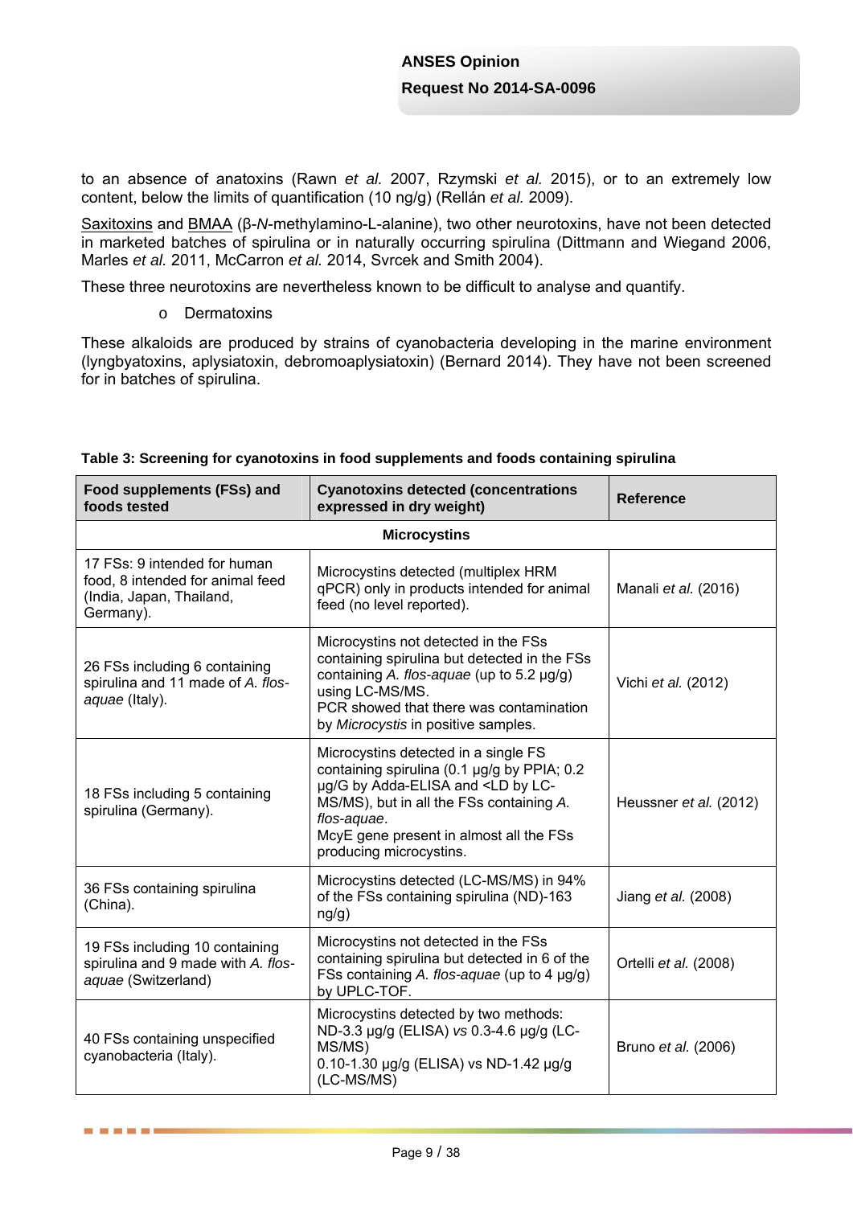to an absence of anatoxins (Rawn *et al.* 2007, Rzymski *et al.* 2015), or to an extremely low content, below the limits of quantification (10 ng/g) (Rellán *et al.* 2009).

Saxitoxins and BMAA (β-*N*-methylamino-L-alanine), two other neurotoxins, have not been detected in marketed batches of spirulina or in naturally occurring spirulina (Dittmann and Wiegand 2006, Marles *et al.* 2011, McCarron *et al.* 2014, Svrcek and Smith 2004).

These three neurotoxins are nevertheless known to be difficult to analyse and quantify.

- Dermatoxins

These alkaloids are produced by strains of cyanobacteria developing in the marine environment (lyngbyatoxins, aplysiatoxin, debromoaplysiatoxin) (Bernard 2014). They have not been screened for in batches of spirulina.

**Table 3: Screening for cyanotoxins in food supplements and foods containing spirulina**

| Food supplements (FSs) and foods tested | Cyanotoxins detected (concentrations expressed in dry weight) | Reference |
|---|---|---|
| **Microcystins** | | |
| 17 FSs: 9 intended for human food, 8 intended for animal feed (India, Japan, Thailand, Germany). | Microcystins detected (multiplex HRM qPCR) only in products intended for animal feed (no level reported). | Manali *et al.* (2016) |
| 26 FSs including 6 containing spirulina and 11 made of *A. flos-aquae* (Italy). | Microcystins not detected in the FSs containing spirulina but detected in the FSs containing *A. flos-aquae* (up to 5.2 µg/g) using LC-MS/MS. PCR showed that there was contamination by *Microcystis* in positive samples. | Vichi *et al.* (2012) |
| 18 FSs including 5 containing spirulina (Germany). | Microcystins detected in a single FS containing spirulina (0.1 µg/g by PPIA; 0.2 µg/G by Adda-ELISA and <LD by LC-MS/MS), but in all the FSs containing *A. flos-aquae*. McyE gene present in almost all the FSs producing microcystins. | Heussner *et al.* (2012) |
| 36 FSs containing spirulina (China). | Microcystins detected (LC-MS/MS) in 94% of the FSs containing spirulina (ND)-163 ng/g) | Jiang *et al.* (2008) |
| 19 FSs including 10 containing spirulina and 9 made with *A. flos-aquae* (Switzerland) | Microcystins not detected in the FSs containing spirulina but detected in 6 of the FSs containing *A. flos-aquae* (up to 4 µg/g) by UPLC-TOF. | Ortelli *et al.* (2008) |
| 40 FSs containing unspecified cyanobacteria (Italy). | Microcystins detected by two methods: ND-3.3 µg/g (ELISA) *vs* 0.3-4.6 µg/g (LC-MS/MS) 0.10-1.30 µg/g (ELISA) vs ND-1.42 µg/g (LC-MS/MS) | Bruno *et al.* (2006) |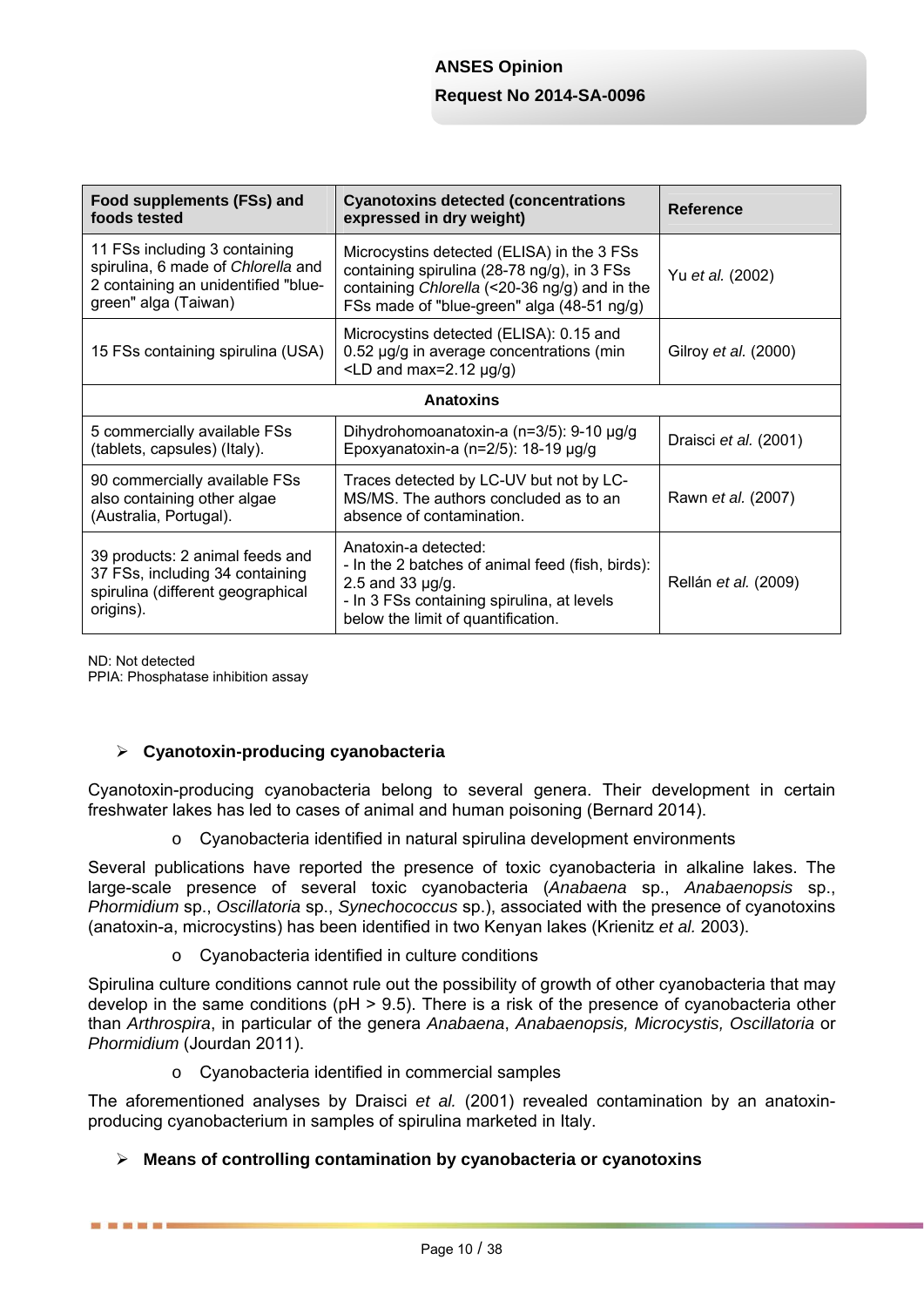| Food supplements (FSs) and foods tested | Cyanotoxins detected (concentrations expressed in dry weight) | Reference |
|---|---|---|
| 11 FSs including 3 containing spirulina, 6 made of *Chlorella* and 2 containing an unidentified "blue-green" alga (Taiwan) | Microcystins detected (ELISA) in the 3 FSs containing spirulina (28-78 ng/g), in 3 FSs containing *Chlorella* (<20-36 ng/g) and in the FSs made of "blue-green" alga (48-51 ng/g) | Yu *et al.* (2002) |
| 15 FSs containing spirulina (USA) | Microcystins detected (ELISA): 0.15 and 0.52 µg/g in average concentrations (min <LD and max=2.12 µg/g) | Gilroy *et al.* (2000) |
| **Anatoxins** | | |
| 5 commercially available FSs (tablets, capsules) (Italy). | Dihydrohomoanatoxin-a (n=3/5): 9-10 µg/g<br>Epoxyanatoxin-a (n=2/5): 18-19 µg/g | Draisci *et al.* (2001) |
| 90 commercially available FSs also containing other algae (Australia, Portugal). | Traces detected by LC-UV but not by LC-MS/MS. The authors concluded as to an absence of contamination. | Rawn *et al.* (2007) |
| 39 products: 2 animal feeds and 37 FSs, including 34 containing spirulina (different geographical origins). | Anatoxin-a detected:<br>- In the 2 batches of animal feed (fish, birds): 2.5 and 33 µg/g.<br>- In 3 FSs containing spirulina, at levels below the limit of quantification. | Rellán *et al.* (2009) |

ND: Not detected
PPIA: Phosphatase inhibition assay

- **Cyanotoxin-producing cyanobacteria**

Cyanotoxin-producing cyanobacteria belong to several genera. Their development in certain freshwater lakes has led to cases of animal and human poisoning (Bernard 2014).

- Cyanobacteria identified in natural spirulina development environments

Several publications have reported the presence of toxic cyanobacteria in alkaline lakes. The large-scale presence of several toxic cyanobacteria (*Anabaena* sp., *Anabaenopsis* sp., *Phormidium* sp., *Oscillatoria* sp., *Synechococcus* sp.), associated with the presence of cyanotoxins (anatoxin-a, microcystins) has been identified in two Kenyan lakes (Krienitz *et al.* 2003).

- Cyanobacteria identified in culture conditions

Spirulina culture conditions cannot rule out the possibility of growth of other cyanobacteria that may develop in the same conditions (pH > 9.5). There is a risk of the presence of cyanobacteria other than *Arthrospira*, in particular of the genera *Anabaena*, *Anabaenopsis, Microcystis, Oscillatoria* or *Phormidium* (Jourdan 2011).

- Cyanobacteria identified in commercial samples

The aforementioned analyses by Draisci *et al.* (2001) revealed contamination by an anatoxin-producing cyanobacterium in samples of spirulina marketed in Italy.

- **Means of controlling contamination by cyanobacteria or cyanotoxins**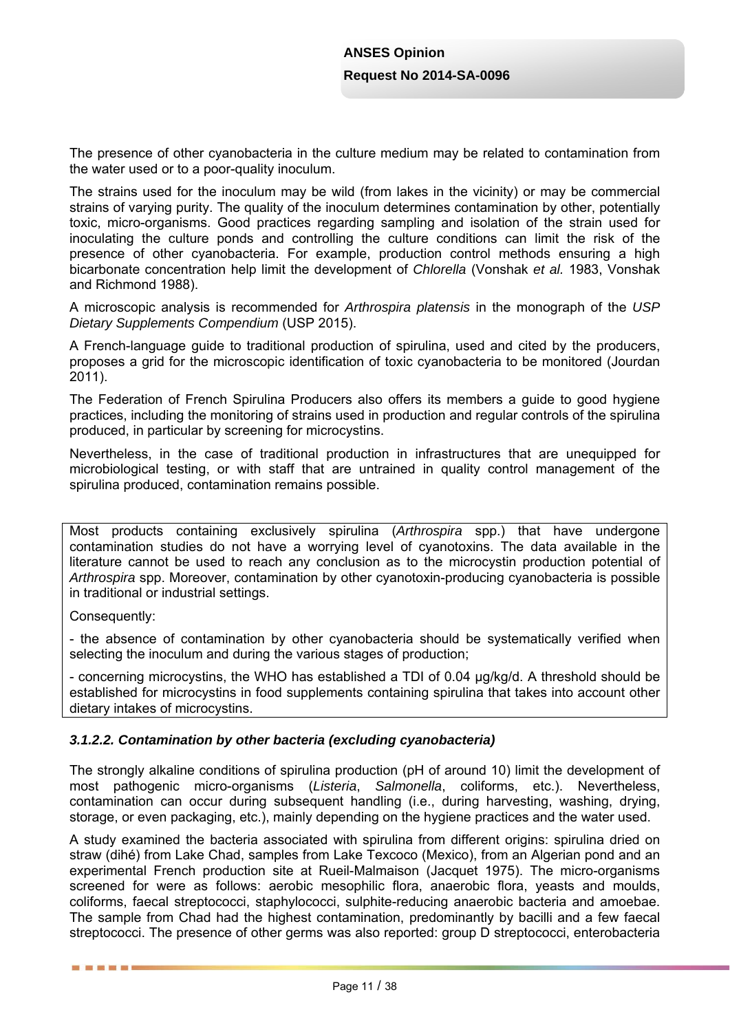The presence of other cyanobacteria in the culture medium may be related to contamination from the water used or to a poor-quality inoculum.

The strains used for the inoculum may be wild (from lakes in the vicinity) or may be commercial strains of varying purity. The quality of the inoculum determines contamination by other, potentially toxic, micro-organisms. Good practices regarding sampling and isolation of the strain used for inoculating the culture ponds and controlling the culture conditions can limit the risk of the presence of other cyanobacteria. For example, production control methods ensuring a high bicarbonate concentration help limit the development of *Chlorella* (Vonshak *et al.* 1983, Vonshak and Richmond 1988).

A microscopic analysis is recommended for *Arthrospira platensis* in the monograph of the *USP Dietary Supplements Compendium* (USP 2015).

A French-language guide to traditional production of spirulina, used and cited by the producers, proposes a grid for the microscopic identification of toxic cyanobacteria to be monitored (Jourdan 2011).

The Federation of French Spirulina Producers also offers its members a guide to good hygiene practices, including the monitoring of strains used in production and regular controls of the spirulina produced, in particular by screening for microcystins.

Nevertheless, in the case of traditional production in infrastructures that are unequipped for microbiological testing, or with staff that are untrained in quality control management of the spirulina produced, contamination remains possible.

> Most products containing exclusively spirulina (*Arthrospira* spp.) that have undergone contamination studies do not have a worrying level of cyanotoxins. The data available in the literature cannot be used to reach any conclusion as to the microcystin production potential of *Arthrospira* spp. Moreover, contamination by other cyanotoxin-producing cyanobacteria is possible in traditional or industrial settings.
>
> Consequently:
>
> - the absence of contamination by other cyanobacteria should be systematically verified when selecting the inoculum and during the various stages of production;
>
> - concerning microcystins, the WHO has established a TDI of 0.04 µg/kg/d. A threshold should be established for microcystins in food supplements containing spirulina that takes into account other dietary intakes of microcystins.

#### *3.1.2.2. Contamination by other bacteria (excluding cyanobacteria)*

The strongly alkaline conditions of spirulina production (pH of around 10) limit the development of most pathogenic micro-organisms (*Listeria*, *Salmonella*, coliforms, etc.). Nevertheless, contamination can occur during subsequent handling (i.e., during harvesting, washing, drying, storage, or even packaging, etc.), mainly depending on the hygiene practices and the water used.

A study examined the bacteria associated with spirulina from different origins: spirulina dried on straw (dihé) from Lake Chad, samples from Lake Texcoco (Mexico), from an Algerian pond and an experimental French production site at Rueil-Malmaison (Jacquet 1975). The micro-organisms screened for were as follows: aerobic mesophilic flora, anaerobic flora, yeasts and moulds, coliforms, faecal streptococci, staphylococci, sulphite-reducing anaerobic bacteria and amoebae. The sample from Chad had the highest contamination, predominantly by bacilli and a few faecal streptococci. The presence of other germs was also reported: group D streptococci, enterobacteria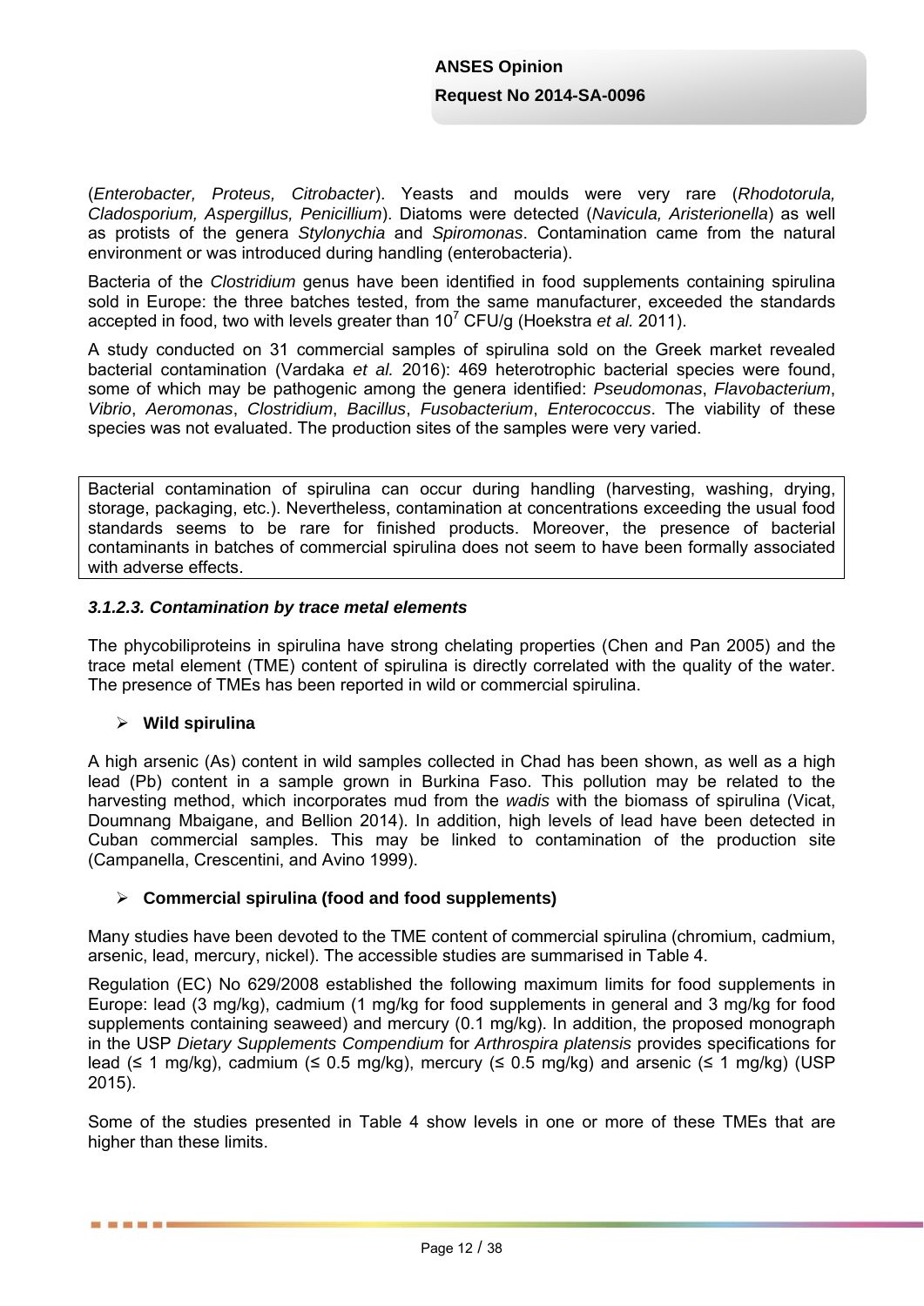(*Enterobacter, Proteus, Citrobacter*). Yeasts and moulds were very rare (*Rhodotorula, Cladosporium, Aspergillus, Penicillium*). Diatoms were detected (*Navicula, Aristerionella*) as well as protists of the genera *Stylonychia* and *Spiromonas*. Contamination came from the natural environment or was introduced during handling (enterobacteria).

Bacteria of the *Clostridium* genus have been identified in food supplements containing spirulina sold in Europe: the three batches tested, from the same manufacturer, exceeded the standards accepted in food, two with levels greater than $10^7$ CFU/g (Hoekstra *et al.* 2011).

A study conducted on 31 commercial samples of spirulina sold on the Greek market revealed bacterial contamination (Vardaka *et al.* 2016): 469 heterotrophic bacterial species were found, some of which may be pathogenic among the genera identified: *Pseudomonas*, *Flavobacterium*, *Vibrio*, *Aeromonas*, *Clostridium*, *Bacillus*, *Fusobacterium*, *Enterococcus*. The viability of these species was not evaluated. The production sites of the samples were very varied.

> Bacterial contamination of spirulina can occur during handling (harvesting, washing, drying, storage, packaging, etc.). Nevertheless, contamination at concentrations exceeding the usual food standards seems to be rare for finished products. Moreover, the presence of bacterial contaminants in batches of commercial spirulina does not seem to have been formally associated with adverse effects.

#### *3.1.2.3. Contamination by trace metal elements*

The phycobiliproteins in spirulina have strong chelating properties (Chen and Pan 2005) and the trace metal element (TME) content of spirulina is directly correlated with the quality of the water. The presence of TMEs has been reported in wild or commercial spirulina.

- **Wild spirulina**

A high arsenic (As) content in wild samples collected in Chad has been shown, as well as a high lead (Pb) content in a sample grown in Burkina Faso. This pollution may be related to the harvesting method, which incorporates mud from the *wadis* with the biomass of spirulina (Vicat, Doumnang Mbaigane, and Bellion 2014). In addition, high levels of lead have been detected in Cuban commercial samples. This may be linked to contamination of the production site (Campanella, Crescentini, and Avino 1999).

- **Commercial spirulina (food and food supplements)**

Many studies have been devoted to the TME content of commercial spirulina (chromium, cadmium, arsenic, lead, mercury, nickel). The accessible studies are summarised in Table 4.

Regulation (EC) No 629/2008 established the following maximum limits for food supplements in Europe: lead (3 mg/kg), cadmium (1 mg/kg for food supplements in general and 3 mg/kg for food supplements containing seaweed) and mercury (0.1 mg/kg). In addition, the proposed monograph in the USP *Dietary Supplements Compendium* for *Arthrospira platensis* provides specifications for lead (≤ 1 mg/kg), cadmium (≤ 0.5 mg/kg), mercury (≤ 0.5 mg/kg) and arsenic (≤ 1 mg/kg) (USP 2015).

Some of the studies presented in Table 4 show levels in one or more of these TMEs that are higher than these limits.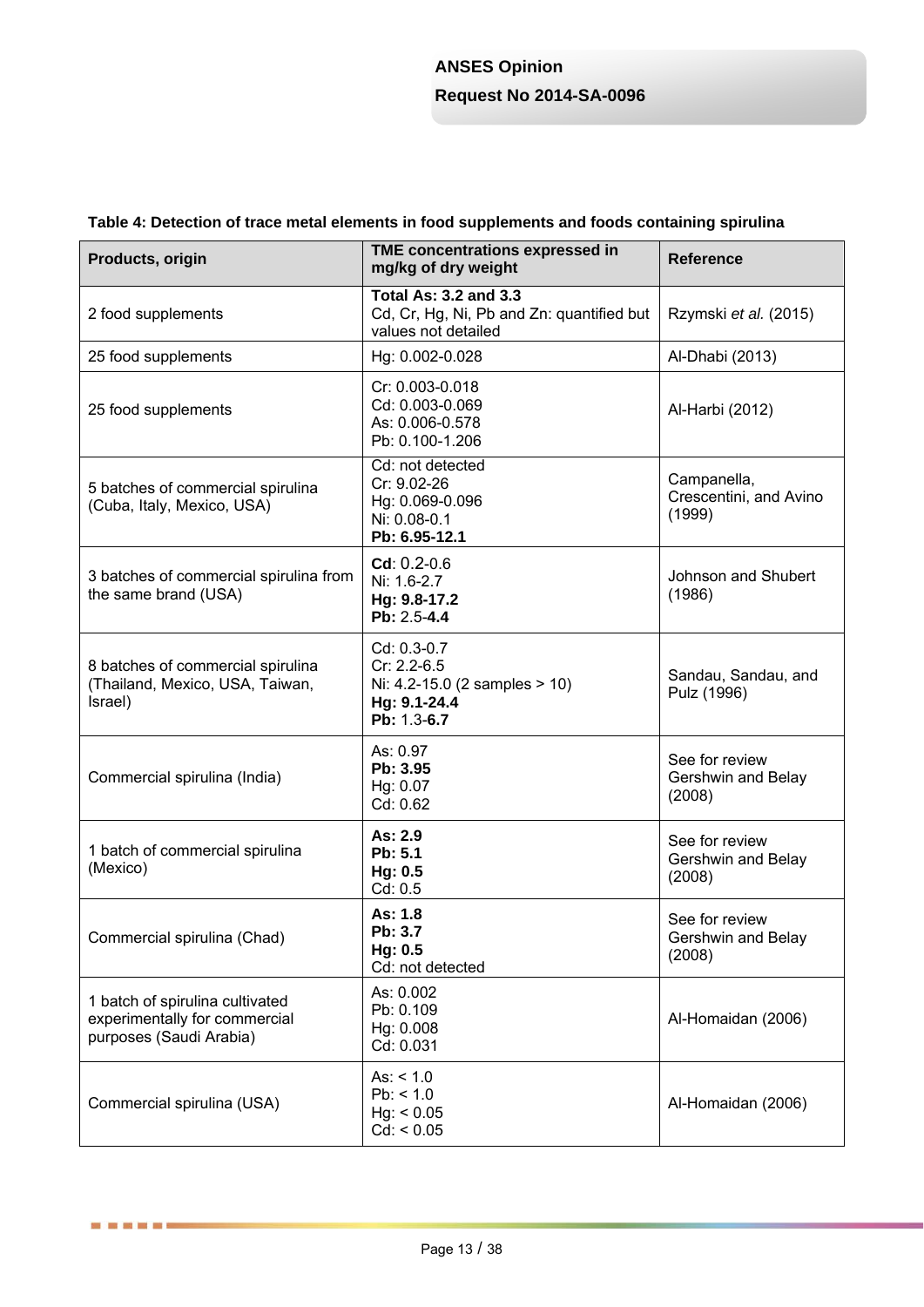**Table 4: Detection of trace metal elements in food supplements and foods containing spirulina**

| Products, origin | TME concentrations expressed in mg/kg of dry weight | Reference |
|---|---|---|
| 2 food supplements | **Total As: 3.2 and 3.3**<br>Cd, Cr, Hg, Ni, Pb and Zn: quantified but values not detailed | Rzymski *et al.* (2015) |
| 25 food supplements | Hg: 0.002-0.028 | Al-Dhabi (2013) |
| 25 food supplements | Cr: 0.003-0.018<br>Cd: 0.003-0.069<br>As: 0.006-0.578<br>Pb: 0.100-1.206 | Al-Harbi (2012) |
| 5 batches of commercial spirulina (Cuba, Italy, Mexico, USA) | Cd: not detected<br>Cr: 9.02-26<br>Hg: 0.069-0.096<br>Ni: 0.08-0.1<br>**Pb: 6.95-12.1** | Campanella, Crescentini, and Avino (1999) |
| 3 batches of commercial spirulina from the same brand (USA) | **Cd**: 0.2-0.6<br>Ni: 1.6-2.7<br>**Hg: 9.8-17.2**<br>**Pb:** 2.5-**4.4** | Johnson and Shubert (1986) |
| 8 batches of commercial spirulina (Thailand, Mexico, USA, Taiwan, Israel) | Cd: 0.3-0.7<br>Cr: 2.2-6.5<br>Ni: 4.2-15.0 (2 samples > 10)<br>**Hg: 9.1-24.4**<br>**Pb:** 1.3-**6.7** | Sandau, Sandau, and Pulz (1996) |
| Commercial spirulina (India) | As: 0.97<br>**Pb: 3.95**<br>Hg: 0.07<br>Cd: 0.62 | See for review Gershwin and Belay (2008) |
| 1 batch of commercial spirulina (Mexico) | **As: 2.9**<br>**Pb: 5.1**<br>**Hg: 0.5**<br>Cd: 0.5 | See for review Gershwin and Belay (2008) |
| Commercial spirulina (Chad) | **As: 1.8**<br>**Pb: 3.7**<br>**Hg: 0.5**<br>Cd: not detected | See for review Gershwin and Belay (2008) |
| 1 batch of spirulina cultivated experimentally for commercial purposes (Saudi Arabia) | As: 0.002<br>Pb: 0.109<br>Hg: 0.008<br>Cd: 0.031 | Al-Homaidan (2006) |
| Commercial spirulina (USA) | As: < 1.0<br>Pb: < 1.0<br>Hg: < 0.05<br>Cd: < 0.05 | Al-Homaidan (2006) |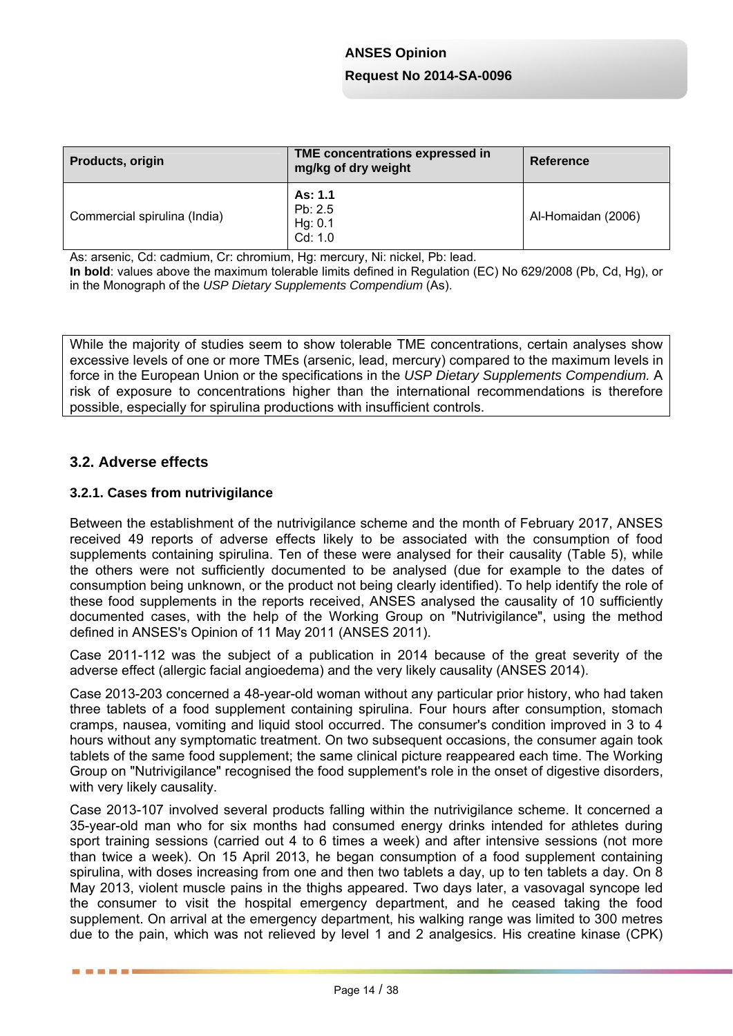| Products, origin | TME concentrations expressed in mg/kg of dry weight | Reference |
| --- | --- | --- |
| Commercial spirulina (India) | **As: 1.1**<br>Pb: 2.5<br>Hg: 0.1<br>Cd: 1.0 | Al-Homaidan (2006) |

As: arsenic, Cd: cadmium, Cr: chromium, Hg: mercury, Ni: nickel, Pb: lead.
**In bold**: values above the maximum tolerable limits defined in Regulation (EC) No 629/2008 (Pb, Cd, Hg), or in the Monograph of the *USP Dietary Supplements Compendium* (As).

While the majority of studies seem to show tolerable TME concentrations, certain analyses show excessive levels of one or more TMEs (arsenic, lead, mercury) compared to the maximum levels in force in the European Union or the specifications in the *USP Dietary Supplements Compendium.* A risk of exposure to concentrations higher than the international recommendations is therefore possible, especially for spirulina productions with insufficient controls.

## 3.2. Adverse effects

### 3.2.1. Cases from nutrivigilance

Between the establishment of the nutrivigilance scheme and the month of February 2017, ANSES received 49 reports of adverse effects likely to be associated with the consumption of food supplements containing spirulina. Ten of these were analysed for their causality (Table 5), while the others were not sufficiently documented to be analysed (due for example to the dates of consumption being unknown, or the product not being clearly identified). To help identify the role of these food supplements in the reports received, ANSES analysed the causality of 10 sufficiently documented cases, with the help of the Working Group on "Nutrivigilance", using the method defined in ANSES's Opinion of 11 May 2011 (ANSES 2011).

Case 2011-112 was the subject of a publication in 2014 because of the great severity of the adverse effect (allergic facial angioedema) and the very likely causality (ANSES 2014).

Case 2013-203 concerned a 48-year-old woman without any particular prior history, who had taken three tablets of a food supplement containing spirulina. Four hours after consumption, stomach cramps, nausea, vomiting and liquid stool occurred. The consumer's condition improved in 3 to 4 hours without any symptomatic treatment. On two subsequent occasions, the consumer again took tablets of the same food supplement; the same clinical picture reappeared each time. The Working Group on "Nutrivigilance" recognised the food supplement's role in the onset of digestive disorders, with very likely causality.

Case 2013-107 involved several products falling within the nutrivigilance scheme. It concerned a 35-year-old man who for six months had consumed energy drinks intended for athletes during sport training sessions (carried out 4 to 6 times a week) and after intensive sessions (not more than twice a week). On 15 April 2013, he began consumption of a food supplement containing spirulina, with doses increasing from one and then two tablets a day, up to ten tablets a day. On 8 May 2013, violent muscle pains in the thighs appeared. Two days later, a vasovagal syncope led the consumer to visit the hospital emergency department, and he ceased taking the food supplement. On arrival at the emergency department, his walking range was limited to 300 metres due to the pain, which was not relieved by level 1 and 2 analgesics. His creatine kinase (CPK)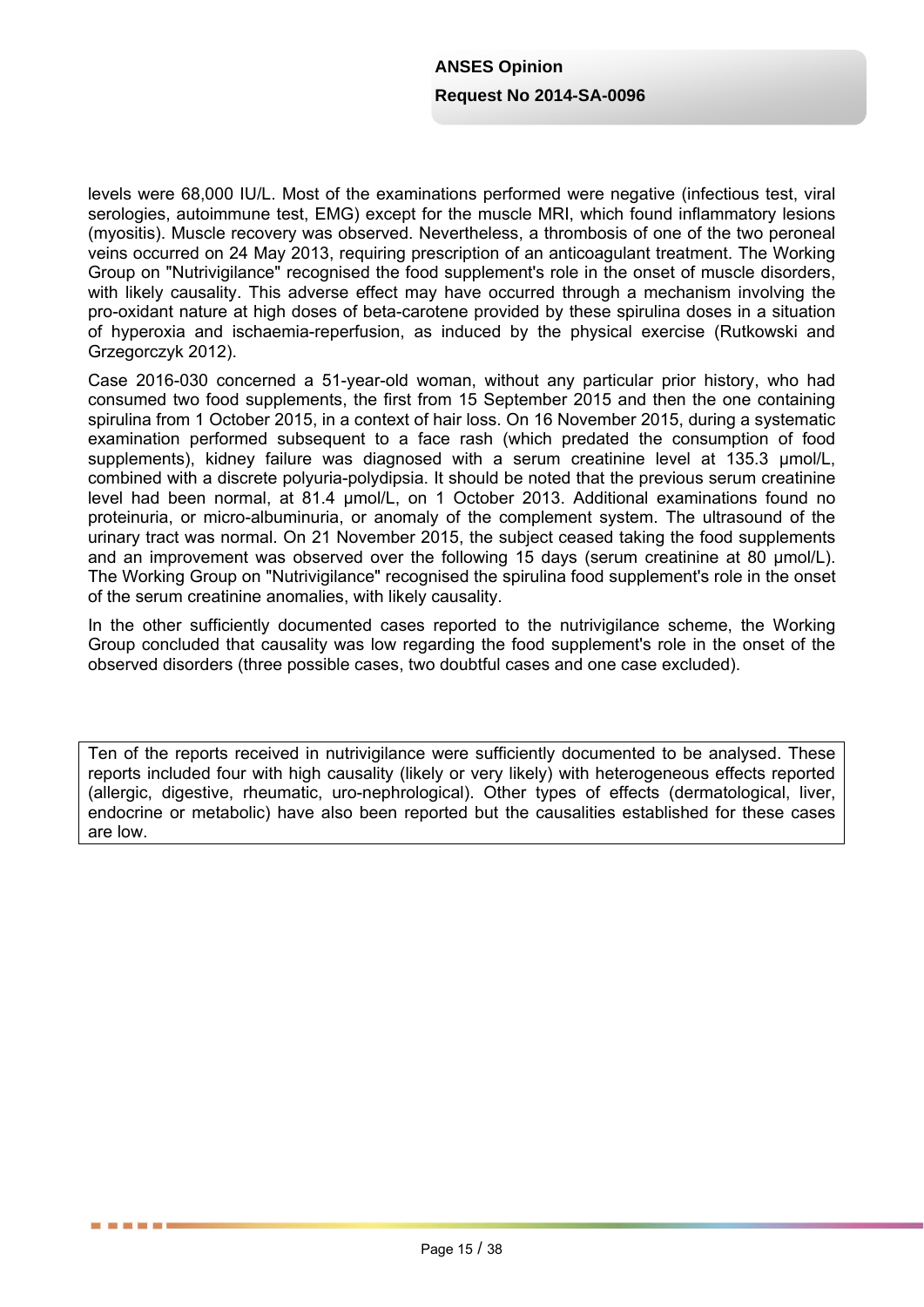levels were 68,000 IU/L. Most of the examinations performed were negative (infectious test, viral serologies, autoimmune test, EMG) except for the muscle MRI, which found inflammatory lesions (myositis). Muscle recovery was observed. Nevertheless, a thrombosis of one of the two peroneal veins occurred on 24 May 2013, requiring prescription of an anticoagulant treatment. The Working Group on "Nutrivigilance" recognised the food supplement's role in the onset of muscle disorders, with likely causality. This adverse effect may have occurred through a mechanism involving the pro-oxidant nature at high doses of beta-carotene provided by these spirulina doses in a situation of hyperoxia and ischaemia-reperfusion, as induced by the physical exercise (Rutkowski and Grzegorczyk 2012).

Case 2016-030 concerned a 51-year-old woman, without any particular prior history, who had consumed two food supplements, the first from 15 September 2015 and then the one containing spirulina from 1 October 2015, in a context of hair loss. On 16 November 2015, during a systematic examination performed subsequent to a face rash (which predated the consumption of food supplements), kidney failure was diagnosed with a serum creatinine level at 135.3 µmol/L, combined with a discrete polyuria-polydipsia. It should be noted that the previous serum creatinine level had been normal, at 81.4 µmol/L, on 1 October 2013. Additional examinations found no proteinuria, or micro-albuminuria, or anomaly of the complement system. The ultrasound of the urinary tract was normal. On 21 November 2015, the subject ceased taking the food supplements and an improvement was observed over the following 15 days (serum creatinine at 80 µmol/L). The Working Group on "Nutrivigilance" recognised the spirulina food supplement's role in the onset of the serum creatinine anomalies, with likely causality.

In the other sufficiently documented cases reported to the nutrivigilance scheme, the Working Group concluded that causality was low regarding the food supplement's role in the onset of the observed disorders (three possible cases, two doubtful cases and one case excluded).

Ten of the reports received in nutrivigilance were sufficiently documented to be analysed. These reports included four with high causality (likely or very likely) with heterogeneous effects reported (allergic, digestive, rheumatic, uro-nephrological). Other types of effects (dermatological, liver, endocrine or metabolic) have also been reported but the causalities established for these cases are low.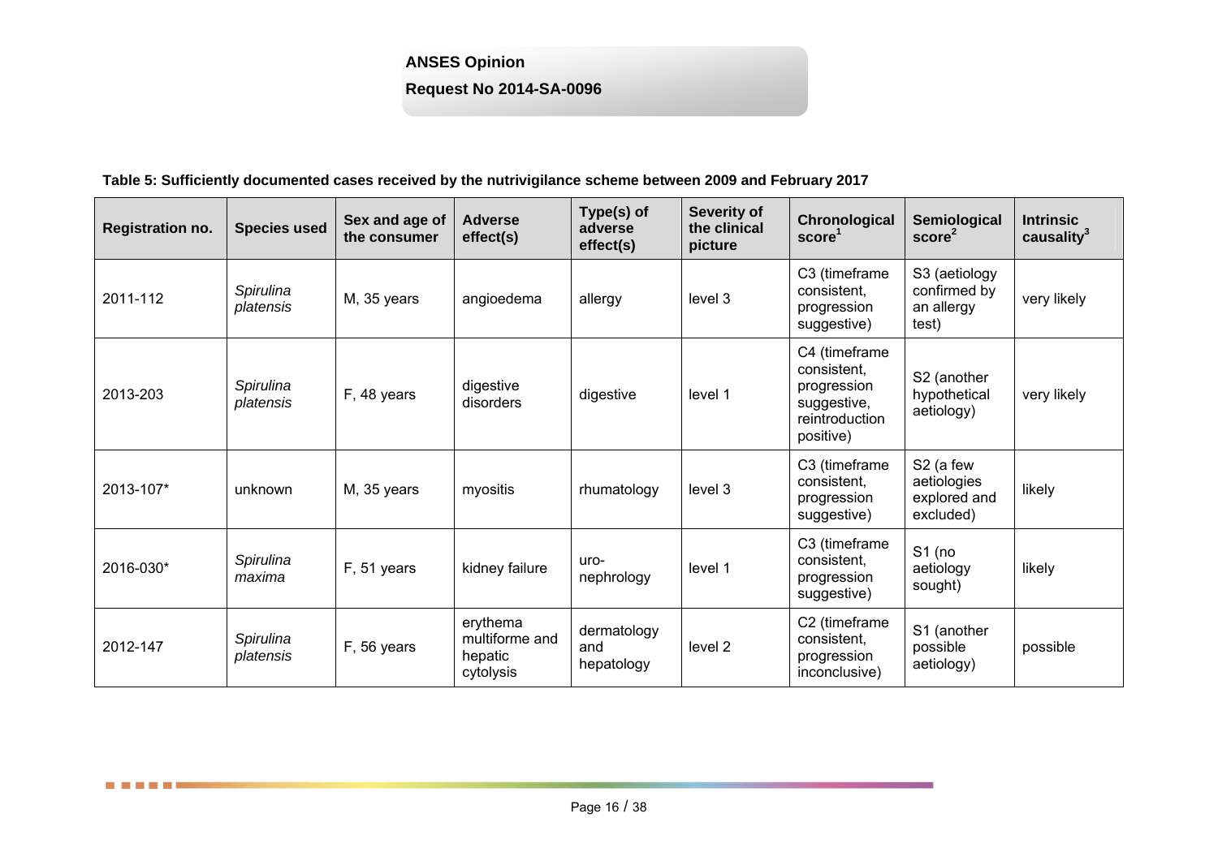**Table 5: Sufficiently documented cases received by the nutrivigilance scheme between 2009 and February 2017**

| Registration no. | Species used | Sex and age of the consumer | Adverse effect(s) | Type(s) of adverse effect(s) | Severity of the clinical picture | Chronological score[1] | Semiological score[2] | Intrinsic causality[3] |
|---|---|---|---|---|---|---|---|---|
| 2011-112 | *Spirulina platensis* | M, 35 years | angioedema | allergy | level 3 | C3 (timeframe consistent, progression suggestive) | S3 (aetiology confirmed by an allergy test) | very likely |
| 2013-203 | *Spirulina platensis* | F, 48 years | digestive disorders | digestive | level 1 | C4 (timeframe consistent, progression suggestive, reintroduction positive) | S2 (another hypothetical aetiology) | very likely |
| 2013-107* | unknown | M, 35 years | myositis | rhumatology | level 3 | C3 (timeframe consistent, progression suggestive) | S2 (a few aetiologies explored and excluded) | likely |
| 2016-030* | *Spirulina maxima* | F, 51 years | kidney failure | uro-nephrology | level 1 | C3 (timeframe consistent, progression suggestive) | S1 (no aetiology sought) | likely |
| 2012-147 | *Spirulina platensis* | F, 56 years | erythema multiforme and hepatic cytolysis | dermatology and hepatology | level 2 | C2 (timeframe consistent, progression inconclusive) | S1 (another possible aetiology) | possible |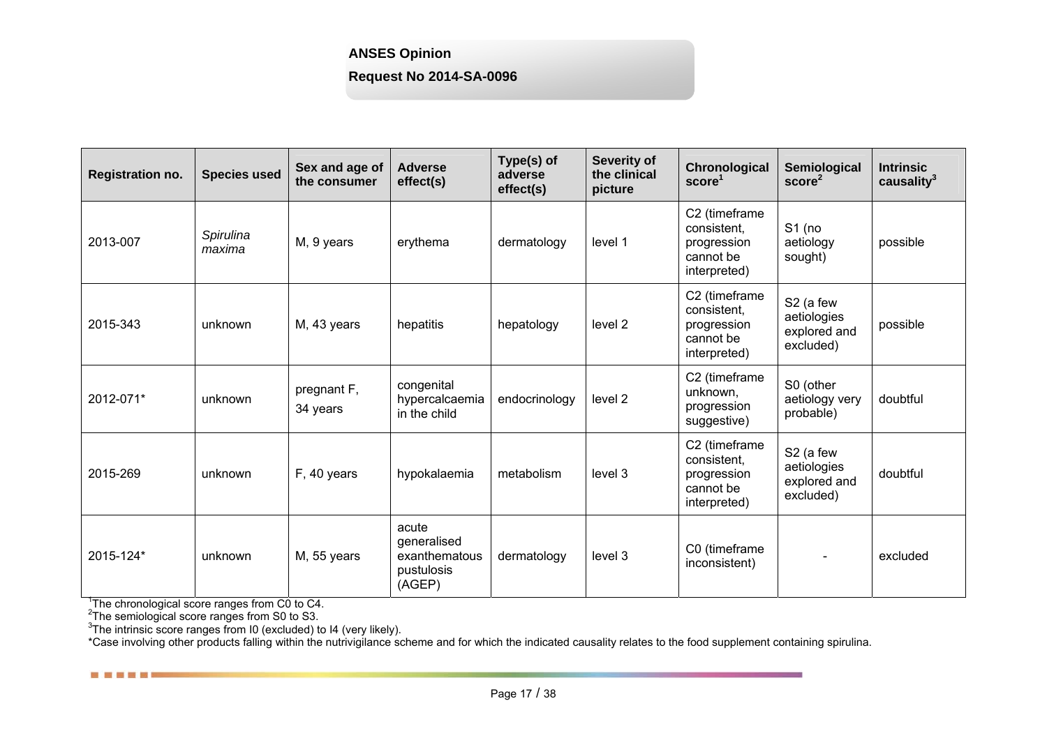| Registration no. | Species used | Sex and age of the consumer | Adverse effect(s) | Type(s) of adverse effect(s) | Severity of the clinical picture | Chronological score[1] | Semiological score[2] | Intrinsic causality[3] |
|---|---|---|---|---|---|---|---|---|
| 2013-007 | *Spirulina maxima* | M, 9 years | erythema | dermatology | level 1 | C2 (timeframe consistent, progression cannot be interpreted) | S1 (no aetiology sought) | possible |
| 2015-343 | unknown | M, 43 years | hepatitis | hepatology | level 2 | C2 (timeframe consistent, progression cannot be interpreted) | S2 (a few aetiologies explored and excluded) | possible |
| 2012-071* | unknown | pregnant F, 34 years | congenital hypercalcaemia in the child | endocrinology | level 2 | C2 (timeframe unknown, progression suggestive) | S0 (other aetiology very probable) | doubtful |
| 2015-269 | unknown | F, 40 years | hypokalaemia | metabolism | level 3 | C2 (timeframe consistent, progression cannot be interpreted) | S2 (a few aetiologies explored and excluded) | doubtful |
| 2015-124* | unknown | M, 55 years | acute generalised exanthematous pustulosis (AGEP) | dermatology | level 3 | C0 (timeframe inconsistent) | - | excluded |

[1]The chronological score ranges from C0 to C4.
[2]The semiological score ranges from S0 to S3.
[3]The intrinsic score ranges from I0 (excluded) to I4 (very likely).
*Case involving other products falling within the nutrivigilance scheme and for which the indicated causality relates to the food supplement containing spirulina.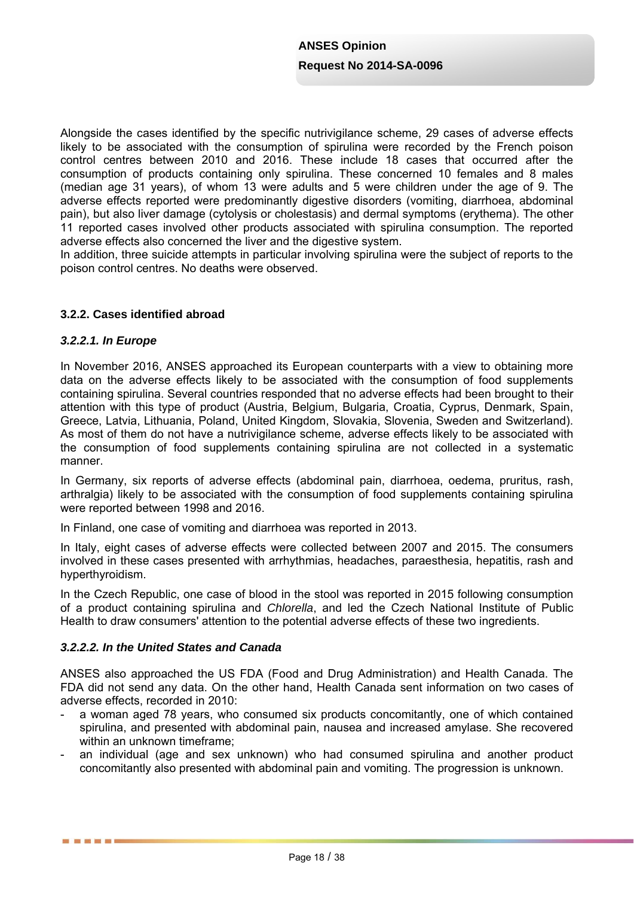Alongside the cases identified by the specific nutrivigilance scheme, 29 cases of adverse effects likely to be associated with the consumption of spirulina were recorded by the French poison control centres between 2010 and 2016. These include 18 cases that occurred after the consumption of products containing only spirulina. These concerned 10 females and 8 males (median age 31 years), of whom 13 were adults and 5 were children under the age of 9. The adverse effects reported were predominantly digestive disorders (vomiting, diarrhoea, abdominal pain), but also liver damage (cytolysis or cholestasis) and dermal symptoms (erythema). The other 11 reported cases involved other products associated with spirulina consumption. The reported adverse effects also concerned the liver and the digestive system.
In addition, three suicide attempts in particular involving spirulina were the subject of reports to the poison control centres. No deaths were observed.

### 3.2.2. Cases identified abroad

#### *3.2.2.1. In Europe*

In November 2016, ANSES approached its European counterparts with a view to obtaining more data on the adverse effects likely to be associated with the consumption of food supplements containing spirulina. Several countries responded that no adverse effects had been brought to their attention with this type of product (Austria, Belgium, Bulgaria, Croatia, Cyprus, Denmark, Spain, Greece, Latvia, Lithuania, Poland, United Kingdom, Slovakia, Slovenia, Sweden and Switzerland). As most of them do not have a nutrivigilance scheme, adverse effects likely to be associated with the consumption of food supplements containing spirulina are not collected in a systematic manner.

In Germany, six reports of adverse effects (abdominal pain, diarrhoea, oedema, pruritus, rash, arthralgia) likely to be associated with the consumption of food supplements containing spirulina were reported between 1998 and 2016.

In Finland, one case of vomiting and diarrhoea was reported in 2013.

In Italy, eight cases of adverse effects were collected between 2007 and 2015. The consumers involved in these cases presented with arrhythmias, headaches, paraesthesia, hepatitis, rash and hyperthyroidism.

In the Czech Republic, one case of blood in the stool was reported in 2015 following consumption of a product containing spirulina and *Chlorella*, and led the Czech National Institute of Public Health to draw consumers' attention to the potential adverse effects of these two ingredients.

#### *3.2.2.2. In the United States and Canada*

ANSES also approached the US FDA (Food and Drug Administration) and Health Canada. The FDA did not send any data. On the other hand, Health Canada sent information on two cases of adverse effects, recorded in 2010:

- a woman aged 78 years, who consumed six products concomitantly, one of which contained spirulina, and presented with abdominal pain, nausea and increased amylase. She recovered within an unknown timeframe;
- an individual (age and sex unknown) who had consumed spirulina and another product concomitantly also presented with abdominal pain and vomiting. The progression is unknown.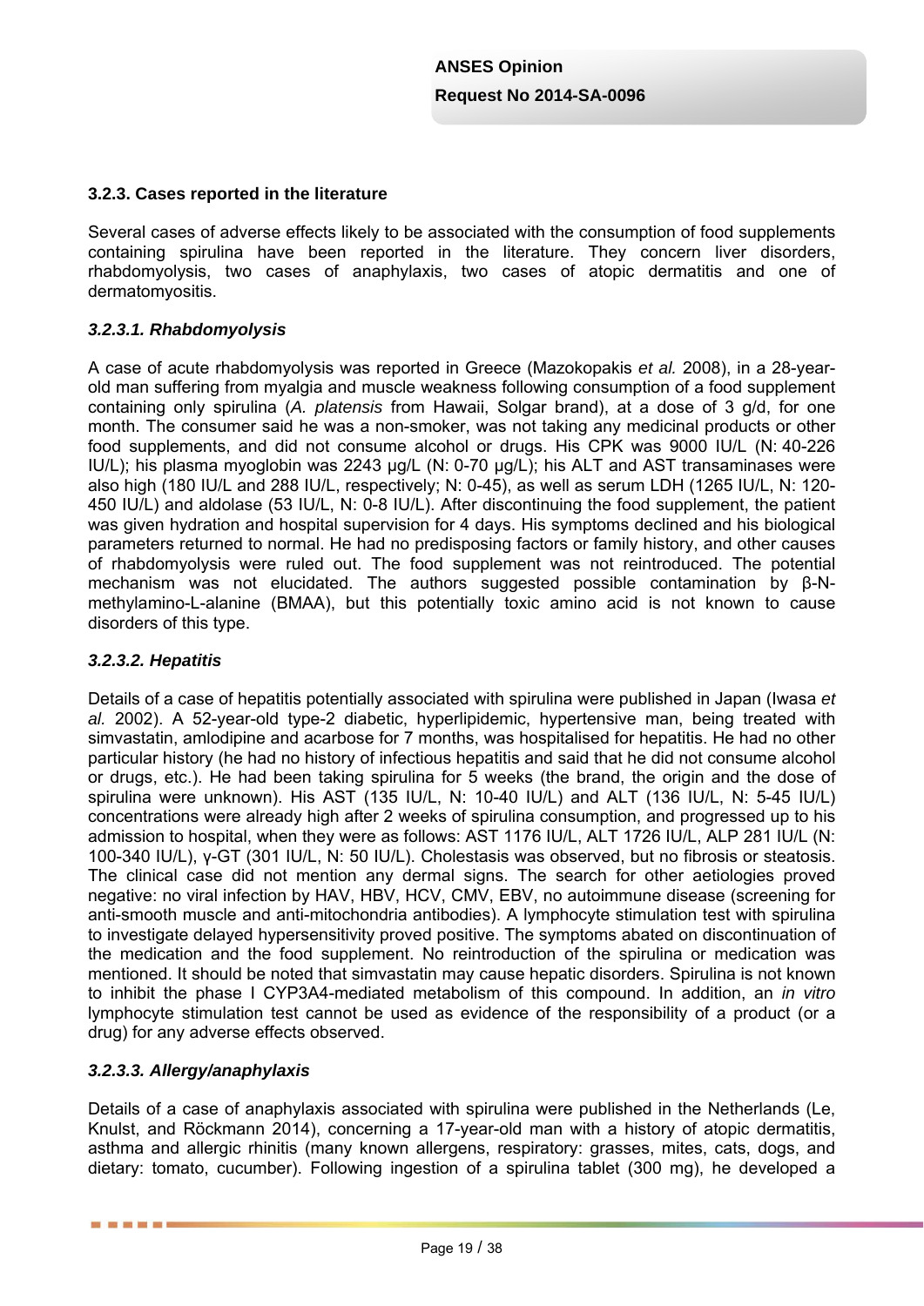### 3.2.3. Cases reported in the literature

Several cases of adverse effects likely to be associated with the consumption of food supplements containing spirulina have been reported in the literature. They concern liver disorders, rhabdomyolysis, two cases of anaphylaxis, two cases of atopic dermatitis and one of dermatomyositis.

#### *3.2.3.1. Rhabdomyolysis*

A case of acute rhabdomyolysis was reported in Greece (Mazokopakis *et al.* 2008), in a 28-year-old man suffering from myalgia and muscle weakness following consumption of a food supplement containing only spirulina (*A. platensis* from Hawaii, Solgar brand), at a dose of 3 g/d, for one month. The consumer said he was a non-smoker, was not taking any medicinal products or other food supplements, and did not consume alcohol or drugs. His CPK was 9000 IU/L (N: 40-226 IU/L); his plasma myoglobin was 2243 µg/L (N: 0-70 µg/L); his ALT and AST transaminases were also high (180 IU/L and 288 IU/L, respectively; N: 0-45), as well as serum LDH (1265 IU/L, N: 120-450 IU/L) and aldolase (53 IU/L, N: 0-8 IU/L). After discontinuing the food supplement, the patient was given hydration and hospital supervision for 4 days. His symptoms declined and his biological parameters returned to normal. He had no predisposing factors or family history, and other causes of rhabdomyolysis were ruled out. The food supplement was not reintroduced. The potential mechanism was not elucidated. The authors suggested possible contamination by β-N-methylamino-L-alanine (BMAA), but this potentially toxic amino acid is not known to cause disorders of this type.

#### *3.2.3.2. Hepatitis*

Details of a case of hepatitis potentially associated with spirulina were published in Japan (Iwasa *et al.* 2002). A 52-year-old type-2 diabetic, hyperlipidemic, hypertensive man, being treated with simvastatin, amlodipine and acarbose for 7 months, was hospitalised for hepatitis. He had no other particular history (he had no history of infectious hepatitis and said that he did not consume alcohol or drugs, etc.). He had been taking spirulina for 5 weeks (the brand, the origin and the dose of spirulina were unknown). His AST (135 IU/L, N: 10-40 IU/L) and ALT (136 IU/L, N: 5-45 IU/L) concentrations were already high after 2 weeks of spirulina consumption, and progressed up to his admission to hospital, when they were as follows: AST 1176 IU/L, ALT 1726 IU/L, ALP 281 IU/L (N: 100-340 IU/L), γ-GT (301 IU/L, N: 50 IU/L). Cholestasis was observed, but no fibrosis or steatosis. The clinical case did not mention any dermal signs. The search for other aetiologies proved negative: no viral infection by HAV, HBV, HCV, CMV, EBV, no autoimmune disease (screening for anti-smooth muscle and anti-mitochondria antibodies). A lymphocyte stimulation test with spirulina to investigate delayed hypersensitivity proved positive. The symptoms abated on discontinuation of the medication and the food supplement. No reintroduction of the spirulina or medication was mentioned. It should be noted that simvastatin may cause hepatic disorders. Spirulina is not known to inhibit the phase I CYP3A4-mediated metabolism of this compound. In addition, an *in vitro* lymphocyte stimulation test cannot be used as evidence of the responsibility of a product (or a drug) for any adverse effects observed.

#### *3.2.3.3. Allergy/anaphylaxis*

Details of a case of anaphylaxis associated with spirulina were published in the Netherlands (Le, Knulst, and Röckmann 2014), concerning a 17-year-old man with a history of atopic dermatitis, asthma and allergic rhinitis (many known allergens, respiratory: grasses, mites, cats, dogs, and dietary: tomato, cucumber). Following ingestion of a spirulina tablet (300 mg), he developed a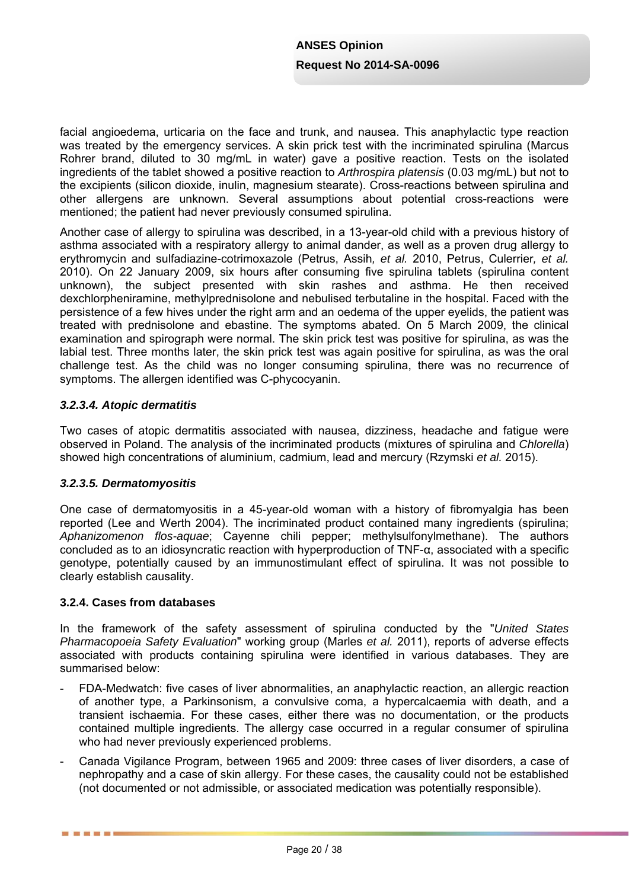facial angioedema, urticaria on the face and trunk, and nausea. This anaphylactic type reaction was treated by the emergency services. A skin prick test with the incriminated spirulina (Marcus Rohrer brand, diluted to 30 mg/mL in water) gave a positive reaction. Tests on the isolated ingredients of the tablet showed a positive reaction to *Arthrospira platensis* (0.03 mg/mL) but not to the excipients (silicon dioxide, inulin, magnesium stearate). Cross-reactions between spirulina and other allergens are unknown. Several assumptions about potential cross-reactions were mentioned; the patient had never previously consumed spirulina.

Another case of allergy to spirulina was described, in a 13-year-old child with a previous history of asthma associated with a respiratory allergy to animal dander, as well as a proven drug allergy to erythromycin and sulfadiazine-cotrimoxazole (Petrus, Assih*, et al.* 2010, Petrus, Culerrier*, et al.* 2010). On 22 January 2009, six hours after consuming five spirulina tablets (spirulina content unknown), the subject presented with skin rashes and asthma. He then received dexchlorpheniramine, methylprednisolone and nebulised terbutaline in the hospital. Faced with the persistence of a few hives under the right arm and an oedema of the upper eyelids, the patient was treated with prednisolone and ebastine. The symptoms abated. On 5 March 2009, the clinical examination and spirograph were normal. The skin prick test was positive for spirulina, as was the labial test. Three months later, the skin prick test was again positive for spirulina, as was the oral challenge test. As the child was no longer consuming spirulina, there was no recurrence of symptoms. The allergen identified was C-phycocyanin.

#### *3.2.3.4. Atopic dermatitis*

Two cases of atopic dermatitis associated with nausea, dizziness, headache and fatigue were observed in Poland. The analysis of the incriminated products (mixtures of spirulina and *Chlorella*) showed high concentrations of aluminium, cadmium, lead and mercury (Rzymski *et al.* 2015).

#### *3.2.3.5. Dermatomyositis*

One case of dermatomyositis in a 45-year-old woman with a history of fibromyalgia has been reported (Lee and Werth 2004). The incriminated product contained many ingredients (spirulina; *Aphanizomenon flos-aquae*; Cayenne chili pepper; methylsulfonylmethane). The authors concluded as to an idiosyncratic reaction with hyperproduction of TNF-α, associated with a specific genotype, potentially caused by an immunostimulant effect of spirulina. It was not possible to clearly establish causality.

### 3.2.4. Cases from databases

In the framework of the safety assessment of spirulina conducted by the "*United States Pharmacopoeia Safety Evaluation*" working group (Marles *et al.* 2011), reports of adverse effects associated with products containing spirulina were identified in various databases. They are summarised below:

- FDA-Medwatch: five cases of liver abnormalities, an anaphylactic reaction, an allergic reaction of another type, a Parkinsonism, a convulsive coma, a hypercalcaemia with death, and a transient ischaemia. For these cases, either there was no documentation, or the products contained multiple ingredients. The allergy case occurred in a regular consumer of spirulina who had never previously experienced problems.
- Canada Vigilance Program, between 1965 and 2009: three cases of liver disorders, a case of nephropathy and a case of skin allergy. For these cases, the causality could not be established (not documented or not admissible, or associated medication was potentially responsible).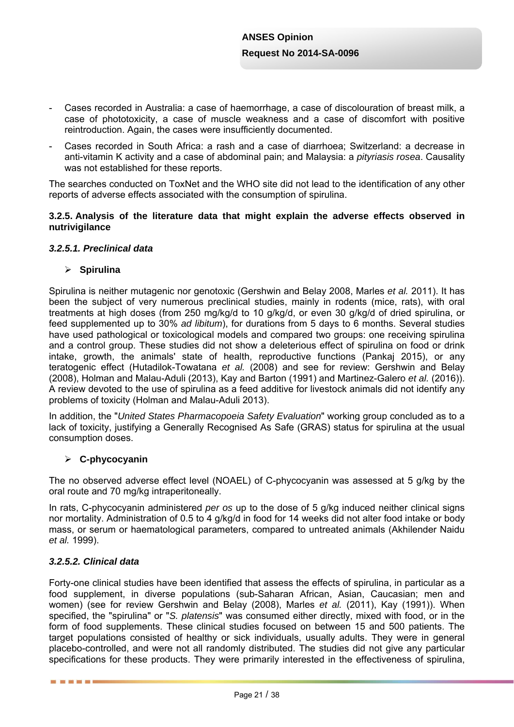- Cases recorded in Australia: a case of haemorrhage, a case of discolouration of breast milk, a case of phototoxicity, a case of muscle weakness and a case of discomfort with positive reintroduction. Again, the cases were insufficiently documented.
- Cases recorded in South Africa: a rash and a case of diarrhoea; Switzerland: a decrease in anti-vitamin K activity and a case of abdominal pain; and Malaysia: a *pityriasis rosea*. Causality was not established for these reports.

The searches conducted on ToxNet and the WHO site did not lead to the identification of any other reports of adverse effects associated with the consumption of spirulina.

### 3.2.5. Analysis of the literature data that might explain the adverse effects observed in nutrivigilance

#### *3.2.5.1. Preclinical data*

- **Spirulina**

Spirulina is neither mutagenic nor genotoxic (Gershwin and Belay 2008, Marles *et al.* 2011). It has been the subject of very numerous preclinical studies, mainly in rodents (mice, rats), with oral treatments at high doses (from 250 mg/kg/d to 10 g/kg/d, or even 30 g/kg/d of dried spirulina, or feed supplemented up to 30% *ad libitum*), for durations from 5 days to 6 months. Several studies have used pathological or toxicological models and compared two groups: one receiving spirulina and a control group. These studies did not show a deleterious effect of spirulina on food or drink intake, growth, the animals' state of health, reproductive functions (Pankaj 2015), or any teratogenic effect (Hutadilok-Towatana *et al.* (2008) and see for review: Gershwin and Belay (2008), Holman and Malau-Aduli (2013), Kay and Barton (1991) and Martinez-Galero *et al.* (2016)). A review devoted to the use of spirulina as a feed additive for livestock animals did not identify any problems of toxicity (Holman and Malau-Aduli 2013).

In addition, the "*United States Pharmacopoeia Safety Evaluation*" working group concluded as to a lack of toxicity, justifying a Generally Recognised As Safe (GRAS) status for spirulina at the usual consumption doses.

- **C-phycocyanin**

The no observed adverse effect level (NOAEL) of C-phycocyanin was assessed at 5 g/kg by the oral route and 70 mg/kg intraperitoneally.

In rats, C-phycocyanin administered *per os* up to the dose of 5 g/kg induced neither clinical signs nor mortality. Administration of 0.5 to 4 g/kg/d in food for 14 weeks did not alter food intake or body mass, or serum or haematological parameters, compared to untreated animals (Akhilender Naidu *et al.* 1999).

#### *3.2.5.2. Clinical data*

Forty-one clinical studies have been identified that assess the effects of spirulina, in particular as a food supplement, in diverse populations (sub-Saharan African, Asian, Caucasian; men and women) (see for review Gershwin and Belay (2008), Marles *et al.* (2011), Kay (1991)). When specified, the "spirulina" or "*S. platensis*" was consumed either directly, mixed with food, or in the form of food supplements. These clinical studies focused on between 15 and 500 patients. The target populations consisted of healthy or sick individuals, usually adults. They were in general placebo-controlled, and were not all randomly distributed. The studies did not give any particular specifications for these products. They were primarily interested in the effectiveness of spirulina,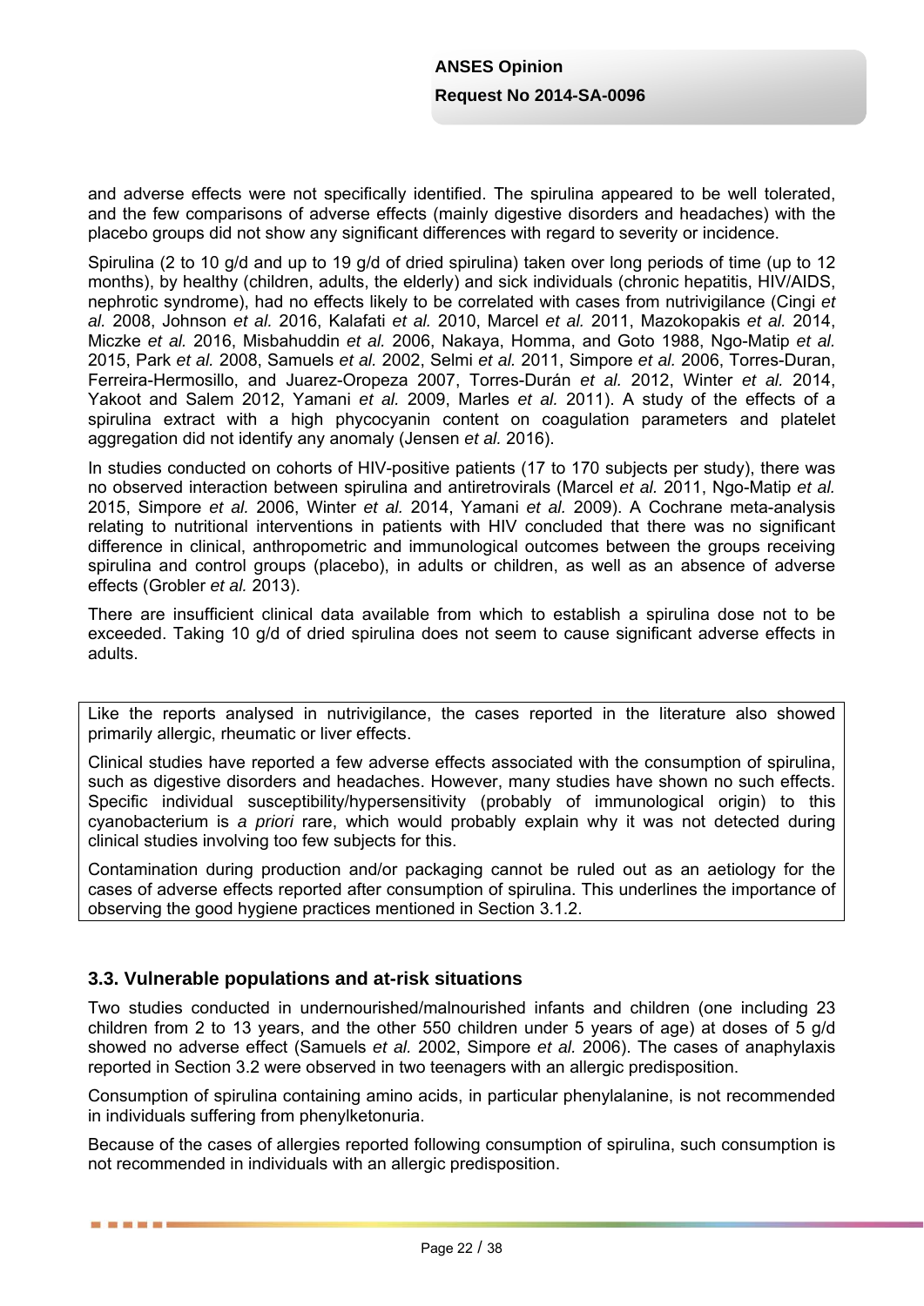and adverse effects were not specifically identified. The spirulina appeared to be well tolerated, and the few comparisons of adverse effects (mainly digestive disorders and headaches) with the placebo groups did not show any significant differences with regard to severity or incidence.

Spirulina (2 to 10 g/d and up to 19 g/d of dried spirulina) taken over long periods of time (up to 12 months), by healthy (children, adults, the elderly) and sick individuals (chronic hepatitis, HIV/AIDS, nephrotic syndrome), had no effects likely to be correlated with cases from nutrivigilance (Cingi *et al.* 2008, Johnson *et al.* 2016, Kalafati *et al.* 2010, Marcel *et al.* 2011, Mazokopakis *et al.* 2014, Miczke *et al.* 2016, Misbahuddin *et al.* 2006, Nakaya, Homma, and Goto 1988, Ngo-Matip *et al.* 2015, Park *et al.* 2008, Samuels *et al.* 2002, Selmi *et al.* 2011, Simpore *et al.* 2006, Torres-Duran, Ferreira-Hermosillo, and Juarez-Oropeza 2007, Torres-Durán *et al.* 2012, Winter *et al.* 2014, Yakoot and Salem 2012, Yamani *et al.* 2009, Marles *et al.* 2011). A study of the effects of a spirulina extract with a high phycocyanin content on coagulation parameters and platelet aggregation did not identify any anomaly (Jensen *et al.* 2016).

In studies conducted on cohorts of HIV-positive patients (17 to 170 subjects per study), there was no observed interaction between spirulina and antiretrovirals (Marcel *et al.* 2011, Ngo-Matip *et al.* 2015, Simpore *et al.* 2006, Winter *et al.* 2014, Yamani *et al.* 2009). A Cochrane meta-analysis relating to nutritional interventions in patients with HIV concluded that there was no significant difference in clinical, anthropometric and immunological outcomes between the groups receiving spirulina and control groups (placebo), in adults or children, as well as an absence of adverse effects (Grobler *et al.* 2013).

There are insufficient clinical data available from which to establish a spirulina dose not to be exceeded. Taking 10 g/d of dried spirulina does not seem to cause significant adverse effects in adults.

Like the reports analysed in nutrivigilance, the cases reported in the literature also showed primarily allergic, rheumatic or liver effects.

Clinical studies have reported a few adverse effects associated with the consumption of spirulina, such as digestive disorders and headaches. However, many studies have shown no such effects. Specific individual susceptibility/hypersensitivity (probably of immunological origin) to this cyanobacterium is *a priori* rare, which would probably explain why it was not detected during clinical studies involving too few subjects for this.

Contamination during production and/or packaging cannot be ruled out as an aetiology for the cases of adverse effects reported after consumption of spirulina. This underlines the importance of observing the good hygiene practices mentioned in Section 3.1.2.

### 3.3. Vulnerable populations and at-risk situations

Two studies conducted in undernourished/malnourished infants and children (one including 23 children from 2 to 13 years, and the other 550 children under 5 years of age) at doses of 5 g/d showed no adverse effect (Samuels *et al.* 2002, Simpore *et al.* 2006). The cases of anaphylaxis reported in Section 3.2 were observed in two teenagers with an allergic predisposition.

Consumption of spirulina containing amino acids, in particular phenylalanine, is not recommended in individuals suffering from phenylketonuria.

Because of the cases of allergies reported following consumption of spirulina, such consumption is not recommended in individuals with an allergic predisposition.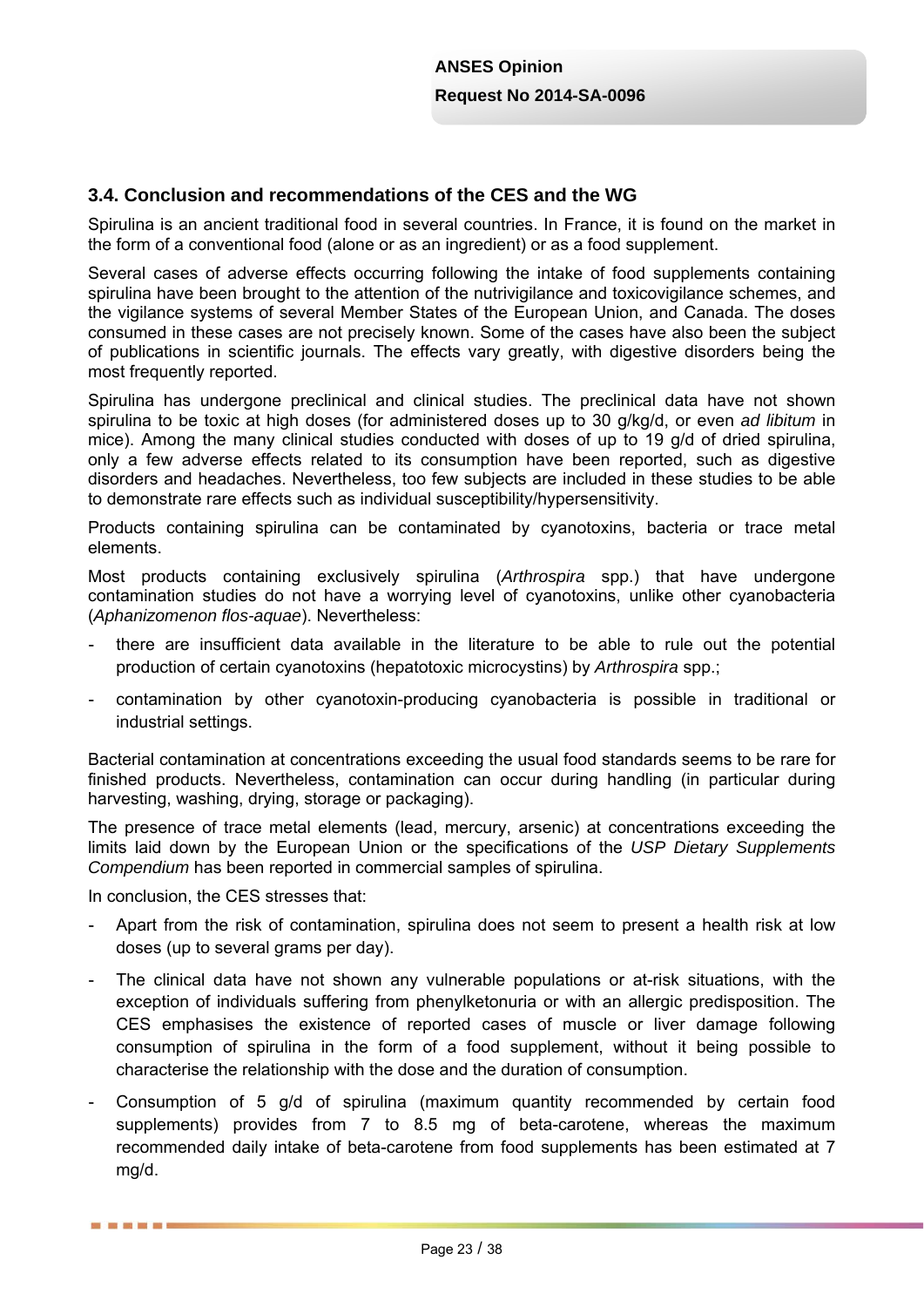### 3.4. Conclusion and recommendations of the CES and the WG

Spirulina is an ancient traditional food in several countries. In France, it is found on the market in the form of a conventional food (alone or as an ingredient) or as a food supplement.

Several cases of adverse effects occurring following the intake of food supplements containing spirulina have been brought to the attention of the nutrivigilance and toxicovigilance schemes, and the vigilance systems of several Member States of the European Union, and Canada. The doses consumed in these cases are not precisely known. Some of the cases have also been the subject of publications in scientific journals. The effects vary greatly, with digestive disorders being the most frequently reported.

Spirulina has undergone preclinical and clinical studies. The preclinical data have not shown spirulina to be toxic at high doses (for administered doses up to 30 g/kg/d, or even *ad libitum* in mice). Among the many clinical studies conducted with doses of up to 19 g/d of dried spirulina, only a few adverse effects related to its consumption have been reported, such as digestive disorders and headaches. Nevertheless, too few subjects are included in these studies to be able to demonstrate rare effects such as individual susceptibility/hypersensitivity.

Products containing spirulina can be contaminated by cyanotoxins, bacteria or trace metal elements.

Most products containing exclusively spirulina (*Arthrospira* spp.) that have undergone contamination studies do not have a worrying level of cyanotoxins, unlike other cyanobacteria (*Aphanizomenon flos-aquae*). Nevertheless:

- there are insufficient data available in the literature to be able to rule out the potential production of certain cyanotoxins (hepatotoxic microcystins) by *Arthrospira* spp.;
- contamination by other cyanotoxin-producing cyanobacteria is possible in traditional or industrial settings.

Bacterial contamination at concentrations exceeding the usual food standards seems to be rare for finished products. Nevertheless, contamination can occur during handling (in particular during harvesting, washing, drying, storage or packaging).

The presence of trace metal elements (lead, mercury, arsenic) at concentrations exceeding the limits laid down by the European Union or the specifications of the *USP Dietary Supplements Compendium* has been reported in commercial samples of spirulina.

In conclusion, the CES stresses that:

- Apart from the risk of contamination, spirulina does not seem to present a health risk at low doses (up to several grams per day).
- The clinical data have not shown any vulnerable populations or at-risk situations, with the exception of individuals suffering from phenylketonuria or with an allergic predisposition. The CES emphasises the existence of reported cases of muscle or liver damage following consumption of spirulina in the form of a food supplement, without it being possible to characterise the relationship with the dose and the duration of consumption.
- Consumption of 5 g/d of spirulina (maximum quantity recommended by certain food supplements) provides from 7 to 8.5 mg of beta-carotene, whereas the maximum recommended daily intake of beta-carotene from food supplements has been estimated at 7 mg/d.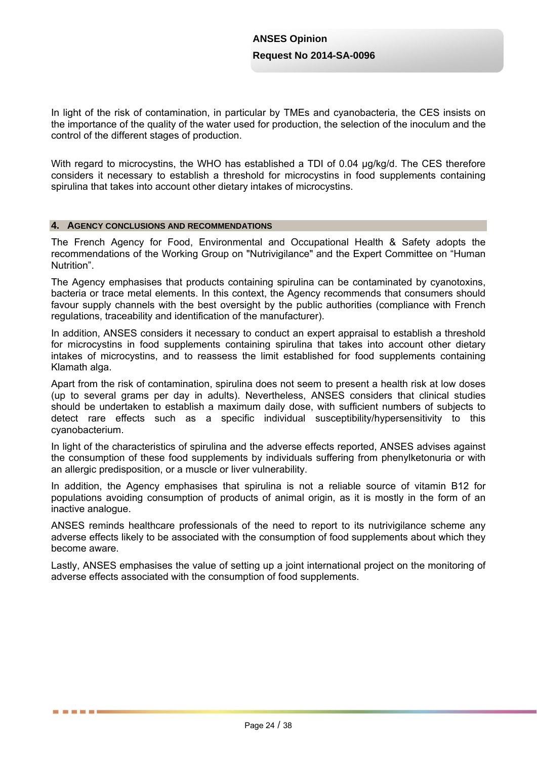In light of the risk of contamination, in particular by TMEs and cyanobacteria, the CES insists on the importance of the quality of the water used for production, the selection of the inoculum and the control of the different stages of production.

With regard to microcystins, the WHO has established a TDI of 0.04 µg/kg/d. The CES therefore considers it necessary to establish a threshold for microcystins in food supplements containing spirulina that takes into account other dietary intakes of microcystins.

## 4. Agency conclusions and recommendations

The French Agency for Food, Environmental and Occupational Health & Safety adopts the recommendations of the Working Group on "Nutrivigilance" and the Expert Committee on “Human Nutrition”.

The Agency emphasises that products containing spirulina can be contaminated by cyanotoxins, bacteria or trace metal elements. In this context, the Agency recommends that consumers should favour supply channels with the best oversight by the public authorities (compliance with French regulations, traceability and identification of the manufacturer).

In addition, ANSES considers it necessary to conduct an expert appraisal to establish a threshold for microcystins in food supplements containing spirulina that takes into account other dietary intakes of microcystins, and to reassess the limit established for food supplements containing Klamath alga.

Apart from the risk of contamination, spirulina does not seem to present a health risk at low doses (up to several grams per day in adults). Nevertheless, ANSES considers that clinical studies should be undertaken to establish a maximum daily dose, with sufficient numbers of subjects to detect rare effects such as a specific individual susceptibility/hypersensitivity to this cyanobacterium.

In light of the characteristics of spirulina and the adverse effects reported, ANSES advises against the consumption of these food supplements by individuals suffering from phenylketonuria or with an allergic predisposition, or a muscle or liver vulnerability.

In addition, the Agency emphasises that spirulina is not a reliable source of vitamin B12 for populations avoiding consumption of products of animal origin, as it is mostly in the form of an inactive analogue.

ANSES reminds healthcare professionals of the need to report to its nutrivigilance scheme any adverse effects likely to be associated with the consumption of food supplements about which they become aware.

Lastly, ANSES emphasises the value of setting up a joint international project on the monitoring of adverse effects associated with the consumption of food supplements.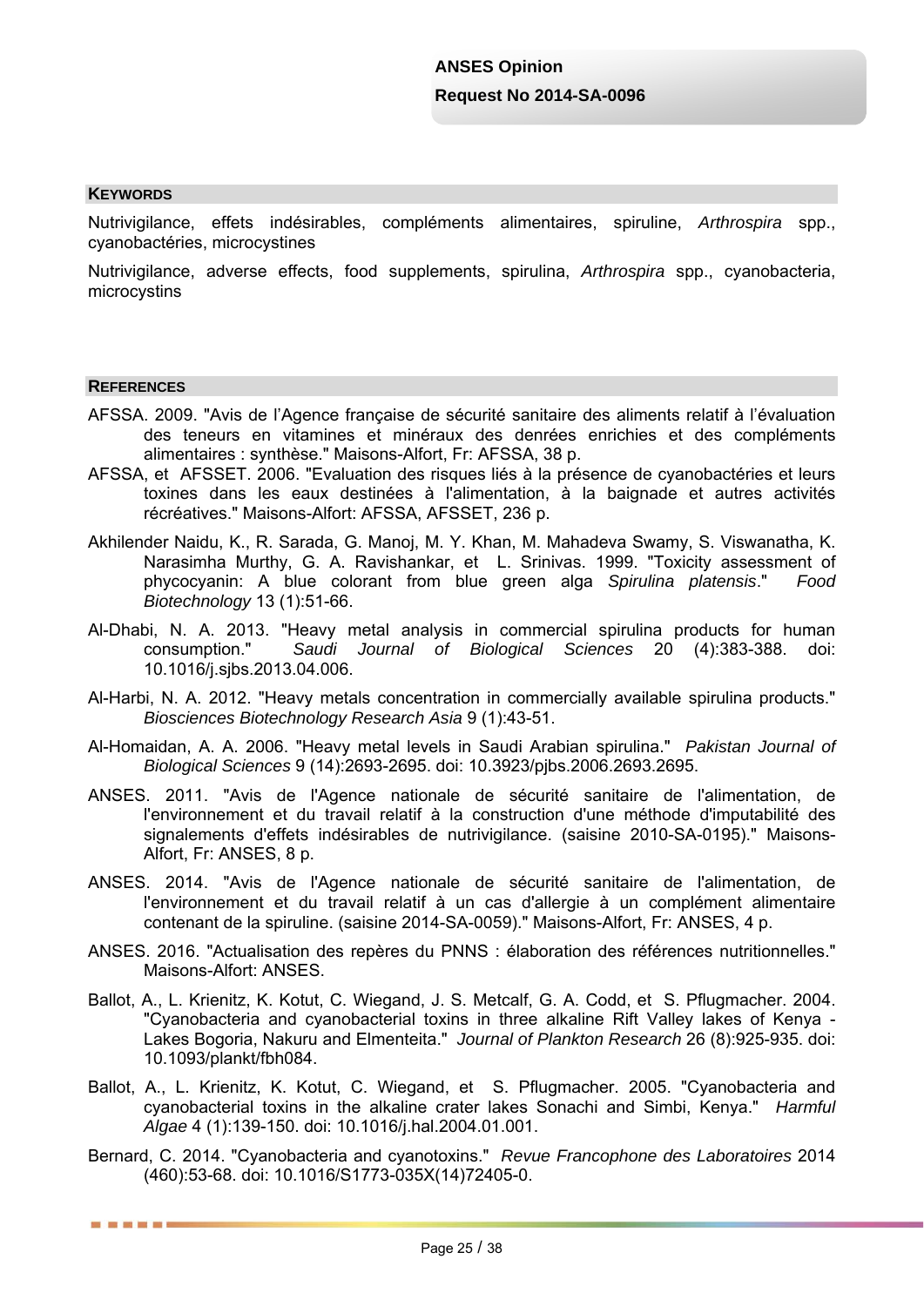## Keywords

Nutrivigilance, effets indésirables, compléments alimentaires, spiruline, *Arthrospira* spp., cyanobactéries, microcystines

Nutrivigilance, adverse effects, food supplements, spirulina, *Arthrospira* spp., cyanobacteria, microcystins

## References

AFSSA. 2009. "Avis de l'Agence française de sécurité sanitaire des aliments relatif à l'évaluation des teneurs en vitamines et minéraux des denrées enrichies et des compléments alimentaires : synthèse." Maisons-Alfort, Fr: AFSSA, 38 p.

AFSSA, et AFSSET. 2006. "Evaluation des risques liés à la présence de cyanobactéries et leurs toxines dans les eaux destinées à l'alimentation, à la baignade et autres activités récréatives." Maisons-Alfort: AFSSA, AFSSET, 236 p.

Akhilender Naidu, K., R. Sarada, G. Manoj, M. Y. Khan, M. Mahadeva Swamy, S. Viswanatha, K. Narasimha Murthy, G. A. Ravishankar, et L. Srinivas. 1999. "Toxicity assessment of phycocyanin: A blue colorant from blue green alga *Spirulina platensis*." *Food Biotechnology* 13 (1):51-66.

Al-Dhabi, N. A. 2013. "Heavy metal analysis in commercial spirulina products for human consumption." *Saudi Journal of Biological Sciences* 20 (4):383-388. doi: 10.1016/j.sjbs.2013.04.006.

Al-Harbi, N. A. 2012. "Heavy metals concentration in commercially available spirulina products." *Biosciences Biotechnology Research Asia* 9 (1):43-51.

Al-Homaidan, A. A. 2006. "Heavy metal levels in Saudi Arabian spirulina." *Pakistan Journal of Biological Sciences* 9 (14):2693-2695. doi: 10.3923/pjbs.2006.2693.2695.

ANSES. 2011. "Avis de l'Agence nationale de sécurité sanitaire de l'alimentation, de l'environnement et du travail relatif à la construction d'une méthode d'imputabilité des signalements d'effets indésirables de nutrivigilance. (saisine 2010-SA-0195)." Maisons-Alfort, Fr: ANSES, 8 p.

ANSES. 2014. "Avis de l'Agence nationale de sécurité sanitaire de l'alimentation, de l'environnement et du travail relatif à un cas d'allergie à un complément alimentaire contenant de la spiruline. (saisine 2014-SA-0059)." Maisons-Alfort, Fr: ANSES, 4 p.

ANSES. 2016. "Actualisation des repères du PNNS : élaboration des références nutritionnelles." Maisons-Alfort: ANSES.

Ballot, A., L. Krienitz, K. Kotut, C. Wiegand, J. S. Metcalf, G. A. Codd, et S. Pflugmacher. 2004. "Cyanobacteria and cyanobacterial toxins in three alkaline Rift Valley lakes of Kenya - Lakes Bogoria, Nakuru and Elmenteita." *Journal of Plankton Research* 26 (8):925-935. doi: 10.1093/plankt/fbh084.

Ballot, A., L. Krienitz, K. Kotut, C. Wiegand, et S. Pflugmacher. 2005. "Cyanobacteria and cyanobacterial toxins in the alkaline crater lakes Sonachi and Simbi, Kenya." *Harmful Algae* 4 (1):139-150. doi: 10.1016/j.hal.2004.01.001.

Bernard, C. 2014. "Cyanobacteria and cyanotoxins." *Revue Francophone des Laboratoires* 2014 (460):53-68. doi: 10.1016/S1773-035X(14)72405-0.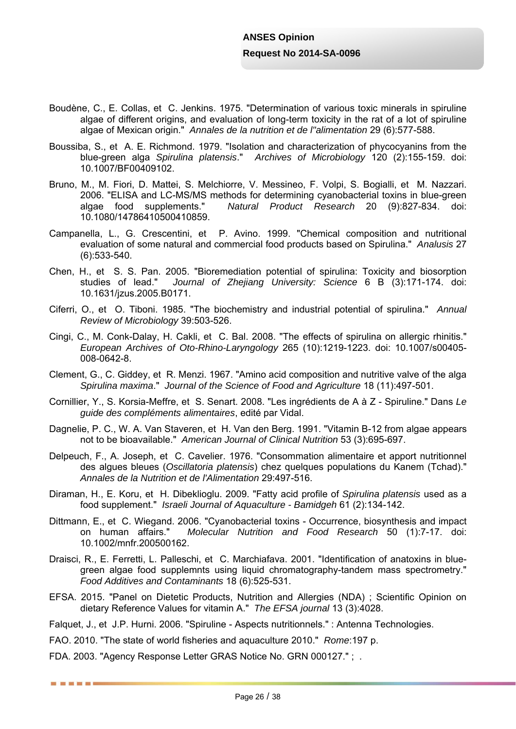Boudène, C., E. Collas, et C. Jenkins. 1975. "Determination of various toxic minerals in spiruline algae of different origins, and evaluation of long-term toxicity in the rat of a lot of spiruline algae of Mexican origin." *Annales de la nutrition et de l''alimentation* 29 (6):577-588.

Boussiba, S., et A. E. Richmond. 1979. "Isolation and characterization of phycocyanins from the blue-green alga *Spirulina platensis*." *Archives of Microbiology* 120 (2):155-159. doi: 10.1007/BF00409102.

Bruno, M., M. Fiori, D. Mattei, S. Melchiorre, V. Messineo, F. Volpi, S. Bogialli, et M. Nazzari. 2006. "ELISA and LC-MS/MS methods for determining cyanobacterial toxins in blue-green algae food supplements." *Natural Product Research* 20 (9):827-834. doi: 10.1080/14786410500410859.

Campanella, L., G. Crescentini, et P. Avino. 1999. "Chemical composition and nutritional evaluation of some natural and commercial food products based on Spirulina." *Analusis* 27 (6):533-540.

Chen, H., et S. S. Pan. 2005. "Bioremediation potential of spirulina: Toxicity and biosorption studies of lead." *Journal of Zhejiang University: Science* 6 B (3):171-174. doi: 10.1631/jzus.2005.B0171.

Ciferri, O., et O. Tiboni. 1985. "The biochemistry and industrial potential of spirulina." *Annual Review of Microbiology* 39:503-526.

Cingi, C., M. Conk-Dalay, H. Cakli, et C. Bal. 2008. "The effects of spirulina on allergic rhinitis." *European Archives of Oto-Rhino-Laryngology* 265 (10):1219-1223. doi: 10.1007/s00405-008-0642-8.

Clement, G., C. Giddey, et R. Menzi. 1967. "Amino acid composition and nutritive valve of the alga *Spirulina maxima*." *Journal of the Science of Food and Agriculture* 18 (11):497-501.

Cornillier, Y., S. Korsia-Meffre, et S. Senart. 2008. "Les ingrédients de A à Z - Spiruline." Dans *Le guide des compléments alimentaires*, edité par Vidal.

Dagnelie, P. C., W. A. Van Staveren, et H. Van den Berg. 1991. "Vitamin B-12 from algae appears not to be bioavailable." *American Journal of Clinical Nutrition* 53 (3):695-697.

Delpeuch, F., A. Joseph, et C. Cavelier. 1976. "Consommation alimentaire et apport nutritionnel des algues bleues (*Oscillatoria platensis*) chez quelques populations du Kanem (Tchad)." *Annales de la Nutrition et de l'Alimentation* 29:497-516.

Diraman, H., E. Koru, et H. Dibeklioglu. 2009. "Fatty acid profile of *Spirulina platensis* used as a food supplement." *Israeli Journal of Aquaculture - Bamidgeh* 61 (2):134-142.

Dittmann, E., et C. Wiegand. 2006. "Cyanobacterial toxins - Occurrence, biosynthesis and impact on human affairs." *Molecular Nutrition and Food Research* 50 (1):7-17. doi: 10.1002/mnfr.200500162.

Draisci, R., E. Ferretti, L. Palleschi, et C. Marchiafava. 2001. "Identification of anatoxins in blue-green algae food supplemnts using liquid chromatography-tandem mass spectrometry." *Food Additives and Contaminants* 18 (6):525-531.

EFSA. 2015. "Panel on Dietetic Products, Nutrition and Allergies (NDA) ; Scientific Opinion on dietary Reference Values for vitamin A." *The EFSA journal* 13 (3):4028.

Falquet, J., et J.P. Hurni. 2006. "Spiruline - Aspects nutritionnels." : Antenna Technologies.

FAO. 2010. "The state of world fisheries and aquaculture 2010." *Rome*:197 p.

FDA. 2003. "Agency Response Letter GRAS Notice No. GRN 000127." ; .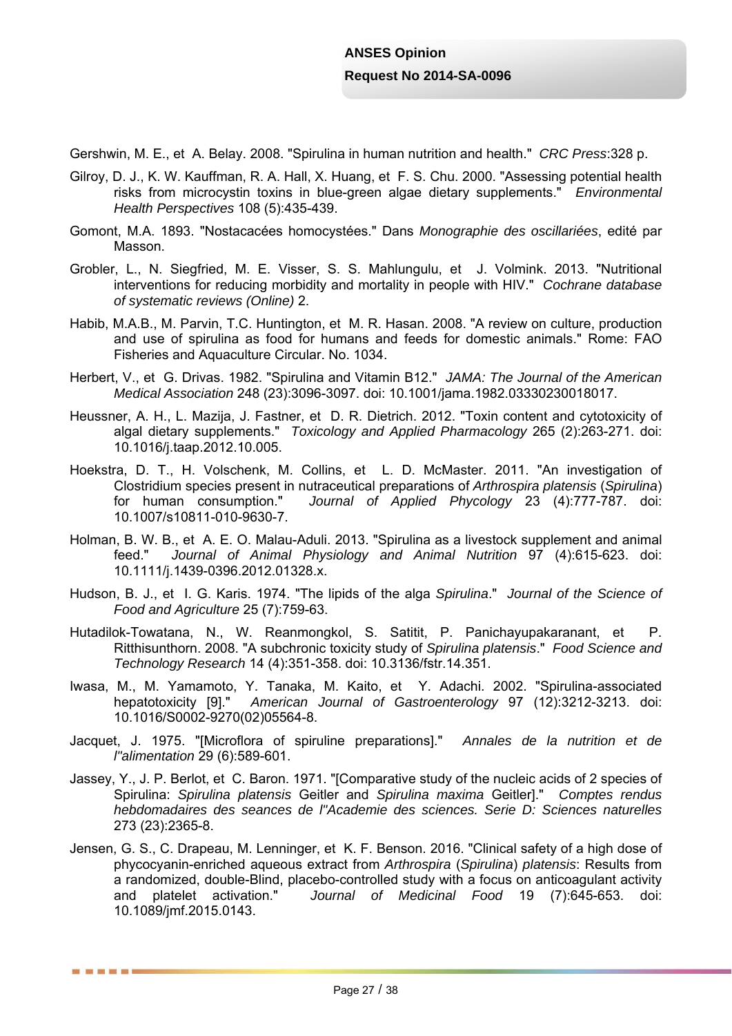Gershwin, M. E., et A. Belay. 2008. "Spirulina in human nutrition and health." *CRC Press*:328 p.

Gilroy, D. J., K. W. Kauffman, R. A. Hall, X. Huang, et F. S. Chu. 2000. "Assessing potential health risks from microcystin toxins in blue-green algae dietary supplements." *Environmental Health Perspectives* 108 (5):435-439.

Gomont, M.A. 1893. "Nostacacées homocystées." Dans *Monographie des oscillariées*, edité par Masson.

Grobler, L., N. Siegfried, M. E. Visser, S. S. Mahlungulu, et J. Volmink. 2013. "Nutritional interventions for reducing morbidity and mortality in people with HIV." *Cochrane database of systematic reviews (Online)* 2.

Habib, M.A.B., M. Parvin, T.C. Huntington, et M. R. Hasan. 2008. "A review on culture, production and use of spirulina as food for humans and feeds for domestic animals." Rome: FAO Fisheries and Aquaculture Circular. No. 1034.

Herbert, V., et G. Drivas. 1982. "Spirulina and Vitamin B12." *JAMA: The Journal of the American Medical Association* 248 (23):3096-3097. doi: 10.1001/jama.1982.03330230018017.

Heussner, A. H., L. Mazija, J. Fastner, et D. R. Dietrich. 2012. "Toxin content and cytotoxicity of algal dietary supplements." *Toxicology and Applied Pharmacology* 265 (2):263-271. doi: 10.1016/j.taap.2012.10.005.

Hoekstra, D. T., H. Volschenk, M. Collins, et L. D. McMaster. 2011. "An investigation of Clostridium species present in nutraceutical preparations of *Arthrospira platensis* (*Spirulina*) for human consumption." *Journal of Applied Phycology* 23 (4):777-787. doi: 10.1007/s10811-010-9630-7.

Holman, B. W. B., et A. E. O. Malau-Aduli. 2013. "Spirulina as a livestock supplement and animal feed." *Journal of Animal Physiology and Animal Nutrition* 97 (4):615-623. doi: 10.1111/j.1439-0396.2012.01328.x.

Hudson, B. J., et I. G. Karis. 1974. "The lipids of the alga *Spirulina*." *Journal of the Science of Food and Agriculture* 25 (7):759-63.

Hutadilok-Towatana, N., W. Reanmongkol, S. Satitit, P. Panichayupakaranant, et P. Ritthisunthorn. 2008. "A subchronic toxicity study of *Spirulina platensis*." *Food Science and Technology Research* 14 (4):351-358. doi: 10.3136/fstr.14.351.

Iwasa, M., M. Yamamoto, Y. Tanaka, M. Kaito, et Y. Adachi. 2002. "Spirulina-associated hepatotoxicity [9]." *American Journal of Gastroenterology* 97 (12):3212-3213. doi: 10.1016/S0002-9270(02)05564-8.

Jacquet, J. 1975. "[Microflora of spiruline preparations]." *Annales de la nutrition et de l''alimentation* 29 (6):589-601.

Jassey, Y., J. P. Berlot, et C. Baron. 1971. "[Comparative study of the nucleic acids of 2 species of Spirulina: *Spirulina platensis* Geitler and *Spirulina maxima* Geitler]." *Comptes rendus hebdomadaires des seances de l''Academie des sciences. Serie D: Sciences naturelles* 273 (23):2365-8.

Jensen, G. S., C. Drapeau, M. Lenninger, et K. F. Benson. 2016. "Clinical safety of a high dose of phycocyanin-enriched aqueous extract from *Arthrospira* (*Spirulina*) *platensis*: Results from a randomized, double-Blind, placebo-controlled study with a focus on anticoagulant activity and platelet activation." *Journal of Medicinal Food* 19 (7):645-653. doi: 10.1089/jmf.2015.0143.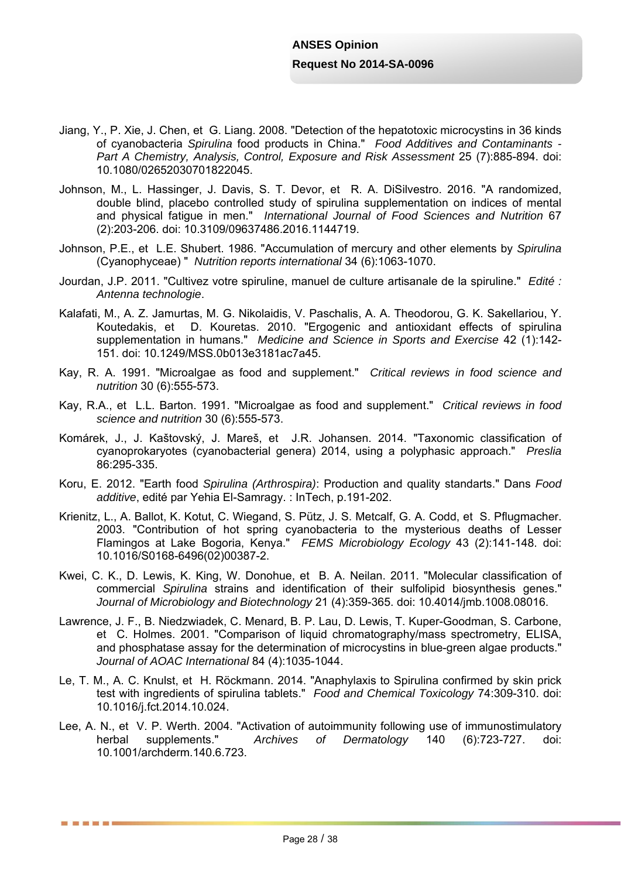Jiang, Y., P. Xie, J. Chen, et G. Liang. 2008. "Detection of the hepatotoxic microcystins in 36 kinds of cyanobacteria *Spirulina* food products in China." *Food Additives and Contaminants - Part A Chemistry, Analysis, Control, Exposure and Risk Assessment* 25 (7):885-894. doi: 10.1080/02652030701822045.

Johnson, M., L. Hassinger, J. Davis, S. T. Devor, et R. A. DiSilvestro. 2016. "A randomized, double blind, placebo controlled study of spirulina supplementation on indices of mental and physical fatigue in men." *International Journal of Food Sciences and Nutrition* 67 (2):203-206. doi: 10.3109/09637486.2016.1144719.

Johnson, P.E., et L.E. Shubert. 1986. "Accumulation of mercury and other elements by *Spirulina* (Cyanophyceae) " *Nutrition reports international* 34 (6):1063-1070.

Jourdan, J.P. 2011. "Cultivez votre spiruline, manuel de culture artisanale de la spiruline." *Edité : Antenna technologie*.

Kalafati, M., A. Z. Jamurtas, M. G. Nikolaidis, V. Paschalis, A. A. Theodorou, G. K. Sakellariou, Y. Koutedakis, et D. Kouretas. 2010. "Ergogenic and antioxidant effects of spirulina supplementation in humans." *Medicine and Science in Sports and Exercise* 42 (1):142-151. doi: 10.1249/MSS.0b013e3181ac7a45.

Kay, R. A. 1991. "Microalgae as food and supplement." *Critical reviews in food science and nutrition* 30 (6):555-573.

Kay, R.A., et L.L. Barton. 1991. "Microalgae as food and supplement." *Critical reviews in food science and nutrition* 30 (6):555-573.

Komárek, J., J. Kaštovský, J. Mareš, et J.R. Johansen. 2014. "Taxonomic classification of cyanoprokaryotes (cyanobacterial genera) 2014, using a polyphasic approach." *Preslia* 86:295-335.

Koru, E. 2012. "Earth food *Spirulina (Arthrospira)*: Production and quality standarts." Dans *Food additive*, edité par Yehia El-Samragy. : InTech, p.191-202.

Krienitz, L., A. Ballot, K. Kotut, C. Wiegand, S. Pütz, J. S. Metcalf, G. A. Codd, et S. Pflugmacher. 2003. "Contribution of hot spring cyanobacteria to the mysterious deaths of Lesser Flamingos at Lake Bogoria, Kenya." *FEMS Microbiology Ecology* 43 (2):141-148. doi: 10.1016/S0168-6496(02)00387-2.

Kwei, C. K., D. Lewis, K. King, W. Donohue, et B. A. Neilan. 2011. "Molecular classification of commercial *Spirulina* strains and identification of their sulfolipid biosynthesis genes." *Journal of Microbiology and Biotechnology* 21 (4):359-365. doi: 10.4014/jmb.1008.08016.

Lawrence, J. F., B. Niedzwiadek, C. Menard, B. P. Lau, D. Lewis, T. Kuper-Goodman, S. Carbone, et C. Holmes. 2001. "Comparison of liquid chromatography/mass spectrometry, ELISA, and phosphatase assay for the determination of microcystins in blue-green algae products." *Journal of AOAC International* 84 (4):1035-1044.

Le, T. M., A. C. Knulst, et H. Röckmann. 2014. "Anaphylaxis to Spirulina confirmed by skin prick test with ingredients of spirulina tablets." *Food and Chemical Toxicology* 74:309-310. doi: 10.1016/j.fct.2014.10.024.

Lee, A. N., et V. P. Werth. 2004. "Activation of autoimmunity following use of immunostimulatory herbal supplements." *Archives of Dermatology* 140 (6):723-727. doi: 10.1001/archderm.140.6.723.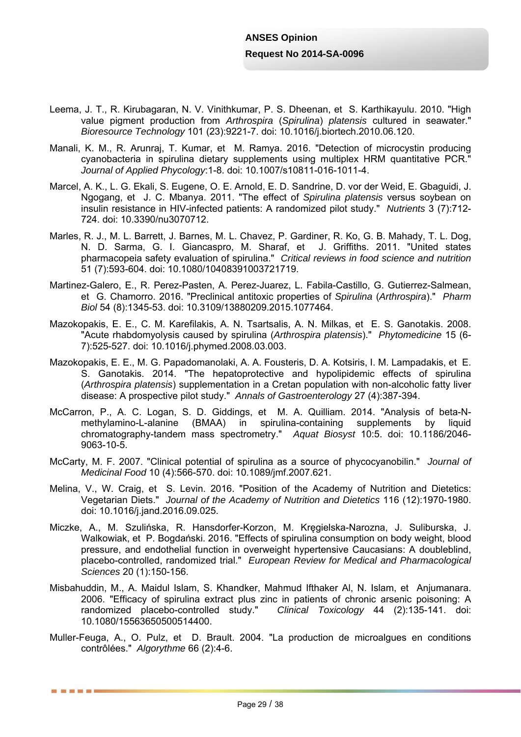Leema, J. T., R. Kirubagaran, N. V. Vinithkumar, P. S. Dheenan, et S. Karthikayulu. 2010. "High value pigment production from *Arthrospira* (*Spirulina*) *platensis* cultured in seawater." *Bioresource Technology* 101 (23):9221-7. doi: 10.1016/j.biortech.2010.06.120.

Manali, K. M., R. Arunraj, T. Kumar, et M. Ramya. 2016. "Detection of microcystin producing cyanobacteria in spirulina dietary supplements using multiplex HRM quantitative PCR." *Journal of Applied Phycology*:1-8. doi: 10.1007/s10811-016-1011-4.

Marcel, A. K., L. G. Ekali, S. Eugene, O. E. Arnold, E. D. Sandrine, D. vor der Weid, E. Gbaguidi, J. Ngogang, et J. C. Mbanya. 2011. "The effect of *Spirulina platensis* versus soybean on insulin resistance in HIV-infected patients: A randomized pilot study." *Nutrients* 3 (7):712-724. doi: 10.3390/nu3070712.

Marles, R. J., M. L. Barrett, J. Barnes, M. L. Chavez, P. Gardiner, R. Ko, G. B. Mahady, T. L. Dog, N. D. Sarma, G. I. Giancaspro, M. Sharaf, et J. Griffiths. 2011. "United states pharmacopeia safety evaluation of spirulina." *Critical reviews in food science and nutrition* 51 (7):593-604. doi: 10.1080/10408391003721719.

Martinez-Galero, E., R. Perez-Pasten, A. Perez-Juarez, L. Fabila-Castillo, G. Gutierrez-Salmean, et G. Chamorro. 2016. "Preclinical antitoxic properties of *Spirulina* (*Arthrospira*)." *Pharm Biol* 54 (8):1345-53. doi: 10.3109/13880209.2015.1077464.

Mazokopakis, E. E., C. M. Karefilakis, A. N. Tsartsalis, A. N. Milkas, et E. S. Ganotakis. 2008. "Acute rhabdomyolysis caused by spirulina (*Arthrospira platensis*)." *Phytomedicine* 15 (6-7):525-527. doi: 10.1016/j.phymed.2008.03.003.

Mazokopakis, E. E., M. G. Papadomanolaki, A. A. Fousteris, D. A. Kotsiris, I. M. Lampadakis, et E. S. Ganotakis. 2014. "The hepatoprotective and hypolipidemic effects of spirulina (*Arthrospira platensis*) supplementation in a Cretan population with non-alcoholic fatty liver disease: A prospective pilot study." *Annals of Gastroenterology* 27 (4):387-394.

McCarron, P., A. C. Logan, S. D. Giddings, et M. A. Quilliam. 2014. "Analysis of beta-N-methylamino-L-alanine (BMAA) in spirulina-containing supplements by liquid chromatography-tandem mass spectrometry." *Aquat Biosyst* 10:5. doi: 10.1186/2046-9063-10-5.

McCarty, M. F. 2007. "Clinical potential of spirulina as a source of phycocyanobilin." *Journal of Medicinal Food* 10 (4):566-570. doi: 10.1089/jmf.2007.621.

Melina, V., W. Craig, et S. Levin. 2016. "Position of the Academy of Nutrition and Dietetics: Vegetarian Diets." *Journal of the Academy of Nutrition and Dietetics* 116 (12):1970-1980. doi: 10.1016/j.jand.2016.09.025.

Miczke, A., M. Szulińska, R. Hansdorfer-Korzon, M. Kręgielska-Narozna, J. Suliburska, J. Walkowiak, et P. Bogdański. 2016. "Effects of spirulina consumption on body weight, blood pressure, and endothelial function in overweight hypertensive Caucasians: A doubleblind, placebo-controlled, randomized trial." *European Review for Medical and Pharmacological Sciences* 20 (1):150-156.

Misbahuddin, M., A. Maidul Islam, S. Khandker, Mahmud Ifthaker Al, N. Islam, et Anjumanara. 2006. "Efficacy of spirulina extract plus zinc in patients of chronic arsenic poisoning: A randomized placebo-controlled study." *Clinical Toxicology* 44 (2):135-141. doi: 10.1080/15563650500514400.

Muller-Feuga, A., O. Pulz, et D. Brault. 2004. "La production de microalgues en conditions contrôlées." *Algorythme* 66 (2):4-6.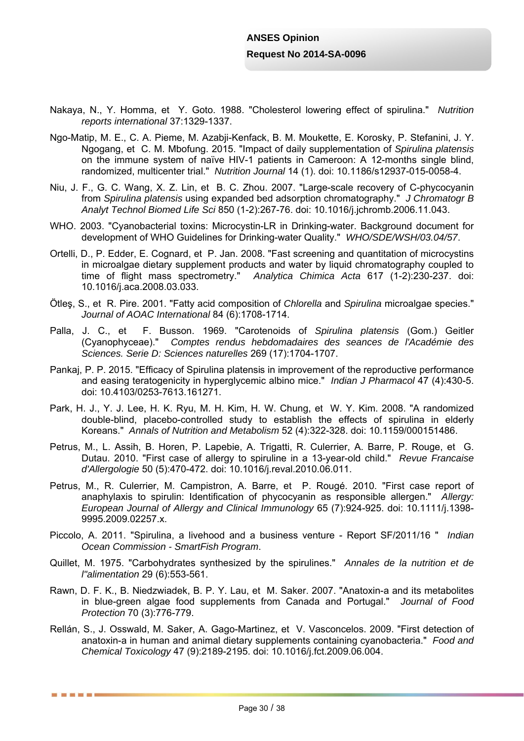Nakaya, N., Y. Homma, et Y. Goto. 1988. "Cholesterol lowering effect of spirulina." *Nutrition reports international* 37:1329-1337.

Ngo-Matip, M. E., C. A. Pieme, M. Azabji-Kenfack, B. M. Moukette, E. Korosky, P. Stefanini, J. Y. Ngogang, et C. M. Mbofung. 2015. "Impact of daily supplementation of *Spirulina platensis* on the immune system of naïve HIV-1 patients in Cameroon: A 12-months single blind, randomized, multicenter trial." *Nutrition Journal* 14 (1). doi: 10.1186/s12937-015-0058-4.

Niu, J. F., G. C. Wang, X. Z. Lin, et B. C. Zhou. 2007. "Large-scale recovery of C-phycocyanin from *Spirulina platensis* using expanded bed adsorption chromatography." *J Chromatogr B Analyt Technol Biomed Life Sci* 850 (1-2):267-76. doi: 10.1016/j.jchromb.2006.11.043.

WHO. 2003. "Cyanobacterial toxins: Microcystin-LR in Drinking-water. Background document for development of WHO Guidelines for Drinking-water Quality." *WHO/SDE/WSH/03.04/57*.

Ortelli, D., P. Edder, E. Cognard, et P. Jan. 2008. "Fast screening and quantitation of microcystins in microalgae dietary supplement products and water by liquid chromatography coupled to time of flight mass spectrometry." *Analytica Chimica Acta* 617 (1-2):230-237. doi: 10.1016/j.aca.2008.03.033.

Ötleş, S., et R. Pire. 2001. "Fatty acid composition of *Chlorella* and *Spirulina* microalgae species." *Journal of AOAC International* 84 (6):1708-1714.

Palla, J. C., et F. Busson. 1969. "Carotenoids of *Spirulina platensis* (Gom.) Geitler (Cyanophyceae)." *Comptes rendus hebdomadaires des seances de l'Académie des Sciences. Serie D: Sciences naturelles* 269 (17):1704-1707.

Pankaj, P. P. 2015. "Efficacy of Spirulina platensis in improvement of the reproductive performance and easing teratogenicity in hyperglycemic albino mice." *Indian J Pharmacol* 47 (4):430-5. doi: 10.4103/0253-7613.161271.

Park, H. J., Y. J. Lee, H. K. Ryu, M. H. Kim, H. W. Chung, et W. Y. Kim. 2008. "A randomized double-blind, placebo-controlled study to establish the effects of spirulina in elderly Koreans." *Annals of Nutrition and Metabolism* 52 (4):322-328. doi: 10.1159/000151486.

Petrus, M., L. Assih, B. Horen, P. Lapebie, A. Trigatti, R. Culerrier, A. Barre, P. Rouge, et G. Dutau. 2010. "First case of allergy to spiruline in a 13-year-old child." *Revue Francaise d'Allergologie* 50 (5):470-472. doi: 10.1016/j.reval.2010.06.011.

Petrus, M., R. Culerrier, M. Campistron, A. Barre, et P. Rougé. 2010. "First case report of anaphylaxis to spirulin: Identification of phycocyanin as responsible allergen." *Allergy: European Journal of Allergy and Clinical Immunology* 65 (7):924-925. doi: 10.1111/j.1398-9995.2009.02257.x.

Piccolo, A. 2011. "Spirulina, a livehood and a business venture - Report SF/2011/16 " *Indian Ocean Commission - SmartFish Program*.

Quillet, M. 1975. "Carbohydrates synthesized by the spirulines." *Annales de la nutrition et de l''alimentation* 29 (6):553-561.

Rawn, D. F. K., B. Niedzwiadek, B. P. Y. Lau, et M. Saker. 2007. "Anatoxin-a and its metabolites in blue-green algae food supplements from Canada and Portugal." *Journal of Food Protection* 70 (3):776-779.

Rellán, S., J. Osswald, M. Saker, A. Gago-Martinez, et V. Vasconcelos. 2009. "First detection of anatoxin-a in human and animal dietary supplements containing cyanobacteria." *Food and Chemical Toxicology* 47 (9):2189-2195. doi: 10.1016/j.fct.2009.06.004.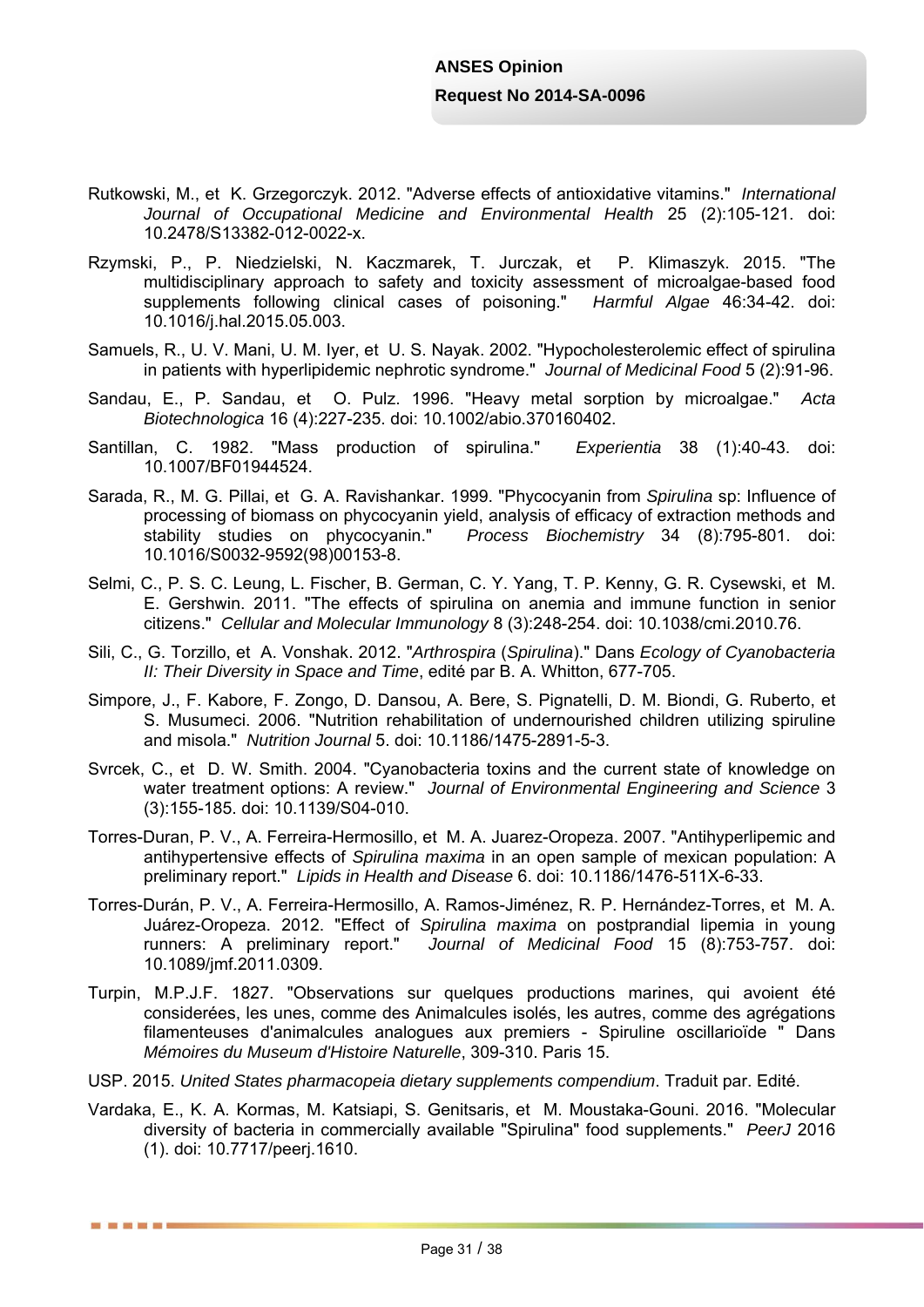Rutkowski, M., et K. Grzegorczyk. 2012. "Adverse effects of antioxidative vitamins." *International Journal of Occupational Medicine and Environmental Health* 25 (2):105-121. doi: 10.2478/S13382-012-0022-x.

Rzymski, P., P. Niedzielski, N. Kaczmarek, T. Jurczak, et P. Klimaszyk. 2015. "The multidisciplinary approach to safety and toxicity assessment of microalgae-based food supplements following clinical cases of poisoning." *Harmful Algae* 46:34-42. doi: 10.1016/j.hal.2015.05.003.

Samuels, R., U. V. Mani, U. M. Iyer, et U. S. Nayak. 2002. "Hypocholesterolemic effect of spirulina in patients with hyperlipidemic nephrotic syndrome." *Journal of Medicinal Food* 5 (2):91-96.

Sandau, E., P. Sandau, et O. Pulz. 1996. "Heavy metal sorption by microalgae." *Acta Biotechnologica* 16 (4):227-235. doi: 10.1002/abio.370160402.

Santillan, C. 1982. "Mass production of spirulina." *Experientia* 38 (1):40-43. doi: 10.1007/BF01944524.

Sarada, R., M. G. Pillai, et G. A. Ravishankar. 1999. "Phycocyanin from *Spirulina* sp: Influence of processing of biomass on phycocyanin yield, analysis of efficacy of extraction methods and stability studies on phycocyanin." *Process Biochemistry* 34 (8):795-801. doi: 10.1016/S0032-9592(98)00153-8.

Selmi, C., P. S. C. Leung, L. Fischer, B. German, C. Y. Yang, T. P. Kenny, G. R. Cysewski, et M. E. Gershwin. 2011. "The effects of spirulina on anemia and immune function in senior citizens." *Cellular and Molecular Immunology* 8 (3):248-254. doi: 10.1038/cmi.2010.76.

Sili, C., G. Torzillo, et A. Vonshak. 2012. "*Arthrospira* (*Spirulina*)." Dans *Ecology of Cyanobacteria II: Their Diversity in Space and Time*, edité par B. A. Whitton, 677-705.

Simpore, J., F. Kabore, F. Zongo, D. Dansou, A. Bere, S. Pignatelli, D. M. Biondi, G. Ruberto, et S. Musumeci. 2006. "Nutrition rehabilitation of undernourished children utilizing spiruline and misola." *Nutrition Journal* 5. doi: 10.1186/1475-2891-5-3.

Svrcek, C., et D. W. Smith. 2004. "Cyanobacteria toxins and the current state of knowledge on water treatment options: A review." *Journal of Environmental Engineering and Science* 3 (3):155-185. doi: 10.1139/S04-010.

Torres-Duran, P. V., A. Ferreira-Hermosillo, et M. A. Juarez-Oropeza. 2007. "Antihyperlipemic and antihypertensive effects of *Spirulina maxima* in an open sample of mexican population: A preliminary report." *Lipids in Health and Disease* 6. doi: 10.1186/1476-511X-6-33.

Torres-Durán, P. V., A. Ferreira-Hermosillo, A. Ramos-Jiménez, R. P. Hernández-Torres, et M. A. Juárez-Oropeza. 2012. "Effect of *Spirulina maxima* on postprandial lipemia in young runners: A preliminary report." *Journal of Medicinal Food* 15 (8):753-757. doi: 10.1089/jmf.2011.0309.

Turpin, M.P.J.F. 1827. "Observations sur quelques productions marines, qui avoient été considerées, les unes, comme des Animalcules isolés, les autres, comme des agrégations filamenteuses d'animalcules analogues aux premiers - Spiruline oscillarioïde " Dans *Mémoires du Museum d'Histoire Naturelle*, 309-310. Paris 15.

USP. 2015. *United States pharmacopeia dietary supplements compendium*. Traduit par. Edité.

Vardaka, E., K. A. Kormas, M. Katsiapi, S. Genitsaris, et M. Moustaka-Gouni. 2016. "Molecular diversity of bacteria in commercially available "Spirulina" food supplements." *PeerJ* 2016 (1). doi: 10.7717/peerj.1610.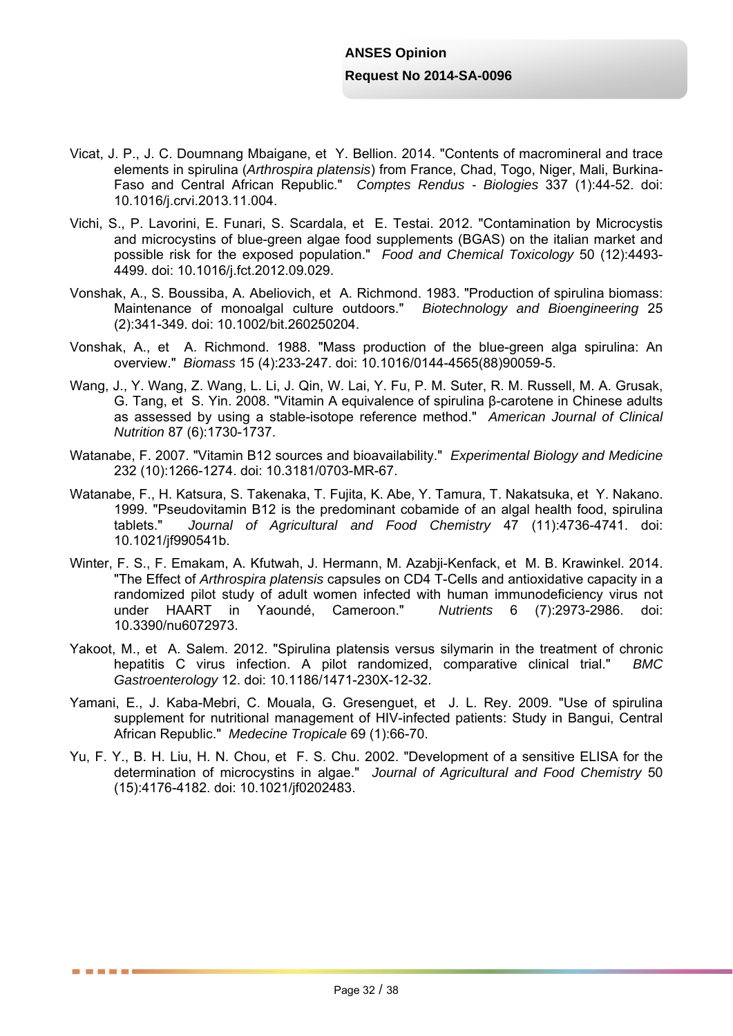Vicat, J. P., J. C. Doumnang Mbaigane, et  Y. Bellion. 2014. "Contents of macromineral and trace elements in spirulina (*Arthrospira platensis*) from France, Chad, Togo, Niger, Mali, Burkina-Faso and Central African Republic."  *Comptes Rendus - Biologies* 337 (1):44-52. doi: 10.1016/j.crvi.2013.11.004.

Vichi, S., P. Lavorini, E. Funari, S. Scardala, et  E. Testai. 2012. "Contamination by Microcystis and microcystins of blue-green algae food supplements (BGAS) on the italian market and possible risk for the exposed population."  *Food and Chemical Toxicology* 50 (12):4493-4499. doi: 10.1016/j.fct.2012.09.029.

Vonshak, A., S. Boussiba, A. Abeliovich, et  A. Richmond. 1983. "Production of spirulina biomass: Maintenance of monoalgal culture outdoors."  *Biotechnology and Bioengineering* 25 (2):341-349. doi: 10.1002/bit.260250204.

Vonshak, A., et  A. Richmond. 1988. "Mass production of the blue-green alga spirulina: An overview."  *Biomass* 15 (4):233-247. doi: 10.1016/0144-4565(88)90059-5.

Wang, J., Y. Wang, Z. Wang, L. Li, J. Qin, W. Lai, Y. Fu, P. M. Suter, R. M. Russell, M. A. Grusak, G. Tang, et  S. Yin. 2008. "Vitamin A equivalence of spirulina β-carotene in Chinese adults as assessed by using a stable-isotope reference method."  *American Journal of Clinical Nutrition* 87 (6):1730-1737.

Watanabe, F. 2007. "Vitamin B12 sources and bioavailability."  *Experimental Biology and Medicine* 232 (10):1266-1274. doi: 10.3181/0703-MR-67.

Watanabe, F., H. Katsura, S. Takenaka, T. Fujita, K. Abe, Y. Tamura, T. Nakatsuka, et  Y. Nakano. 1999. "Pseudovitamin B12 is the predominant cobamide of an algal health food, spirulina tablets."  *Journal of Agricultural and Food Chemistry* 47 (11):4736-4741. doi: 10.1021/jf990541b.

Winter, F. S., F. Emakam, A. Kfutwah, J. Hermann, M. Azabji-Kenfack, et  M. B. Krawinkel. 2014. "The Effect of *Arthrospira platensis* capsules on CD4 T-Cells and antioxidative capacity in a randomized pilot study of adult women infected with human immunodeficiency virus not under HAART in Yaoundé, Cameroon."  *Nutrients* 6 (7):2973-2986. doi: 10.3390/nu6072973.

Yakoot, M., et  A. Salem. 2012. "Spirulina platensis versus silymarin in the treatment of chronic hepatitis C virus infection. A pilot randomized, comparative clinical trial."  *BMC Gastroenterology* 12. doi: 10.1186/1471-230X-12-32.

Yamani, E., J. Kaba-Mebri, C. Mouala, G. Gresenguet, et  J. L. Rey. 2009. "Use of spirulina supplement for nutritional management of HIV-infected patients: Study in Bangui, Central African Republic."  *Medecine Tropicale* 69 (1):66-70.

Yu, F. Y., B. H. Liu, H. N. Chou, et  F. S. Chu. 2002. "Development of a sensitive ELISA for the determination of microcystins in algae."  *Journal of Agricultural and Food Chemistry* 50 (15):4176-4182. doi: 10.1021/jf0202483.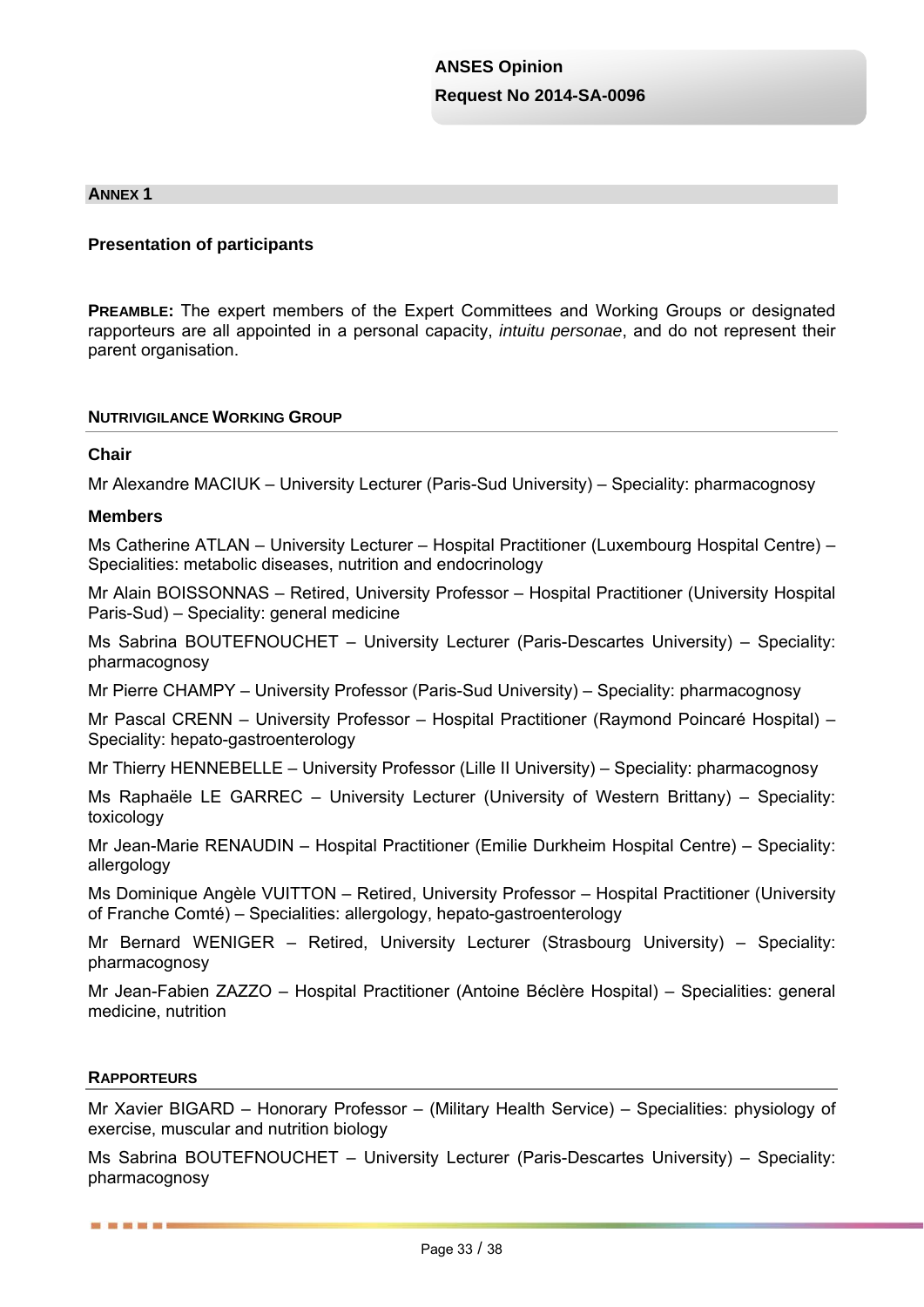## ANNEX 1

### Presentation of participants

**PREAMBLE:** The expert members of the Expert Committees and Working Groups or designated rapporteurs are all appointed in a personal capacity, *intuitu personae*, and do not represent their parent organisation.

### NUTRIVIGILANCE WORKING GROUP

**Chair**

Mr Alexandre MACIUK – University Lecturer (Paris-Sud University) – Speciality: pharmacognosy

**Members**

Ms Catherine ATLAN – University Lecturer – Hospital Practitioner (Luxembourg Hospital Centre) – Specialities: metabolic diseases, nutrition and endocrinology

Mr Alain BOISSONNAS – Retired, University Professor – Hospital Practitioner (University Hospital Paris-Sud) – Speciality: general medicine

Ms Sabrina BOUTEFNOUCHET – University Lecturer (Paris-Descartes University) – Speciality: pharmacognosy

Mr Pierre CHAMPY – University Professor (Paris-Sud University) – Speciality: pharmacognosy

Mr Pascal CRENN – University Professor – Hospital Practitioner (Raymond Poincaré Hospital) – Speciality: hepato-gastroenterology

Mr Thierry HENNEBELLE – University Professor (Lille II University) – Speciality: pharmacognosy

Ms Raphaële LE GARREC – University Lecturer (University of Western Brittany) – Speciality: toxicology

Mr Jean-Marie RENAUDIN – Hospital Practitioner (Emilie Durkheim Hospital Centre) – Speciality: allergology

Ms Dominique Angèle VUITTON – Retired, University Professor – Hospital Practitioner (University of Franche Comté) – Specialities: allergology, hepato-gastroenterology

Mr Bernard WENIGER – Retired, University Lecturer (Strasbourg University) – Speciality: pharmacognosy

Mr Jean-Fabien ZAZZO – Hospital Practitioner (Antoine Béclère Hospital) – Specialities: general medicine, nutrition

### RAPPORTEURS

Mr Xavier BIGARD – Honorary Professor – (Military Health Service) – Specialities: physiology of exercise, muscular and nutrition biology

Ms Sabrina BOUTEFNOUCHET – University Lecturer (Paris-Descartes University) – Speciality: pharmacognosy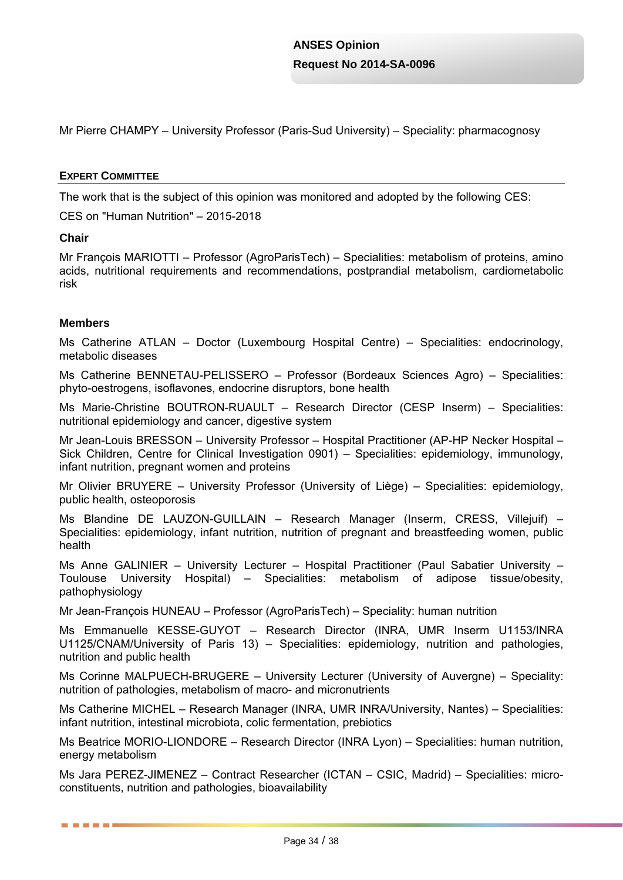Mr Pierre CHAMPY – University Professor (Paris-Sud University) – Speciality: pharmacognosy

## Expert Committee

The work that is the subject of this opinion was monitored and adopted by the following CES:

CES on "Human Nutrition" – 2015-2018

### Chair

Mr François MARIOTTI – Professor (AgroParisTech) – Specialities: metabolism of proteins, amino acids, nutritional requirements and recommendations, postprandial metabolism, cardiometabolic risk

### Members

Ms Catherine ATLAN – Doctor (Luxembourg Hospital Centre) – Specialities: endocrinology, metabolic diseases

Ms Catherine BENNETAU-PELISSERO – Professor (Bordeaux Sciences Agro) – Specialities: phyto-oestrogens, isoflavones, endocrine disruptors, bone health

Ms Marie-Christine BOUTRON-RUAULT – Research Director (CESP Inserm) – Specialities: nutritional epidemiology and cancer, digestive system

Mr Jean-Louis BRESSON – University Professor – Hospital Practitioner (AP-HP Necker Hospital – Sick Children, Centre for Clinical Investigation 0901) – Specialities: epidemiology, immunology, infant nutrition, pregnant women and proteins

Mr Olivier BRUYERE – University Professor (University of Liège) – Specialities: epidemiology, public health, osteoporosis

Ms Blandine DE LAUZON-GUILLAIN – Research Manager (Inserm, CRESS, Villejuif) – Specialities: epidemiology, infant nutrition, nutrition of pregnant and breastfeeding women, public health

Ms Anne GALINIER – University Lecturer – Hospital Practitioner (Paul Sabatier University – Toulouse University Hospital) – Specialities: metabolism of adipose tissue/obesity, pathophysiology

Mr Jean-François HUNEAU – Professor (AgroParisTech) – Speciality: human nutrition

Ms Emmanuelle KESSE-GUYOT – Research Director (INRA, UMR Inserm U1153/INRA U1125/CNAM/University of Paris 13) – Specialities: epidemiology, nutrition and pathologies, nutrition and public health

Ms Corinne MALPUECH-BRUGERE – University Lecturer (University of Auvergne) – Speciality: nutrition of pathologies, metabolism of macro- and micronutrients

Ms Catherine MICHEL – Research Manager (INRA, UMR INRA/University, Nantes) – Specialities: infant nutrition, intestinal microbiota, colic fermentation, prebiotics

Ms Beatrice MORIO-LIONDORE – Research Director (INRA Lyon) – Specialities: human nutrition, energy metabolism

Ms Jara PEREZ-JIMENEZ – Contract Researcher (ICTAN – CSIC, Madrid) – Specialities: micro-constituents, nutrition and pathologies, bioavailability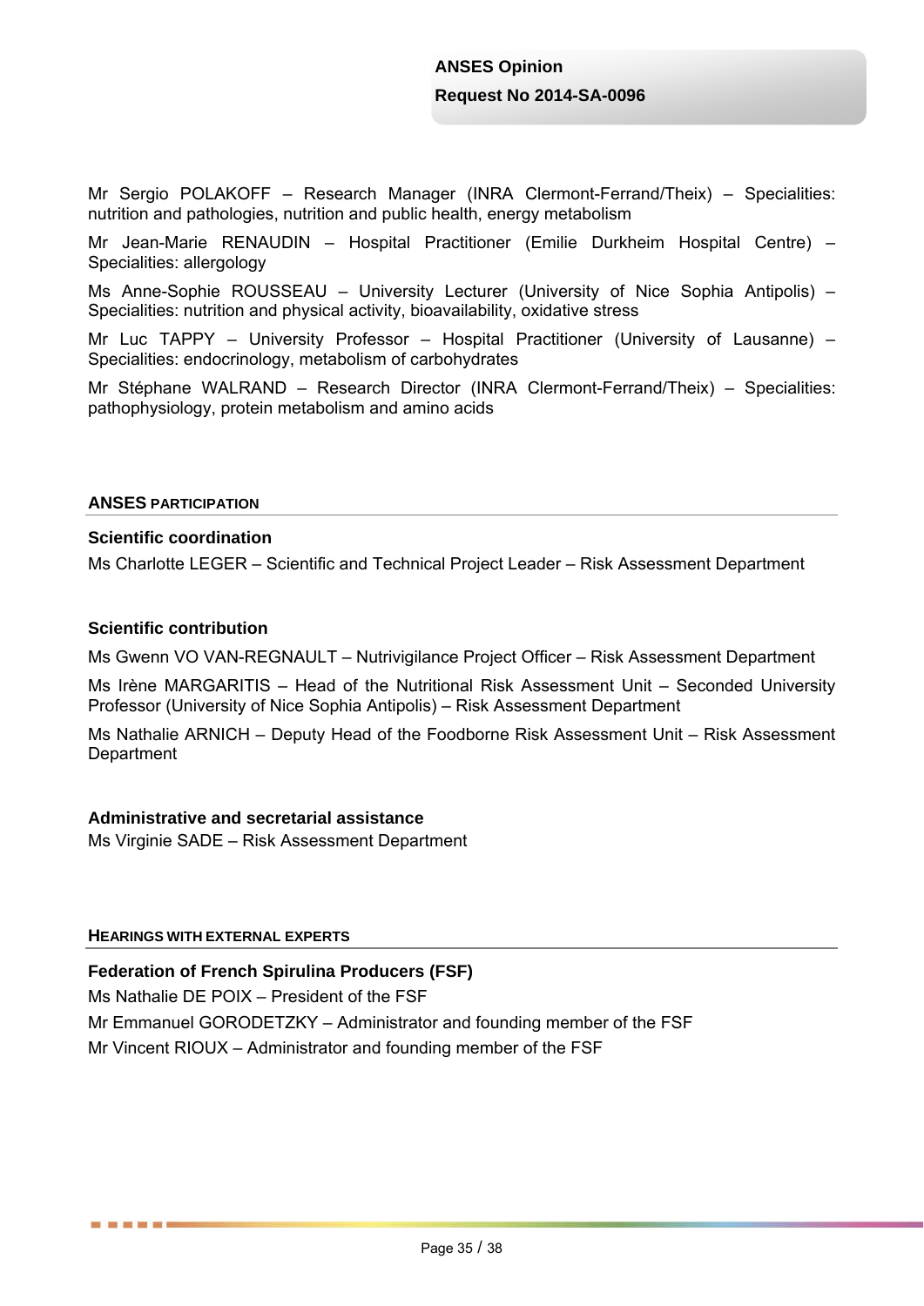Mr Sergio POLAKOFF – Research Manager (INRA Clermont-Ferrand/Theix) – Specialities: nutrition and pathologies, nutrition and public health, energy metabolism

Mr Jean-Marie RENAUDIN – Hospital Practitioner (Emilie Durkheim Hospital Centre) – Specialities: allergology

Ms Anne-Sophie ROUSSEAU – University Lecturer (University of Nice Sophia Antipolis) – Specialities: nutrition and physical activity, bioavailability, oxidative stress

Mr Luc TAPPY – University Professor – Hospital Practitioner (University of Lausanne) – Specialities: endocrinology, metabolism of carbohydrates

Mr Stéphane WALRAND – Research Director (INRA Clermont-Ferrand/Theix) – Specialities: pathophysiology, protein metabolism and amino acids

## ANSES PARTICIPATION

### Scientific coordination

Ms Charlotte LEGER – Scientific and Technical Project Leader – Risk Assessment Department

### Scientific contribution

Ms Gwenn VO VAN-REGNAULT – Nutrivigilance Project Officer – Risk Assessment Department

Ms Irène MARGARITIS – Head of the Nutritional Risk Assessment Unit – Seconded University Professor (University of Nice Sophia Antipolis) – Risk Assessment Department

Ms Nathalie ARNICH – Deputy Head of the Foodborne Risk Assessment Unit – Risk Assessment Department

### Administrative and secretarial assistance

Ms Virginie SADE – Risk Assessment Department

## HEARINGS WITH EXTERNAL EXPERTS

### Federation of French Spirulina Producers (FSF)

Ms Nathalie DE POIX – President of the FSF

Mr Emmanuel GORODETZKY – Administrator and founding member of the FSF

Mr Vincent RIOUX – Administrator and founding member of the FSF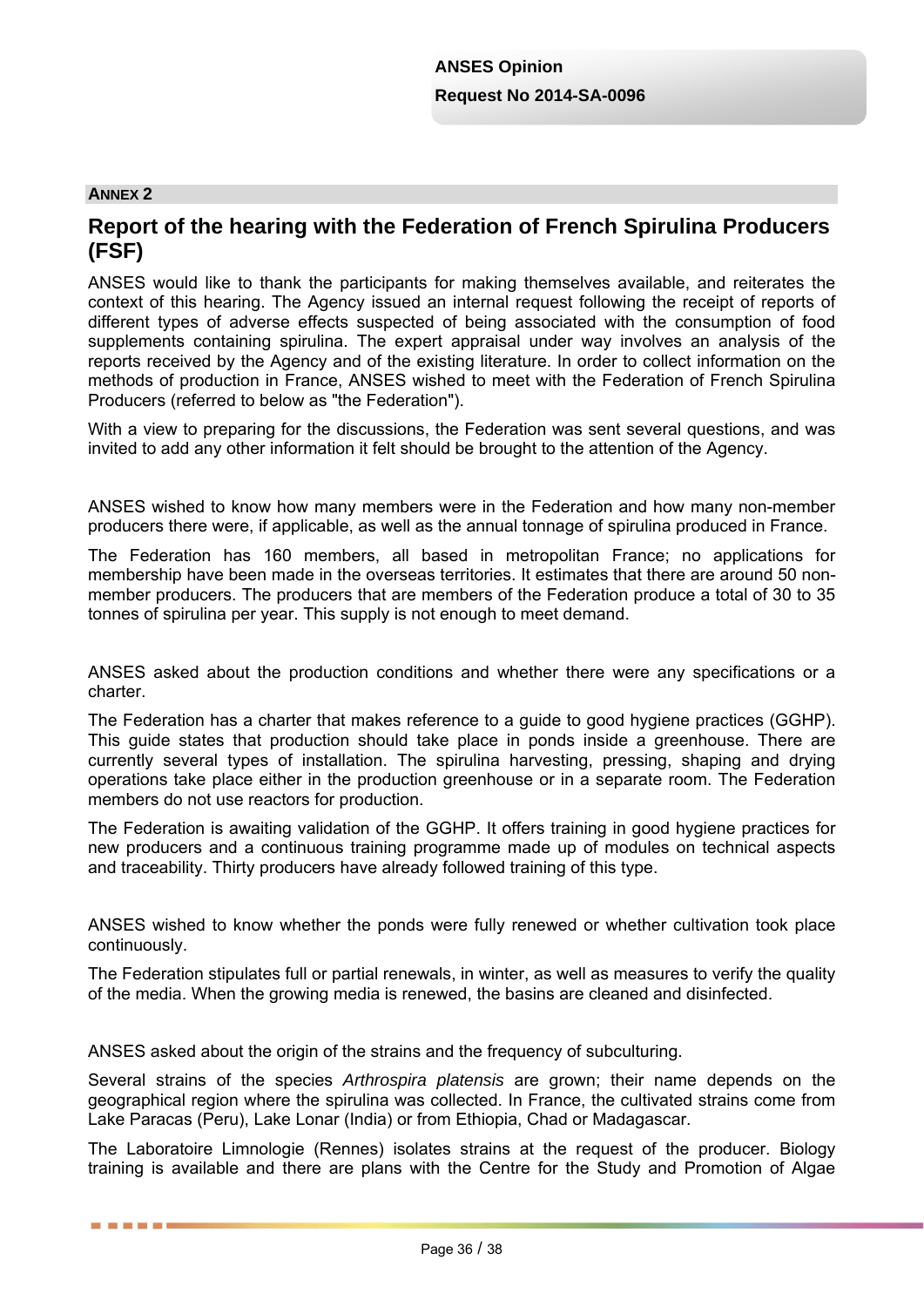**ANNEX 2**

## Report of the hearing with the Federation of French Spirulina Producers (FSF)

ANSES would like to thank the participants for making themselves available, and reiterates the context of this hearing. The Agency issued an internal request following the receipt of reports of different types of adverse effects suspected of being associated with the consumption of food supplements containing spirulina. The expert appraisal under way involves an analysis of the reports received by the Agency and of the existing literature. In order to collect information on the methods of production in France, ANSES wished to meet with the Federation of French Spirulina Producers (referred to below as "the Federation").

With a view to preparing for the discussions, the Federation was sent several questions, and was invited to add any other information it felt should be brought to the attention of the Agency.

ANSES wished to know how many members were in the Federation and how many non-member producers there were, if applicable, as well as the annual tonnage of spirulina produced in France.

The Federation has 160 members, all based in metropolitan France; no applications for membership have been made in the overseas territories. It estimates that there are around 50 non-member producers. The producers that are members of the Federation produce a total of 30 to 35 tonnes of spirulina per year. This supply is not enough to meet demand.

ANSES asked about the production conditions and whether there were any specifications or a charter.

The Federation has a charter that makes reference to a guide to good hygiene practices (GGHP). This guide states that production should take place in ponds inside a greenhouse. There are currently several types of installation. The spirulina harvesting, pressing, shaping and drying operations take place either in the production greenhouse or in a separate room. The Federation members do not use reactors for production.

The Federation is awaiting validation of the GGHP. It offers training in good hygiene practices for new producers and a continuous training programme made up of modules on technical aspects and traceability. Thirty producers have already followed training of this type.

ANSES wished to know whether the ponds were fully renewed or whether cultivation took place continuously.

The Federation stipulates full or partial renewals, in winter, as well as measures to verify the quality of the media. When the growing media is renewed, the basins are cleaned and disinfected.

ANSES asked about the origin of the strains and the frequency of subculturing.

Several strains of the species *Arthrospira platensis* are grown; their name depends on the geographical region where the spirulina was collected. In France, the cultivated strains come from Lake Paracas (Peru), Lake Lonar (India) or from Ethiopia, Chad or Madagascar.

The Laboratoire Limnologie (Rennes) isolates strains at the request of the producer. Biology training is available and there are plans with the Centre for the Study and Promotion of Algae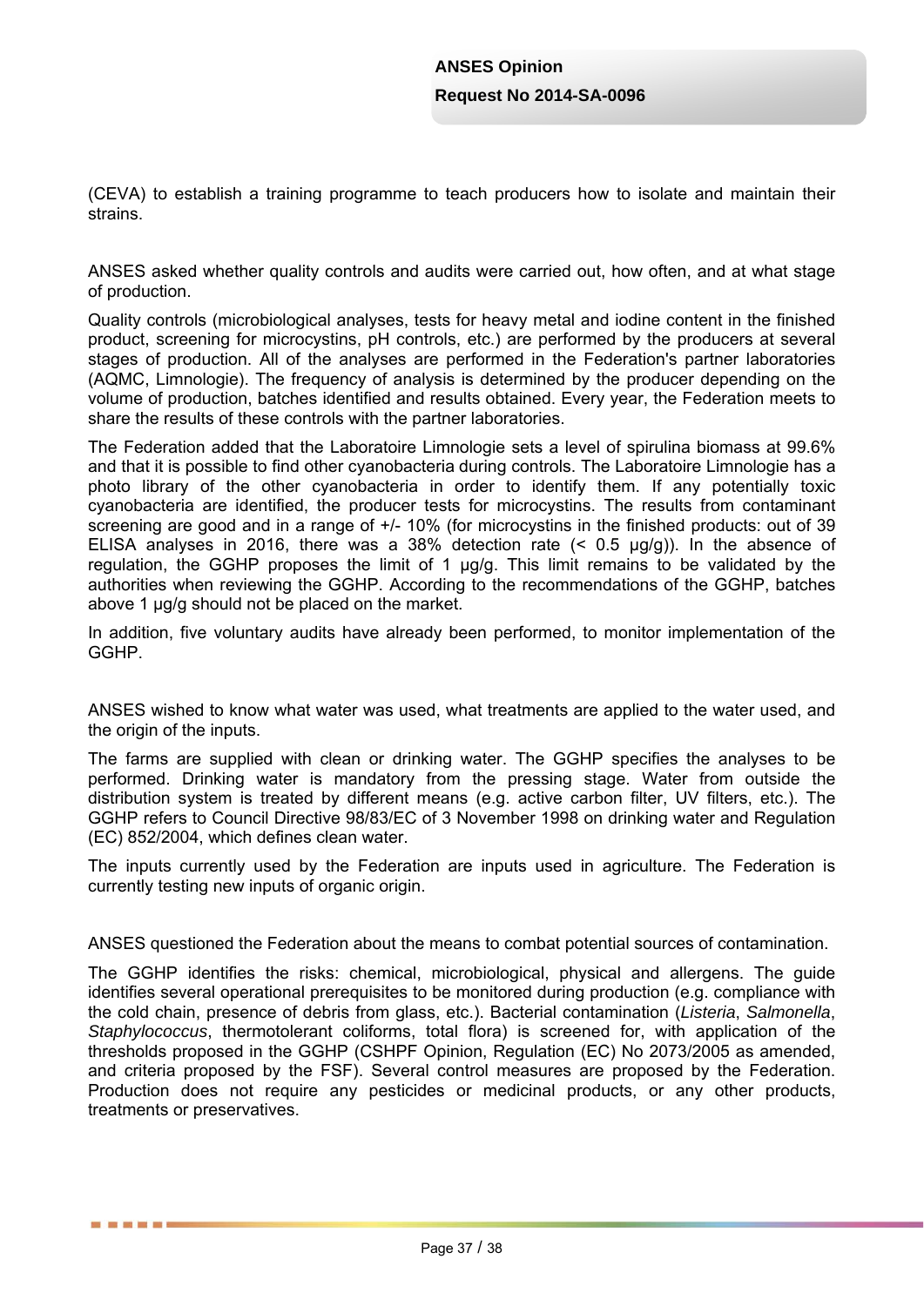(CEVA) to establish a training programme to teach producers how to isolate and maintain their strains.

ANSES asked whether quality controls and audits were carried out, how often, and at what stage of production.

Quality controls (microbiological analyses, tests for heavy metal and iodine content in the finished product, screening for microcystins, pH controls, etc.) are performed by the producers at several stages of production. All of the analyses are performed in the Federation's partner laboratories (AQMC, Limnologie). The frequency of analysis is determined by the producer depending on the volume of production, batches identified and results obtained. Every year, the Federation meets to share the results of these controls with the partner laboratories.

The Federation added that the Laboratoire Limnologie sets a level of spirulina biomass at 99.6% and that it is possible to find other cyanobacteria during controls. The Laboratoire Limnologie has a photo library of the other cyanobacteria in order to identify them. If any potentially toxic cyanobacteria are identified, the producer tests for microcystins. The results from contaminant screening are good and in a range of +/- 10% (for microcystins in the finished products: out of 39 ELISA analyses in 2016, there was a 38% detection rate (< 0.5 µg/g)). In the absence of regulation, the GGHP proposes the limit of 1 µg/g. This limit remains to be validated by the authorities when reviewing the GGHP. According to the recommendations of the GGHP, batches above 1 µg/g should not be placed on the market.

In addition, five voluntary audits have already been performed, to monitor implementation of the GGHP.

ANSES wished to know what water was used, what treatments are applied to the water used, and the origin of the inputs.

The farms are supplied with clean or drinking water. The GGHP specifies the analyses to be performed. Drinking water is mandatory from the pressing stage. Water from outside the distribution system is treated by different means (e.g. active carbon filter, UV filters, etc.). The GGHP refers to Council Directive 98/83/EC of 3 November 1998 on drinking water and Regulation (EC) 852/2004, which defines clean water.

The inputs currently used by the Federation are inputs used in agriculture. The Federation is currently testing new inputs of organic origin.

ANSES questioned the Federation about the means to combat potential sources of contamination.

The GGHP identifies the risks: chemical, microbiological, physical and allergens. The guide identifies several operational prerequisites to be monitored during production (e.g. compliance with the cold chain, presence of debris from glass, etc.). Bacterial contamination (*Listeria*, *Salmonella*, *Staphylococcus*, thermotolerant coliforms, total flora) is screened for, with application of the thresholds proposed in the GGHP (CSHPF Opinion, Regulation (EC) No 2073/2005 as amended, and criteria proposed by the FSF). Several control measures are proposed by the Federation. Production does not require any pesticides or medicinal products, or any other products, treatments or preservatives.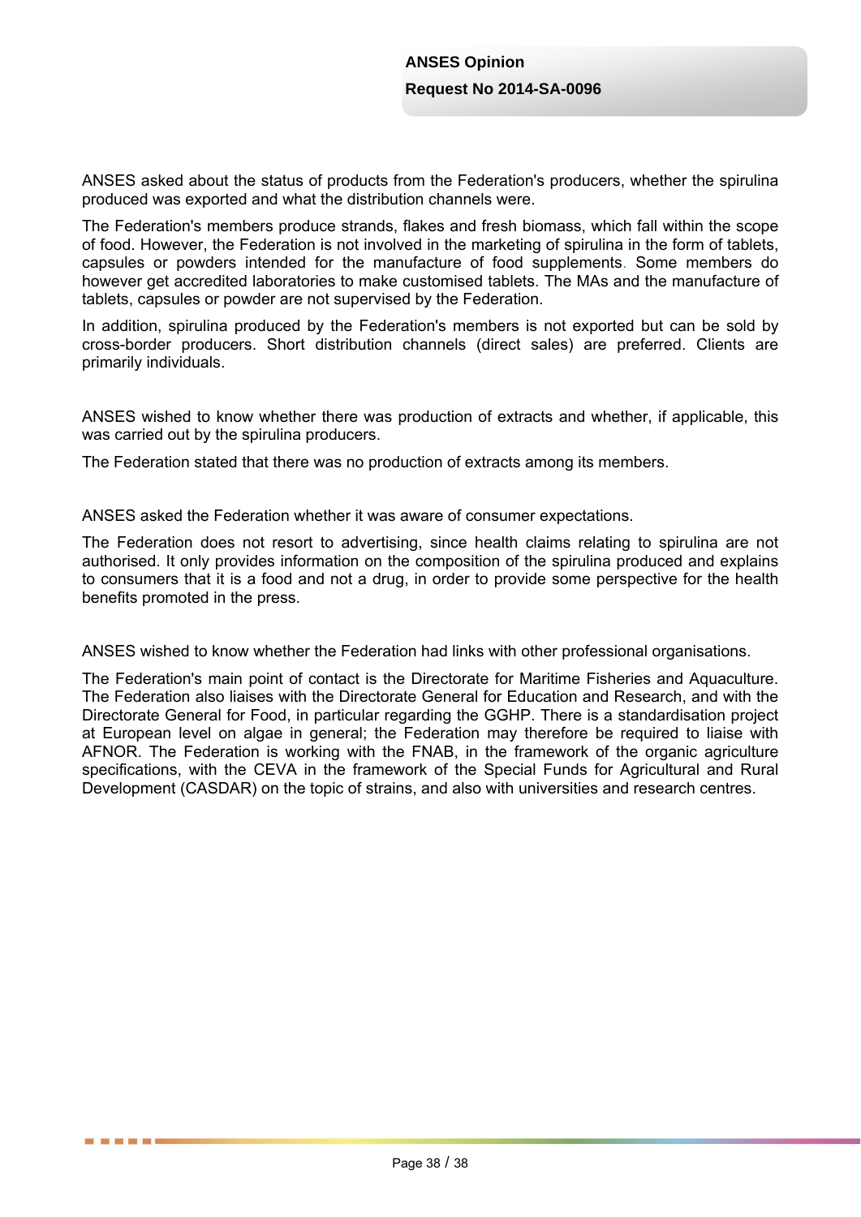ANSES asked about the status of products from the Federation's producers, whether the spirulina produced was exported and what the distribution channels were.

The Federation's members produce strands, flakes and fresh biomass, which fall within the scope of food. However, the Federation is not involved in the marketing of spirulina in the form of tablets, capsules or powders intended for the manufacture of food supplements. Some members do however get accredited laboratories to make customised tablets. The MAs and the manufacture of tablets, capsules or powder are not supervised by the Federation.

In addition, spirulina produced by the Federation's members is not exported but can be sold by cross-border producers. Short distribution channels (direct sales) are preferred. Clients are primarily individuals.

ANSES wished to know whether there was production of extracts and whether, if applicable, this was carried out by the spirulina producers.

The Federation stated that there was no production of extracts among its members.

ANSES asked the Federation whether it was aware of consumer expectations.

The Federation does not resort to advertising, since health claims relating to spirulina are not authorised. It only provides information on the composition of the spirulina produced and explains to consumers that it is a food and not a drug, in order to provide some perspective for the health benefits promoted in the press.

ANSES wished to know whether the Federation had links with other professional organisations.

The Federation's main point of contact is the Directorate for Maritime Fisheries and Aquaculture. The Federation also liaises with the Directorate General for Education and Research, and with the Directorate General for Food, in particular regarding the GGHP. There is a standardisation project at European level on algae in general; the Federation may therefore be required to liaise with AFNOR. The Federation is working with the FNAB, in the framework of the organic agriculture specifications, with the CEVA in the framework of the Special Funds for Agricultural and Rural Development (CASDAR) on the topic of strains, and also with universities and research centres.